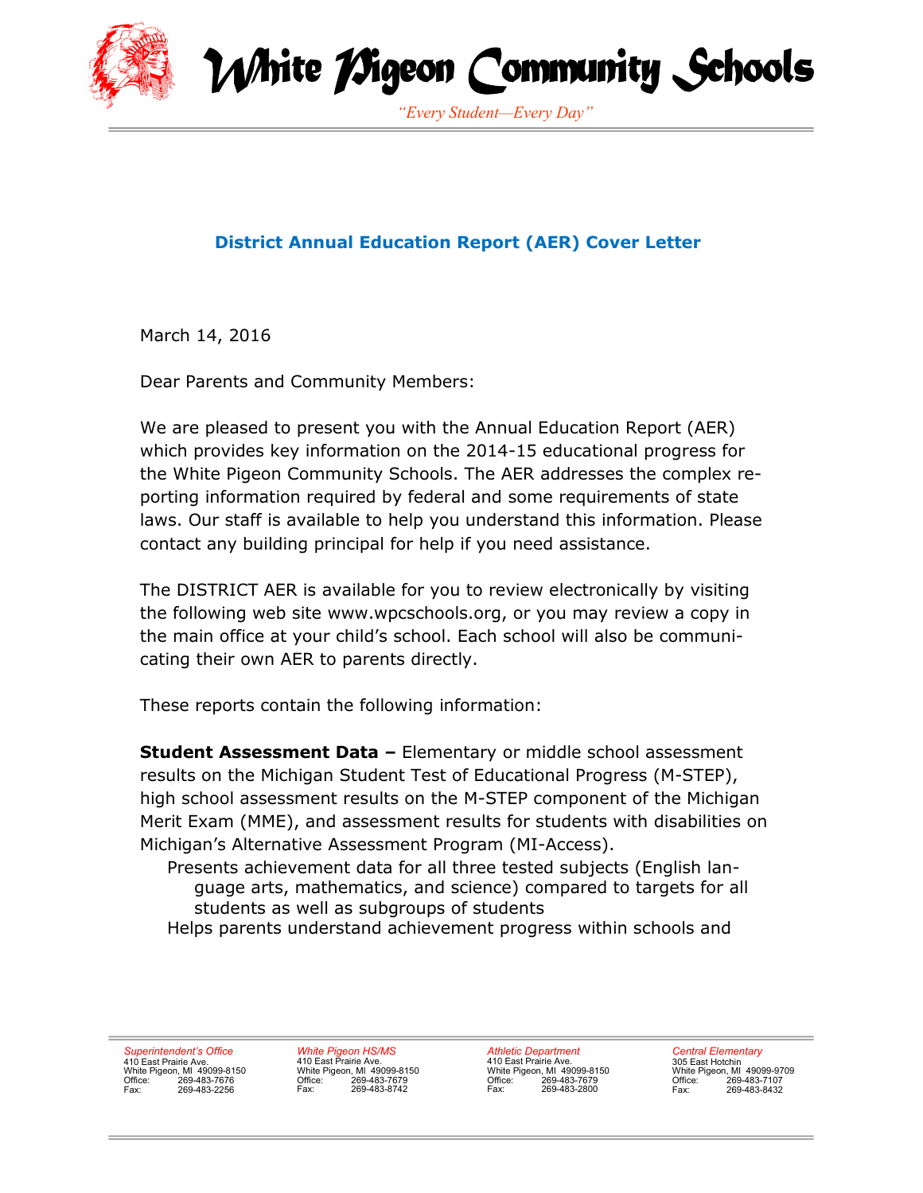# White Pigeon Community Schools

*"Every Student—Every Day"*

## District Annual Education Report (AER) Cover Letter

March 14, 2016

Dear Parents and Community Members:

We are pleased to present you with the Annual Education Report (AER) which provides key information on the 2014-15 educational progress for the White Pigeon Community Schools. The AER addresses the complex reporting information required by federal and some requirements of state laws. Our staff is available to help you understand this information. Please contact any building principal for help if you need assistance.

The DISTRICT AER is available for you to review electronically by visiting the following web site www.wpcschools.org, or you may review a copy in the main office at your child's school. Each school will also be communicating their own AER to parents directly.

These reports contain the following information:

**Student Assessment Data –** Elementary or middle school assessment results on the Michigan Student Test of Educational Progress (M-STEP), high school assessment results on the M-STEP component of the Michigan Merit Exam (MME), and assessment results for students with disabilities on Michigan's Alternative Assessment Program (MI-Access).

- Presents achievement data for all three tested subjects (English language arts, mathematics, and science) compared to targets for all students as well as subgroups of students
- Helps parents understand achievement progress within schools and

*Superintendent's Office*
410 East Prairie Ave.
White Pigeon, MI 49099-8150
Office: 269-483-7676
Fax: 269-483-2256

*White Pigeon HS/MS*
410 East Prairie Ave.
White Pigeon, MI 49099-8150
Office: 269-483-7679
Fax: 269-483-8742

*Athletic Department*
410 East Prairie Ave.
White Pigeon, MI 49099-8150
Office: 269-483-7679
Fax: 269-483-2800

*Central Elementary*
305 East Hotchin
White Pigeon, MI 49099-9709
Office: 269-483-7107
Fax: 269-483-8432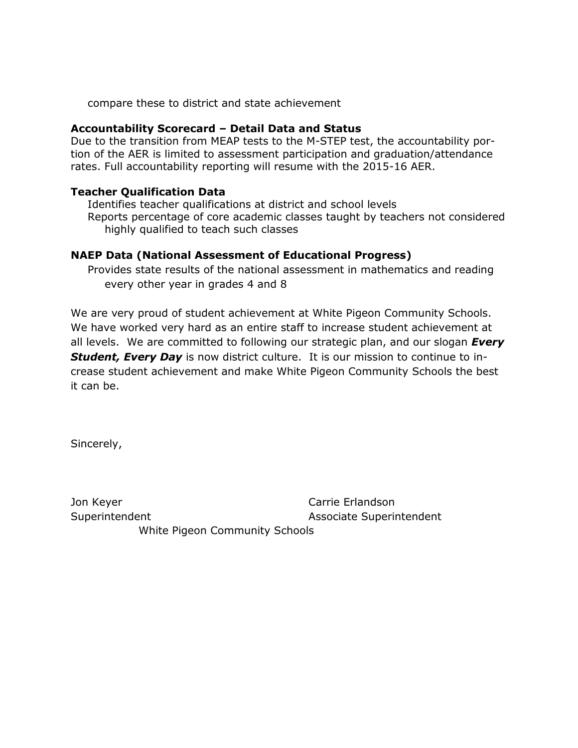compare these to district and state achievement

**Accountability Scorecard – Detail Data and Status**

Due to the transition from MEAP tests to the M-STEP test, the accountability portion of the AER is limited to assessment participation and graduation/attendance rates. Full accountability reporting will resume with the 2015-16 AER.

**Teacher Qualification Data**

- Identifies teacher qualifications at district and school levels
- Reports percentage of core academic classes taught by teachers not considered highly qualified to teach such classes

**NAEP Data (National Assessment of Educational Progress)**

- Provides state results of the national assessment in mathematics and reading every other year in grades 4 and 8

We are very proud of student achievement at White Pigeon Community Schools. We have worked very hard as an entire staff to increase student achievement at all levels. We are committed to following our strategic plan, and our slogan ***Every Student, Every Day*** is now district culture. It is our mission to continue to increase student achievement and make White Pigeon Community Schools the best it can be.

Sincerely,

Jon Keyer
Superintendent

Carrie Erlandson
Associate Superintendent

White Pigeon Community Schools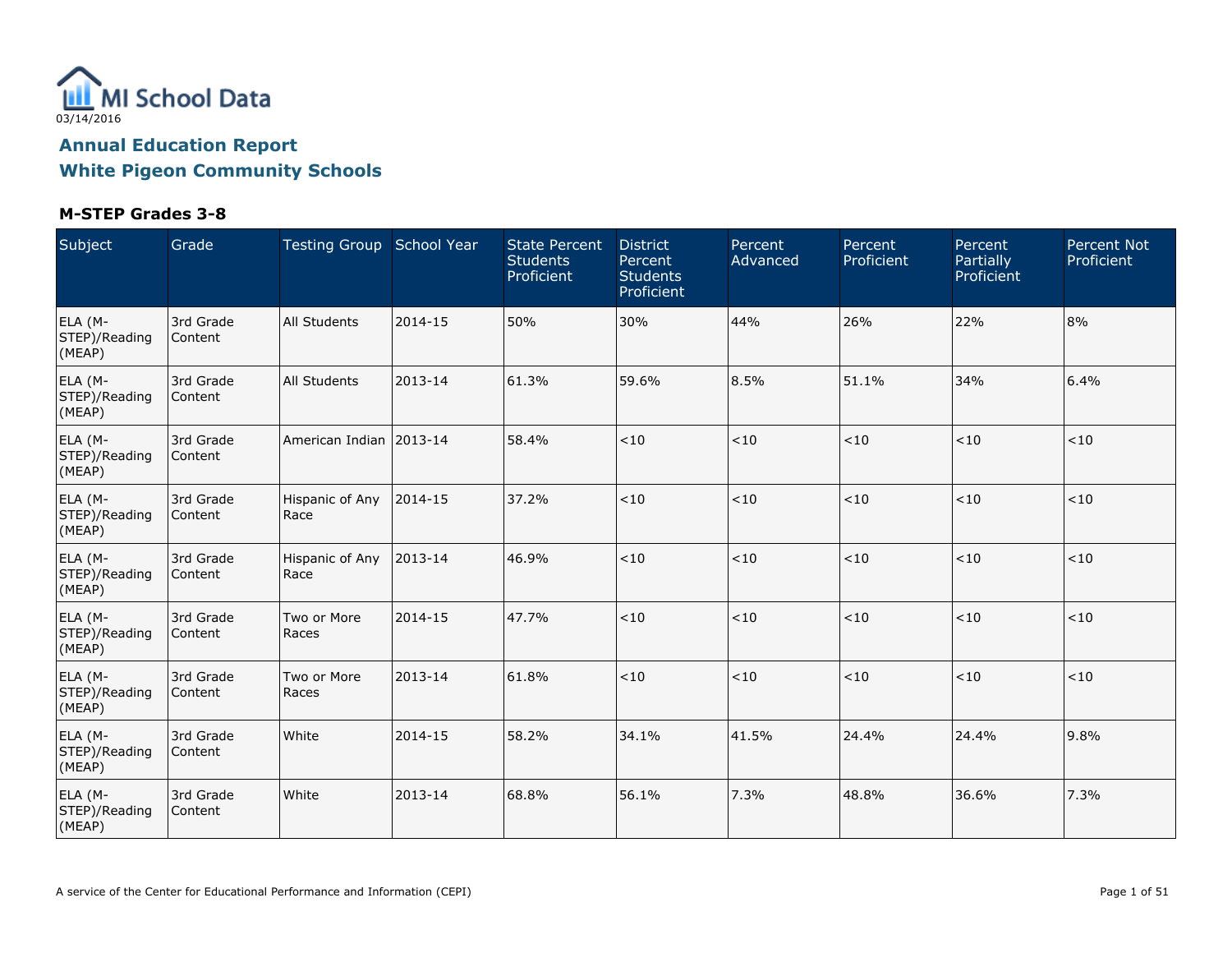MI School Data

03/14/2016

## Annual Education Report
## White Pigeon Community Schools

### M-STEP Grades 3-8

| Subject | Grade | Testing Group | School Year | State Percent Students Proficient | District Percent Students Proficient | Percent Advanced | Percent Proficient | Percent Partially Proficient | Percent Not Proficient |
|---|---|---|---|---|---|---|---|---|---|
| ELA (M-STEP)/Reading (MEAP) | 3rd Grade Content | All Students | 2014-15 | 50% | 30% | 44% | 26% | 22% | 8% |
| ELA (M-STEP)/Reading (MEAP) | 3rd Grade Content | All Students | 2013-14 | 61.3% | 59.6% | 8.5% | 51.1% | 34% | 6.4% |
| ELA (M-STEP)/Reading (MEAP) | 3rd Grade Content | American Indian | 2013-14 | 58.4% | <10 | <10 | <10 | <10 | <10 |
| ELA (M-STEP)/Reading (MEAP) | 3rd Grade Content | Hispanic of Any Race | 2014-15 | 37.2% | <10 | <10 | <10 | <10 | <10 |
| ELA (M-STEP)/Reading (MEAP) | 3rd Grade Content | Hispanic of Any Race | 2013-14 | 46.9% | <10 | <10 | <10 | <10 | <10 |
| ELA (M-STEP)/Reading (MEAP) | 3rd Grade Content | Two or More Races | 2014-15 | 47.7% | <10 | <10 | <10 | <10 | <10 |
| ELA (M-STEP)/Reading (MEAP) | 3rd Grade Content | Two or More Races | 2013-14 | 61.8% | <10 | <10 | <10 | <10 | <10 |
| ELA (M-STEP)/Reading (MEAP) | 3rd Grade Content | White | 2014-15 | 58.2% | 34.1% | 41.5% | 24.4% | 24.4% | 9.8% |
| ELA (M-STEP)/Reading (MEAP) | 3rd Grade Content | White | 2013-14 | 68.8% | 56.1% | 7.3% | 48.8% | 36.6% | 7.3% |

A service of the Center for Educational Performance and Information (CEPI)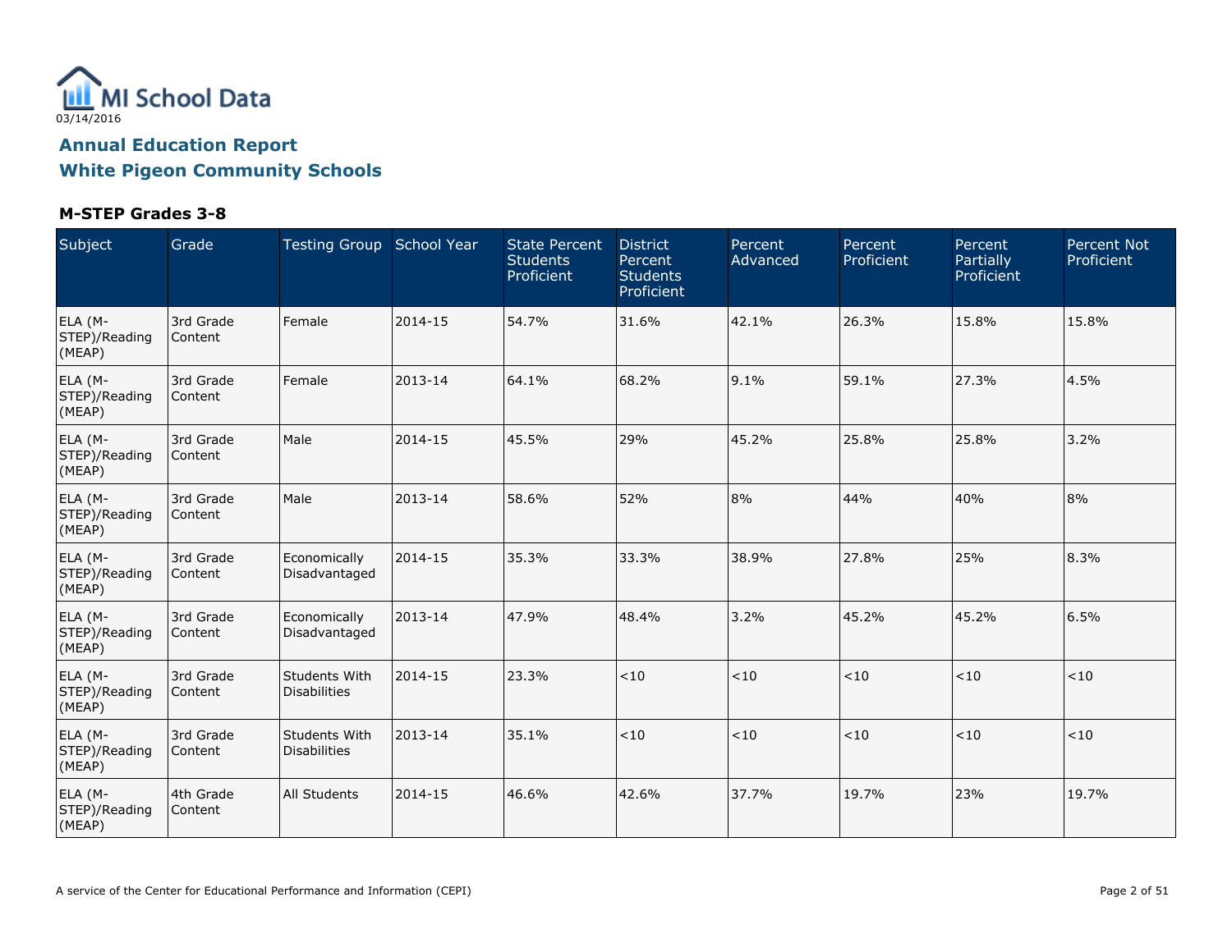MI School Data

03/14/2016

## Annual Education Report
## White Pigeon Community Schools

### M-STEP Grades 3-8

| Subject | Grade | Testing Group | School Year | State Percent Students Proficient | District Percent Students Proficient | Percent Advanced | Percent Proficient | Percent Partially Proficient | Percent Not Proficient |
|---|---|---|---|---|---|---|---|---|---|
| ELA (M-STEP)/Reading (MEAP) | 3rd Grade Content | Female | 2014-15 | 54.7% | 31.6% | 42.1% | 26.3% | 15.8% | 15.8% |
| ELA (M-STEP)/Reading (MEAP) | 3rd Grade Content | Female | 2013-14 | 64.1% | 68.2% | 9.1% | 59.1% | 27.3% | 4.5% |
| ELA (M-STEP)/Reading (MEAP) | 3rd Grade Content | Male | 2014-15 | 45.5% | 29% | 45.2% | 25.8% | 25.8% | 3.2% |
| ELA (M-STEP)/Reading (MEAP) | 3rd Grade Content | Male | 2013-14 | 58.6% | 52% | 8% | 44% | 40% | 8% |
| ELA (M-STEP)/Reading (MEAP) | 3rd Grade Content | Economically Disadvantaged | 2014-15 | 35.3% | 33.3% | 38.9% | 27.8% | 25% | 8.3% |
| ELA (M-STEP)/Reading (MEAP) | 3rd Grade Content | Economically Disadvantaged | 2013-14 | 47.9% | 48.4% | 3.2% | 45.2% | 45.2% | 6.5% |
| ELA (M-STEP)/Reading (MEAP) | 3rd Grade Content | Students With Disabilities | 2014-15 | 23.3% | <10 | <10 | <10 | <10 | <10 |
| ELA (M-STEP)/Reading (MEAP) | 3rd Grade Content | Students With Disabilities | 2013-14 | 35.1% | <10 | <10 | <10 | <10 | <10 |
| ELA (M-STEP)/Reading (MEAP) | 4th Grade Content | All Students | 2014-15 | 46.6% | 42.6% | 37.7% | 19.7% | 23% | 19.7% |

A service of the Center for Educational Performance and Information (CEPI)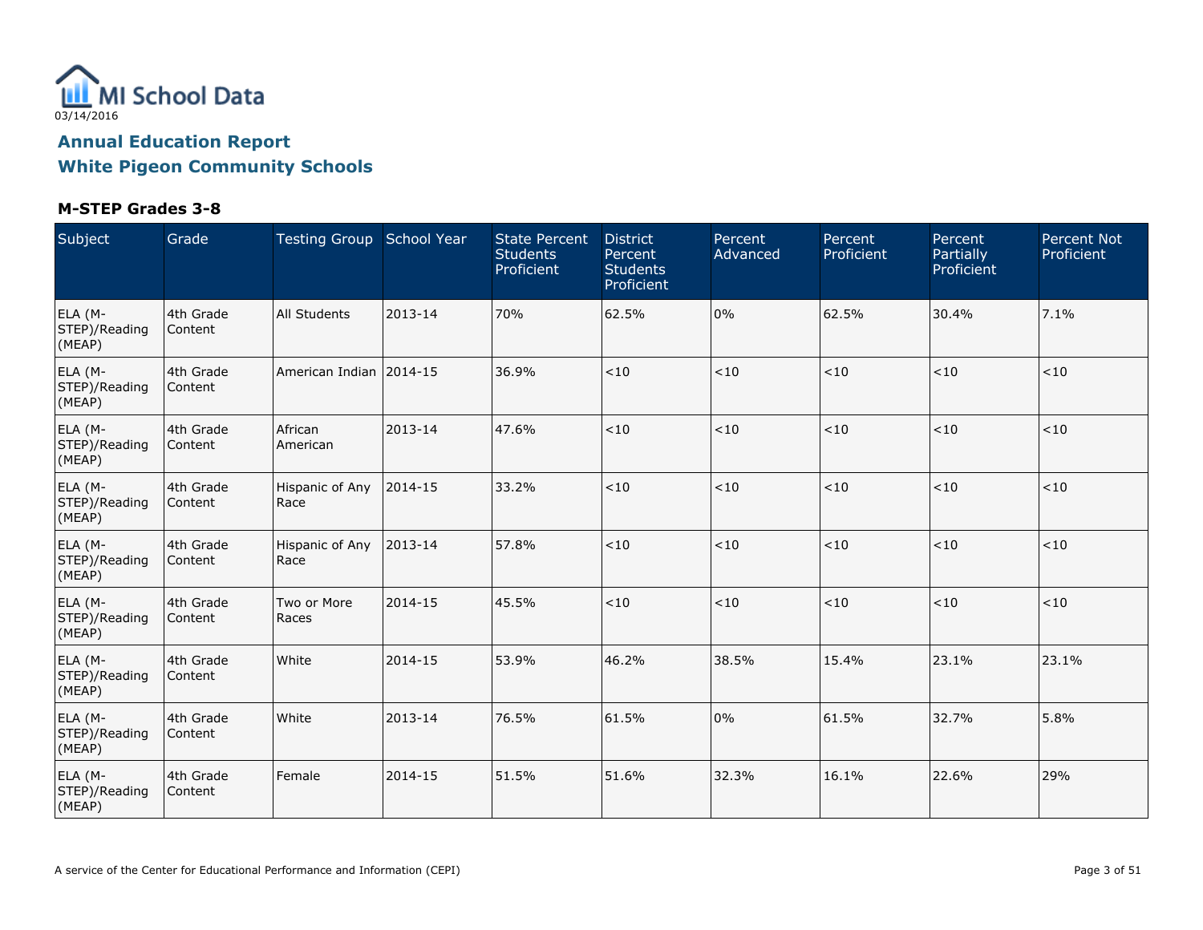MI School Data

03/14/2016

## Annual Education Report

## White Pigeon Community Schools

### M-STEP Grades 3-8

| Subject | Grade | Testing Group | School Year | State Percent Students Proficient | District Percent Students Proficient | Percent Advanced | Percent Proficient | Percent Partially Proficient | Percent Not Proficient |
|---|---|---|---|---|---|---|---|---|---|
| ELA (M-STEP)/Reading (MEAP) | 4th Grade Content | All Students | 2013-14 | 70% | 62.5% | 0% | 62.5% | 30.4% | 7.1% |
| ELA (M-STEP)/Reading (MEAP) | 4th Grade Content | American Indian | 2014-15 | 36.9% | <10 | <10 | <10 | <10 | <10 |
| ELA (M-STEP)/Reading (MEAP) | 4th Grade Content | African American | 2013-14 | 47.6% | <10 | <10 | <10 | <10 | <10 |
| ELA (M-STEP)/Reading (MEAP) | 4th Grade Content | Hispanic of Any Race | 2014-15 | 33.2% | <10 | <10 | <10 | <10 | <10 |
| ELA (M-STEP)/Reading (MEAP) | 4th Grade Content | Hispanic of Any Race | 2013-14 | 57.8% | <10 | <10 | <10 | <10 | <10 |
| ELA (M-STEP)/Reading (MEAP) | 4th Grade Content | Two or More Races | 2014-15 | 45.5% | <10 | <10 | <10 | <10 | <10 |
| ELA (M-STEP)/Reading (MEAP) | 4th Grade Content | White | 2014-15 | 53.9% | 46.2% | 38.5% | 15.4% | 23.1% | 23.1% |
| ELA (M-STEP)/Reading (MEAP) | 4th Grade Content | White | 2013-14 | 76.5% | 61.5% | 0% | 61.5% | 32.7% | 5.8% |
| ELA (M-STEP)/Reading (MEAP) | 4th Grade Content | Female | 2014-15 | 51.5% | 51.6% | 32.3% | 16.1% | 22.6% | 29% |

A service of the Center for Educational Performance and Information (CEPI)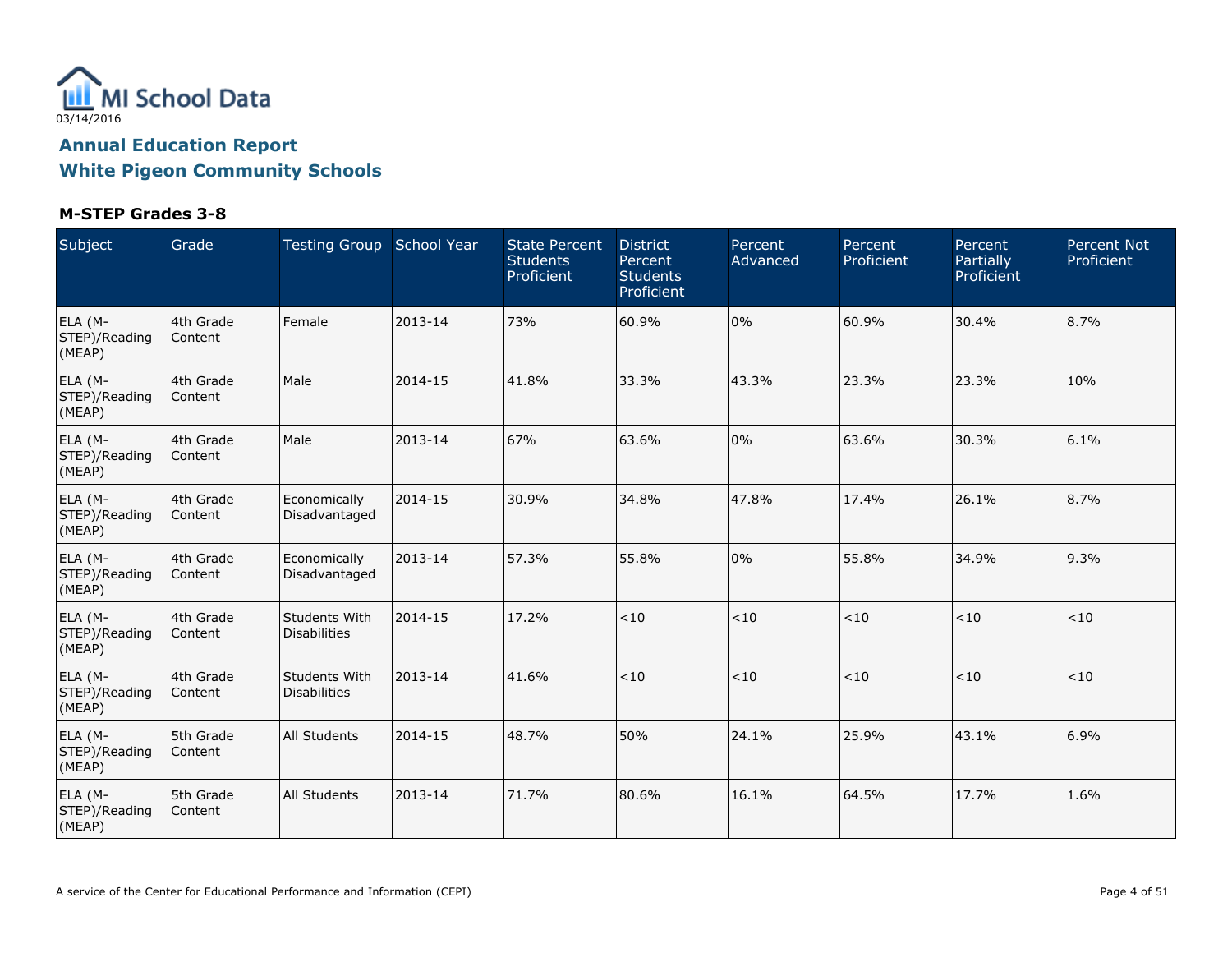MI School Data

03/14/2016

## Annual Education Report
## White Pigeon Community Schools

### M-STEP Grades 3-8

| Subject | Grade | Testing Group | School Year | State Percent Students Proficient | District Percent Students Proficient | Percent Advanced | Percent Proficient | Percent Partially Proficient | Percent Not Proficient |
|---|---|---|---|---|---|---|---|---|---|
| ELA (M-STEP)/Reading (MEAP) | 4th Grade Content | Female | 2013-14 | 73% | 60.9% | 0% | 60.9% | 30.4% | 8.7% |
| ELA (M-STEP)/Reading (MEAP) | 4th Grade Content | Male | 2014-15 | 41.8% | 33.3% | 43.3% | 23.3% | 23.3% | 10% |
| ELA (M-STEP)/Reading (MEAP) | 4th Grade Content | Male | 2013-14 | 67% | 63.6% | 0% | 63.6% | 30.3% | 6.1% |
| ELA (M-STEP)/Reading (MEAP) | 4th Grade Content | Economically Disadvantaged | 2014-15 | 30.9% | 34.8% | 47.8% | 17.4% | 26.1% | 8.7% |
| ELA (M-STEP)/Reading (MEAP) | 4th Grade Content | Economically Disadvantaged | 2013-14 | 57.3% | 55.8% | 0% | 55.8% | 34.9% | 9.3% |
| ELA (M-STEP)/Reading (MEAP) | 4th Grade Content | Students With Disabilities | 2014-15 | 17.2% | <10 | <10 | <10 | <10 | <10 |
| ELA (M-STEP)/Reading (MEAP) | 4th Grade Content | Students With Disabilities | 2013-14 | 41.6% | <10 | <10 | <10 | <10 | <10 |
| ELA (M-STEP)/Reading (MEAP) | 5th Grade Content | All Students | 2014-15 | 48.7% | 50% | 24.1% | 25.9% | 43.1% | 6.9% |
| ELA (M-STEP)/Reading (MEAP) | 5th Grade Content | All Students | 2013-14 | 71.7% | 80.6% | 16.1% | 64.5% | 17.7% | 1.6% |

A service of the Center for Educational Performance and Information (CEPI)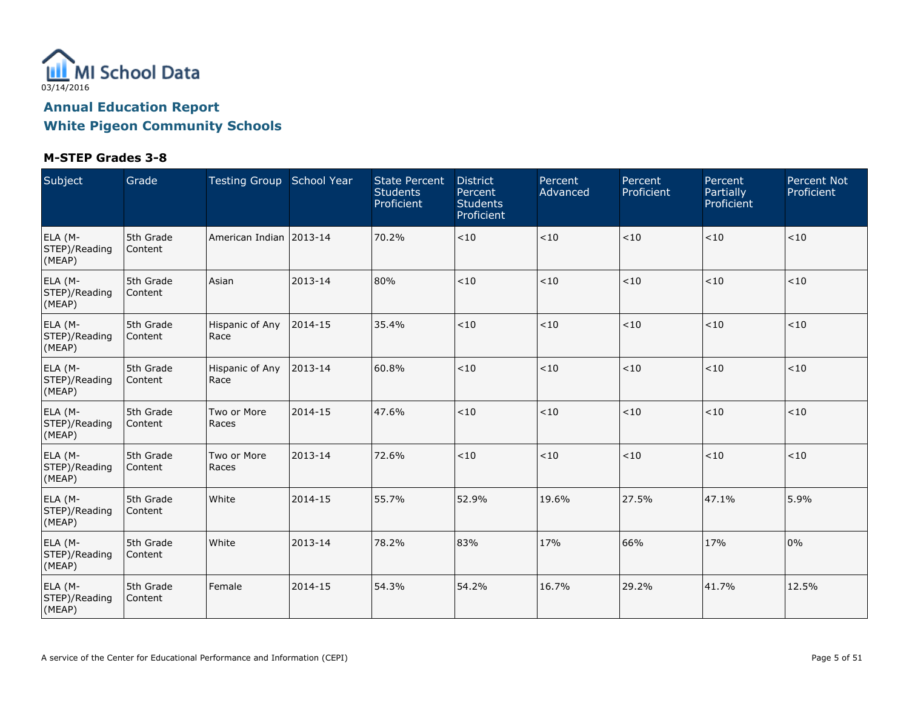# Annual Education Report

## White Pigeon Community Schools

### M-STEP Grades 3-8

| Subject | Grade | Testing Group | School Year | State Percent Students Proficient | District Percent Students Proficient | Percent Advanced | Percent Proficient | Percent Partially Proficient | Percent Not Proficient |
|---|---|---|---|---|---|---|---|---|---|
| ELA (M-STEP)/Reading (MEAP) | 5th Grade Content | American Indian | 2013-14 | 70.2% | <10 | <10 | <10 | <10 | <10 |
| ELA (M-STEP)/Reading (MEAP) | 5th Grade Content | Asian | 2013-14 | 80% | <10 | <10 | <10 | <10 | <10 |
| ELA (M-STEP)/Reading (MEAP) | 5th Grade Content | Hispanic of Any Race | 2014-15 | 35.4% | <10 | <10 | <10 | <10 | <10 |
| ELA (M-STEP)/Reading (MEAP) | 5th Grade Content | Hispanic of Any Race | 2013-14 | 60.8% | <10 | <10 | <10 | <10 | <10 |
| ELA (M-STEP)/Reading (MEAP) | 5th Grade Content | Two or More Races | 2014-15 | 47.6% | <10 | <10 | <10 | <10 | <10 |
| ELA (M-STEP)/Reading (MEAP) | 5th Grade Content | Two or More Races | 2013-14 | 72.6% | <10 | <10 | <10 | <10 | <10 |
| ELA (M-STEP)/Reading (MEAP) | 5th Grade Content | White | 2014-15 | 55.7% | 52.9% | 19.6% | 27.5% | 47.1% | 5.9% |
| ELA (M-STEP)/Reading (MEAP) | 5th Grade Content | White | 2013-14 | 78.2% | 83% | 17% | 66% | 17% | 0% |
| ELA (M-STEP)/Reading (MEAP) | 5th Grade Content | Female | 2014-15 | 54.3% | 54.2% | 16.7% | 29.2% | 41.7% | 12.5% |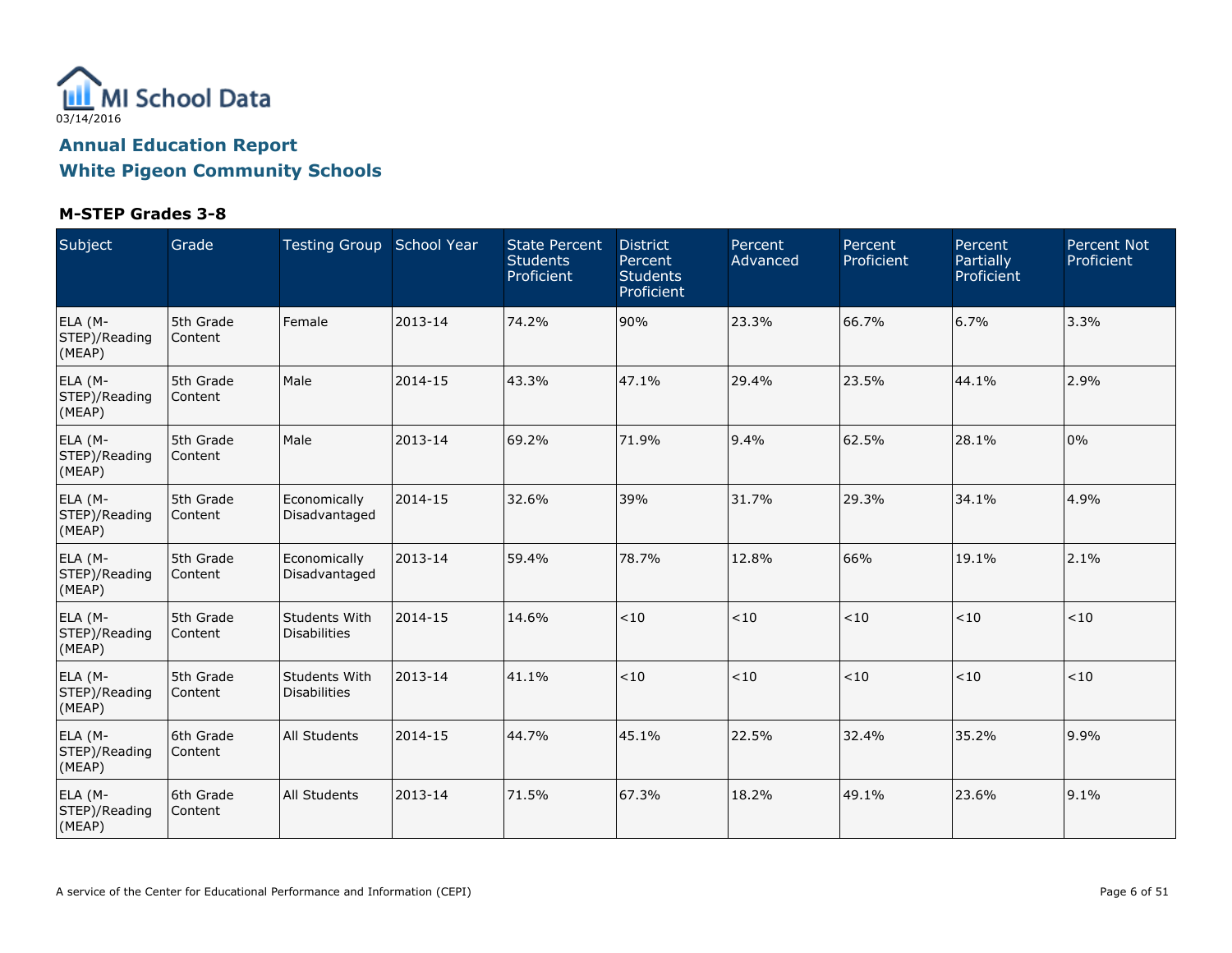MI School Data

03/14/2016

## Annual Education Report
## White Pigeon Community Schools

### M-STEP Grades 3-8

| Subject | Grade | Testing Group | School Year | State Percent Students Proficient | District Percent Students Proficient | Percent Advanced | Percent Proficient | Percent Partially Proficient | Percent Not Proficient |
|---|---|---|---|---|---|---|---|---|---|
| ELA (M-STEP)/Reading (MEAP) | 5th Grade Content | Female | 2013-14 | 74.2% | 90% | 23.3% | 66.7% | 6.7% | 3.3% |
| ELA (M-STEP)/Reading (MEAP) | 5th Grade Content | Male | 2014-15 | 43.3% | 47.1% | 29.4% | 23.5% | 44.1% | 2.9% |
| ELA (M-STEP)/Reading (MEAP) | 5th Grade Content | Male | 2013-14 | 69.2% | 71.9% | 9.4% | 62.5% | 28.1% | 0% |
| ELA (M-STEP)/Reading (MEAP) | 5th Grade Content | Economically Disadvantaged | 2014-15 | 32.6% | 39% | 31.7% | 29.3% | 34.1% | 4.9% |
| ELA (M-STEP)/Reading (MEAP) | 5th Grade Content | Economically Disadvantaged | 2013-14 | 59.4% | 78.7% | 12.8% | 66% | 19.1% | 2.1% |
| ELA (M-STEP)/Reading (MEAP) | 5th Grade Content | Students With Disabilities | 2014-15 | 14.6% | <10 | <10 | <10 | <10 | <10 |
| ELA (M-STEP)/Reading (MEAP) | 5th Grade Content | Students With Disabilities | 2013-14 | 41.1% | <10 | <10 | <10 | <10 | <10 |
| ELA (M-STEP)/Reading (MEAP) | 6th Grade Content | All Students | 2014-15 | 44.7% | 45.1% | 22.5% | 32.4% | 35.2% | 9.9% |
| ELA (M-STEP)/Reading (MEAP) | 6th Grade Content | All Students | 2013-14 | 71.5% | 67.3% | 18.2% | 49.1% | 23.6% | 9.1% |

A service of the Center for Educational Performance and Information (CEPI)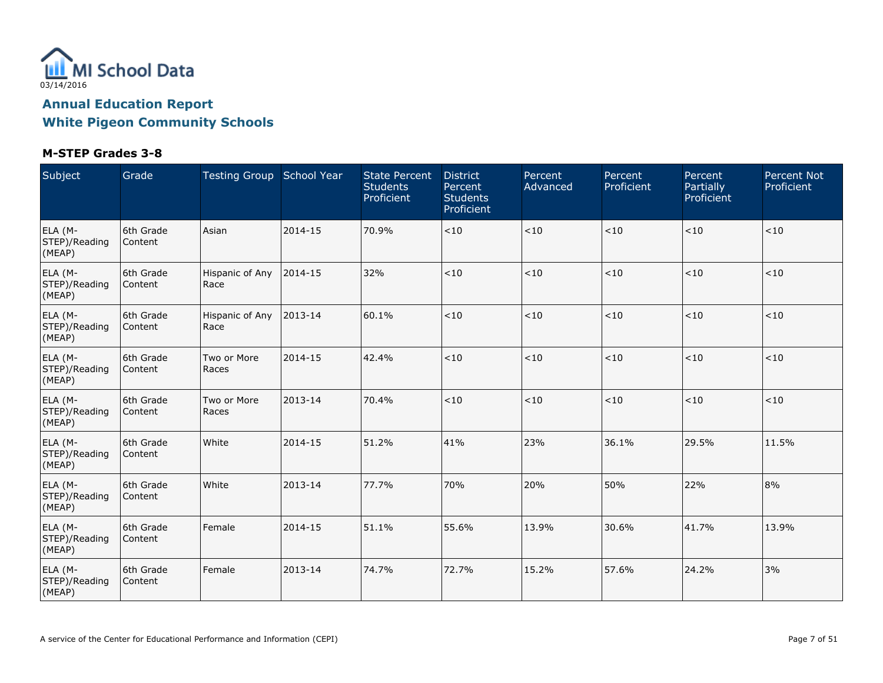03/14/2016

# Annual Education Report
## White Pigeon Community Schools

### M-STEP Grades 3-8

| Subject | Grade | Testing Group | School Year | State Percent Students Proficient | District Percent Students Proficient | Percent Advanced | Percent Proficient | Percent Partially Proficient | Percent Not Proficient |
|---|---|---|---|---|---|---|---|---|---|
| ELA (M-STEP)/Reading (MEAP) | 6th Grade Content | Asian | 2014-15 | 70.9% | <10 | <10 | <10 | <10 | <10 |
| ELA (M-STEP)/Reading (MEAP) | 6th Grade Content | Hispanic of Any Race | 2014-15 | 32% | <10 | <10 | <10 | <10 | <10 |
| ELA (M-STEP)/Reading (MEAP) | 6th Grade Content | Hispanic of Any Race | 2013-14 | 60.1% | <10 | <10 | <10 | <10 | <10 |
| ELA (M-STEP)/Reading (MEAP) | 6th Grade Content | Two or More Races | 2014-15 | 42.4% | <10 | <10 | <10 | <10 | <10 |
| ELA (M-STEP)/Reading (MEAP) | 6th Grade Content | Two or More Races | 2013-14 | 70.4% | <10 | <10 | <10 | <10 | <10 |
| ELA (M-STEP)/Reading (MEAP) | 6th Grade Content | White | 2014-15 | 51.2% | 41% | 23% | 36.1% | 29.5% | 11.5% |
| ELA (M-STEP)/Reading (MEAP) | 6th Grade Content | White | 2013-14 | 77.7% | 70% | 20% | 50% | 22% | 8% |
| ELA (M-STEP)/Reading (MEAP) | 6th Grade Content | Female | 2014-15 | 51.1% | 55.6% | 13.9% | 30.6% | 41.7% | 13.9% |
| ELA (M-STEP)/Reading (MEAP) | 6th Grade Content | Female | 2013-14 | 74.7% | 72.7% | 15.2% | 57.6% | 24.2% | 3% |

A service of the Center for Educational Performance and Information (CEPI)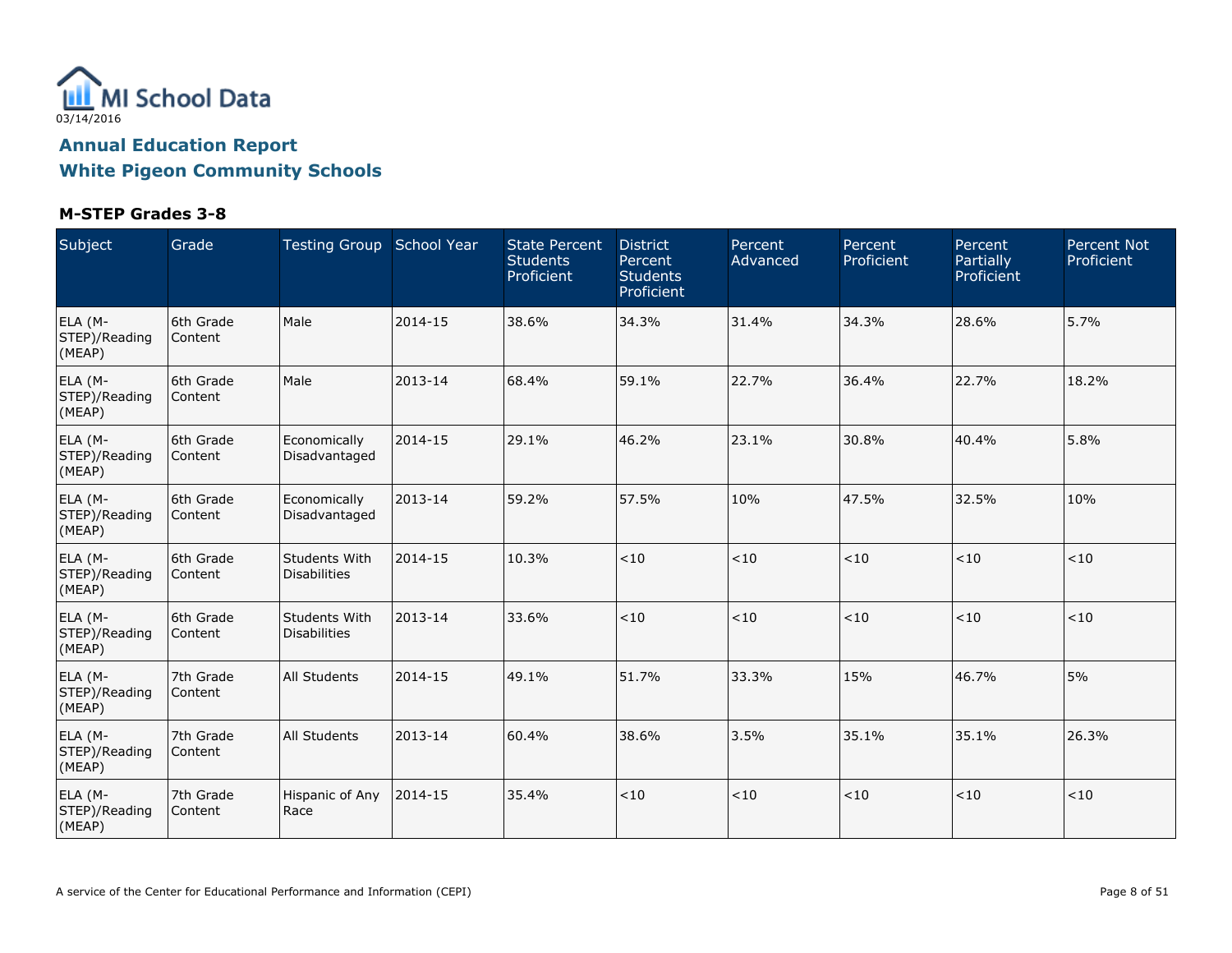03/14/2016

# Annual Education Report
# White Pigeon Community Schools

### M-STEP Grades 3-8

| Subject | Grade | Testing Group | School Year | State Percent Students Proficient | District Percent Students Proficient | Percent Advanced | Percent Proficient | Percent Partially Proficient | Percent Not Proficient |
|---|---|---|---|---|---|---|---|---|---|
| ELA (M-STEP)/Reading (MEAP) | 6th Grade Content | Male | 2014-15 | 38.6% | 34.3% | 31.4% | 34.3% | 28.6% | 5.7% |
| ELA (M-STEP)/Reading (MEAP) | 6th Grade Content | Male | 2013-14 | 68.4% | 59.1% | 22.7% | 36.4% | 22.7% | 18.2% |
| ELA (M-STEP)/Reading (MEAP) | 6th Grade Content | Economically Disadvantaged | 2014-15 | 29.1% | 46.2% | 23.1% | 30.8% | 40.4% | 5.8% |
| ELA (M-STEP)/Reading (MEAP) | 6th Grade Content | Economically Disadvantaged | 2013-14 | 59.2% | 57.5% | 10% | 47.5% | 32.5% | 10% |
| ELA (M-STEP)/Reading (MEAP) | 6th Grade Content | Students With Disabilities | 2014-15 | 10.3% | <10 | <10 | <10 | <10 | <10 |
| ELA (M-STEP)/Reading (MEAP) | 6th Grade Content | Students With Disabilities | 2013-14 | 33.6% | <10 | <10 | <10 | <10 | <10 |
| ELA (M-STEP)/Reading (MEAP) | 7th Grade Content | All Students | 2014-15 | 49.1% | 51.7% | 33.3% | 15% | 46.7% | 5% |
| ELA (M-STEP)/Reading (MEAP) | 7th Grade Content | All Students | 2013-14 | 60.4% | 38.6% | 3.5% | 35.1% | 35.1% | 26.3% |
| ELA (M-STEP)/Reading (MEAP) | 7th Grade Content | Hispanic of Any Race | 2014-15 | 35.4% | <10 | <10 | <10 | <10 | <10 |

A service of the Center for Educational Performance and Information (CEPI)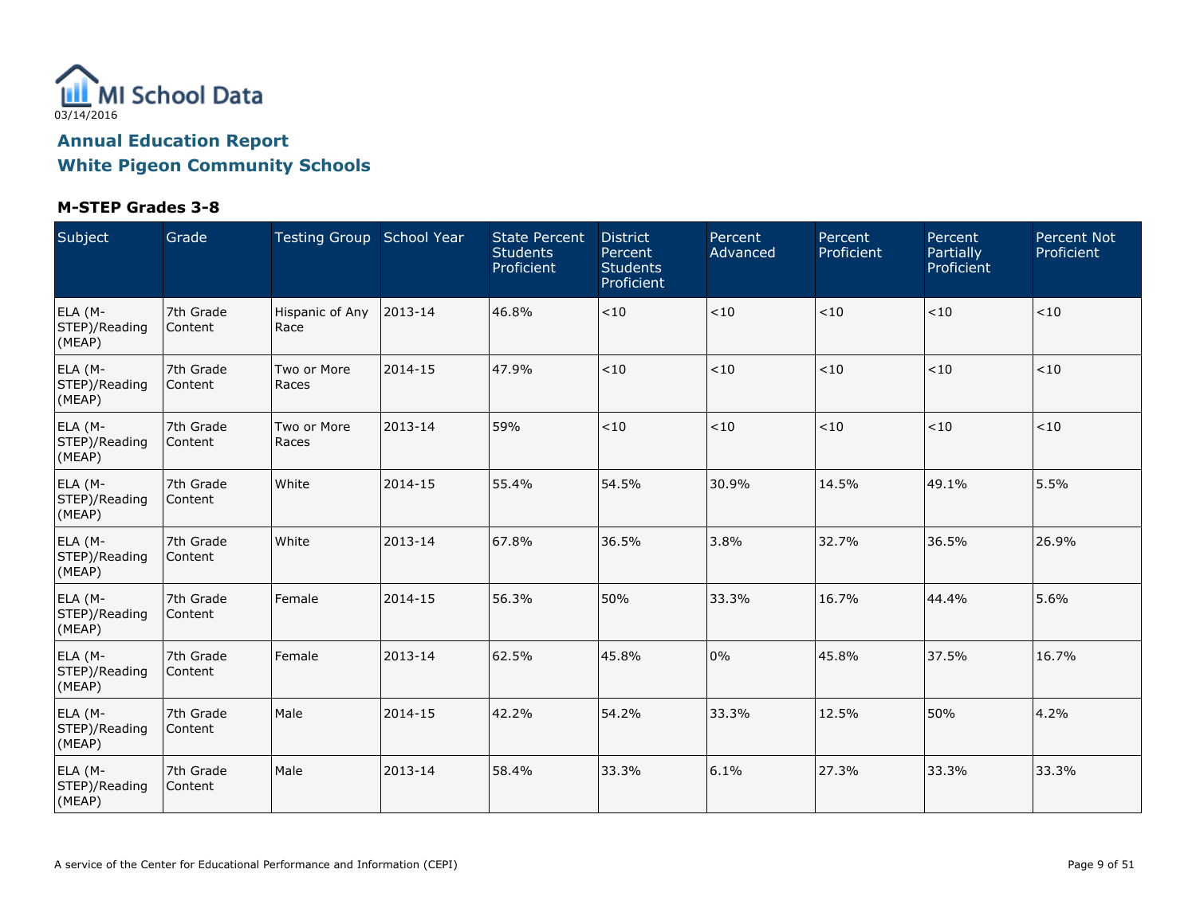MI School Data

03/14/2016

## Annual Education Report
## White Pigeon Community Schools

### M-STEP Grades 3-8

| Subject | Grade | Testing Group | School Year | State Percent Students Proficient | District Percent Students Proficient | Percent Advanced | Percent Proficient | Percent Partially Proficient | Percent Not Proficient |
|---|---|---|---|---|---|---|---|---|---|
| ELA (M-STEP)/Reading (MEAP) | 7th Grade Content | Hispanic of Any Race | 2013-14 | 46.8% | <10 | <10 | <10 | <10 | <10 |
| ELA (M-STEP)/Reading (MEAP) | 7th Grade Content | Two or More Races | 2014-15 | 47.9% | <10 | <10 | <10 | <10 | <10 |
| ELA (M-STEP)/Reading (MEAP) | 7th Grade Content | Two or More Races | 2013-14 | 59% | <10 | <10 | <10 | <10 | <10 |
| ELA (M-STEP)/Reading (MEAP) | 7th Grade Content | White | 2014-15 | 55.4% | 54.5% | 30.9% | 14.5% | 49.1% | 5.5% |
| ELA (M-STEP)/Reading (MEAP) | 7th Grade Content | White | 2013-14 | 67.8% | 36.5% | 3.8% | 32.7% | 36.5% | 26.9% |
| ELA (M-STEP)/Reading (MEAP) | 7th Grade Content | Female | 2014-15 | 56.3% | 50% | 33.3% | 16.7% | 44.4% | 5.6% |
| ELA (M-STEP)/Reading (MEAP) | 7th Grade Content | Female | 2013-14 | 62.5% | 45.8% | 0% | 45.8% | 37.5% | 16.7% |
| ELA (M-STEP)/Reading (MEAP) | 7th Grade Content | Male | 2014-15 | 42.2% | 54.2% | 33.3% | 12.5% | 50% | 4.2% |
| ELA (M-STEP)/Reading (MEAP) | 7th Grade Content | Male | 2013-14 | 58.4% | 33.3% | 6.1% | 27.3% | 33.3% | 33.3% |

A service of the Center for Educational Performance and Information (CEPI)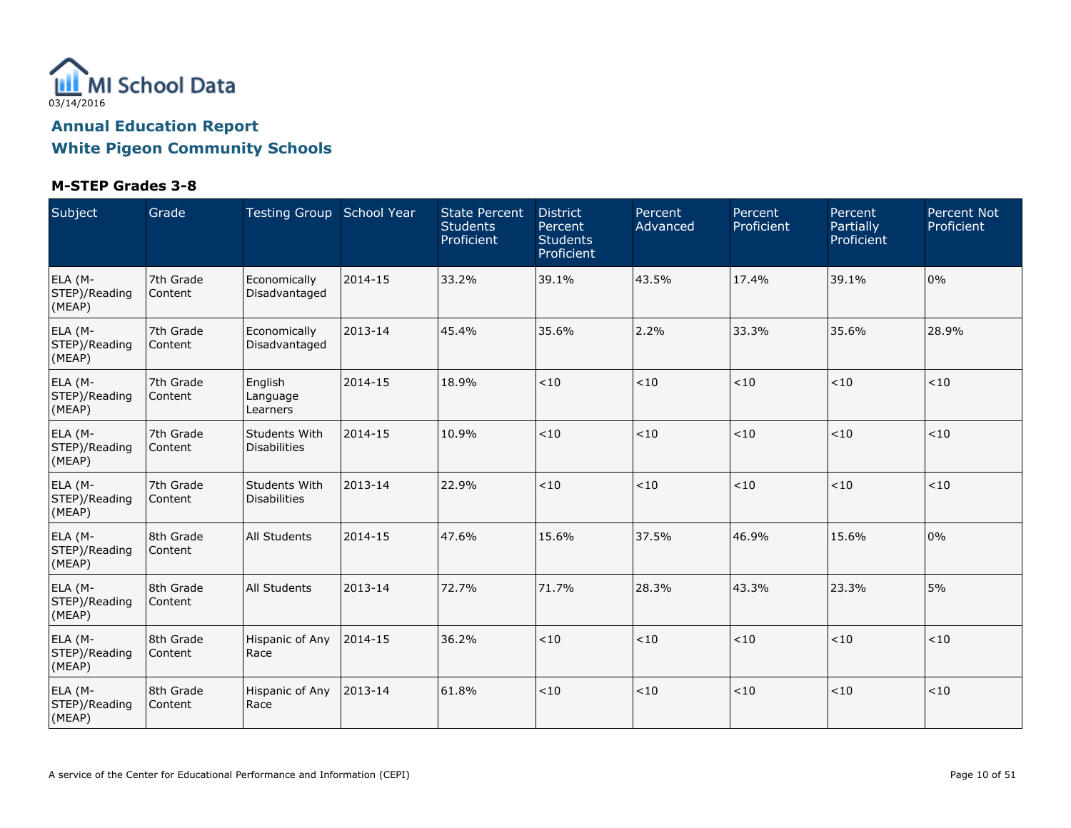MI School Data
03/14/2016

## Annual Education Report
## White Pigeon Community Schools

### M-STEP Grades 3-8

| Subject | Grade | Testing Group | School Year | State Percent Students Proficient | District Percent Students Proficient | Percent Advanced | Percent Proficient | Percent Partially Proficient | Percent Not Proficient |
|---|---|---|---|---|---|---|---|---|---|
| ELA (M-STEP)/Reading (MEAP) | 7th Grade Content | Economically Disadvantaged | 2014-15 | 33.2% | 39.1% | 43.5% | 17.4% | 39.1% | 0% |
| ELA (M-STEP)/Reading (MEAP) | 7th Grade Content | Economically Disadvantaged | 2013-14 | 45.4% | 35.6% | 2.2% | 33.3% | 35.6% | 28.9% |
| ELA (M-STEP)/Reading (MEAP) | 7th Grade Content | English Language Learners | 2014-15 | 18.9% | <10 | <10 | <10 | <10 | <10 |
| ELA (M-STEP)/Reading (MEAP) | 7th Grade Content | Students With Disabilities | 2014-15 | 10.9% | <10 | <10 | <10 | <10 | <10 |
| ELA (M-STEP)/Reading (MEAP) | 7th Grade Content | Students With Disabilities | 2013-14 | 22.9% | <10 | <10 | <10 | <10 | <10 |
| ELA (M-STEP)/Reading (MEAP) | 8th Grade Content | All Students | 2014-15 | 47.6% | 15.6% | 37.5% | 46.9% | 15.6% | 0% |
| ELA (M-STEP)/Reading (MEAP) | 8th Grade Content | All Students | 2013-14 | 72.7% | 71.7% | 28.3% | 43.3% | 23.3% | 5% |
| ELA (M-STEP)/Reading (MEAP) | 8th Grade Content | Hispanic of Any Race | 2014-15 | 36.2% | <10 | <10 | <10 | <10 | <10 |
| ELA (M-STEP)/Reading (MEAP) | 8th Grade Content | Hispanic of Any Race | 2013-14 | 61.8% | <10 | <10 | <10 | <10 | <10 |

A service of the Center for Educational Performance and Information (CEPI)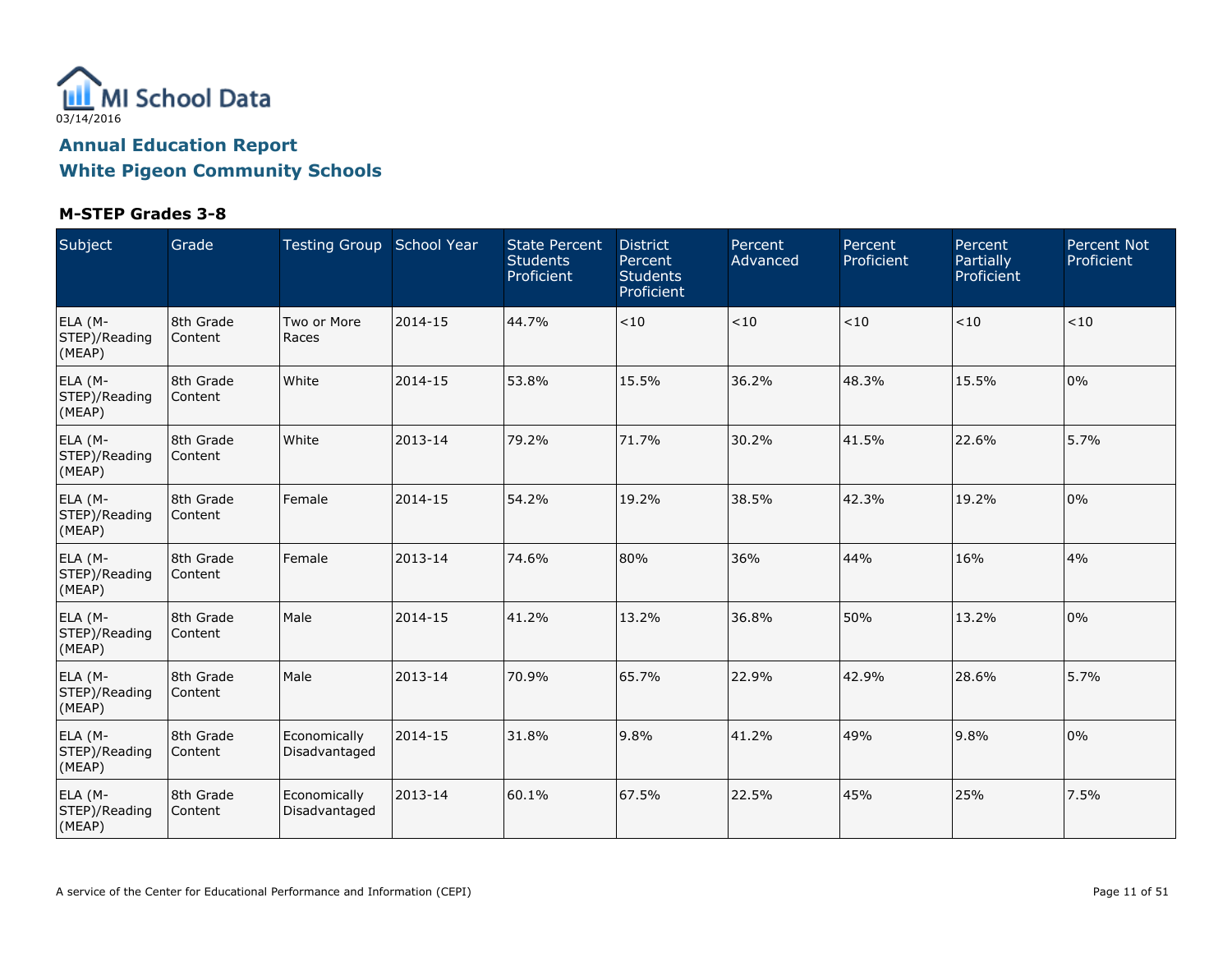MI School Data

03/14/2016

## Annual Education Report

## White Pigeon Community Schools

### M-STEP Grades 3-8

| Subject | Grade | Testing Group | School Year | State Percent Students Proficient | District Percent Students Proficient | Percent Advanced | Percent Proficient | Percent Partially Proficient | Percent Not Proficient |
|---|---|---|---|---|---|---|---|---|---|
| ELA (M-STEP)/Reading (MEAP) | 8th Grade Content | Two or More Races | 2014-15 | 44.7% | <10 | <10 | <10 | <10 | <10 |
| ELA (M-STEP)/Reading (MEAP) | 8th Grade Content | White | 2014-15 | 53.8% | 15.5% | 36.2% | 48.3% | 15.5% | 0% |
| ELA (M-STEP)/Reading (MEAP) | 8th Grade Content | White | 2013-14 | 79.2% | 71.7% | 30.2% | 41.5% | 22.6% | 5.7% |
| ELA (M-STEP)/Reading (MEAP) | 8th Grade Content | Female | 2014-15 | 54.2% | 19.2% | 38.5% | 42.3% | 19.2% | 0% |
| ELA (M-STEP)/Reading (MEAP) | 8th Grade Content | Female | 2013-14 | 74.6% | 80% | 36% | 44% | 16% | 4% |
| ELA (M-STEP)/Reading (MEAP) | 8th Grade Content | Male | 2014-15 | 41.2% | 13.2% | 36.8% | 50% | 13.2% | 0% |
| ELA (M-STEP)/Reading (MEAP) | 8th Grade Content | Male | 2013-14 | 70.9% | 65.7% | 22.9% | 42.9% | 28.6% | 5.7% |
| ELA (M-STEP)/Reading (MEAP) | 8th Grade Content | Economically Disadvantaged | 2014-15 | 31.8% | 9.8% | 41.2% | 49% | 9.8% | 0% |
| ELA (M-STEP)/Reading (MEAP) | 8th Grade Content | Economically Disadvantaged | 2013-14 | 60.1% | 67.5% | 22.5% | 45% | 25% | 7.5% |

A service of the Center for Educational Performance and Information (CEPI)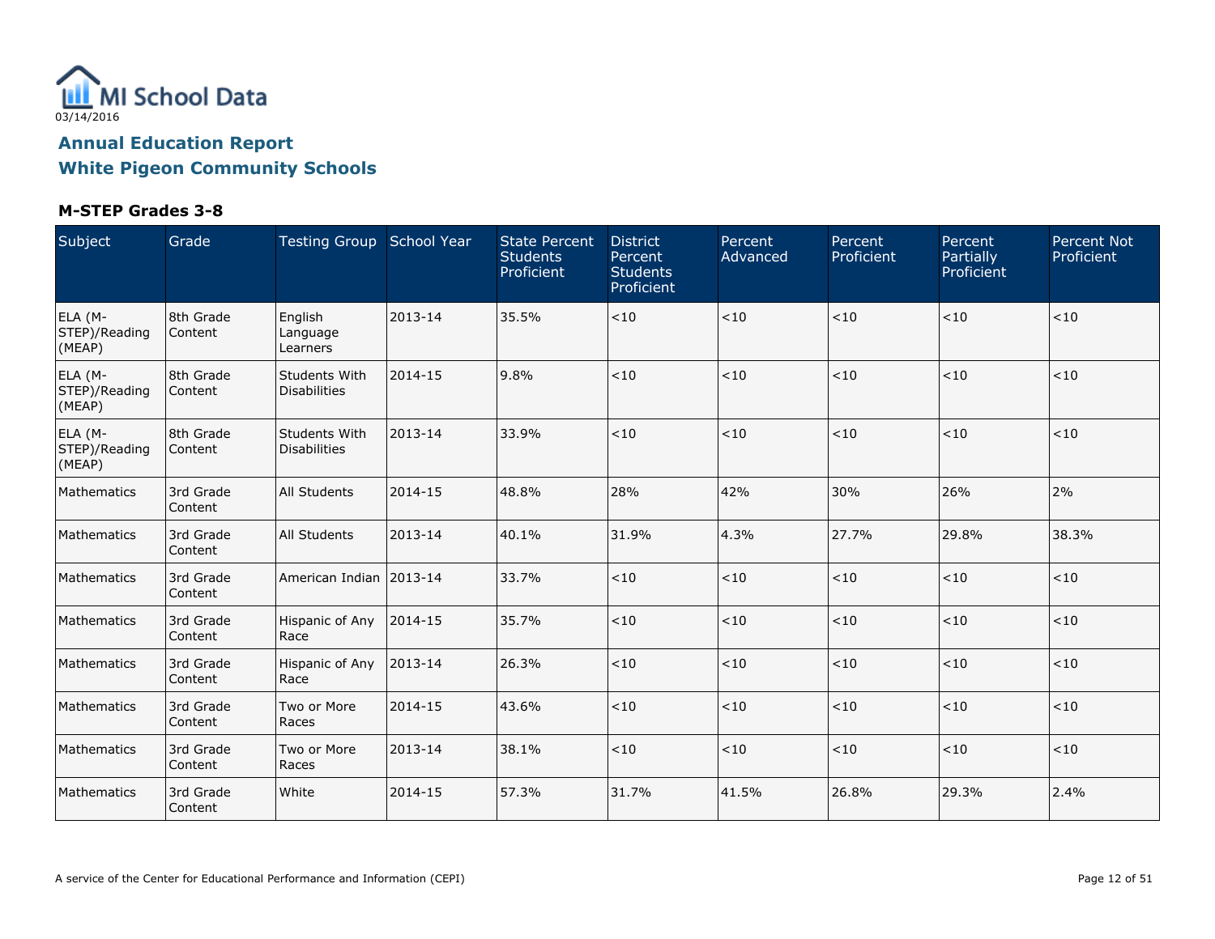MI School Data

03/14/2016

# Annual Education Report

# White Pigeon Community Schools

## M-STEP Grades 3-8

| Subject | Grade | Testing Group | School Year | State Percent Students Proficient | District Percent Students Proficient | Percent Advanced | Percent Proficient | Percent Partially Proficient | Percent Not Proficient |
|---|---|---|---|---|---|---|---|---|---|
| ELA (M-STEP)/Reading (MEAP) | 8th Grade Content | English Language Learners | 2013-14 | 35.5% | <10 | <10 | <10 | <10 | <10 |
| ELA (M-STEP)/Reading (MEAP) | 8th Grade Content | Students With Disabilities | 2014-15 | 9.8% | <10 | <10 | <10 | <10 | <10 |
| ELA (M-STEP)/Reading (MEAP) | 8th Grade Content | Students With Disabilities | 2013-14 | 33.9% | <10 | <10 | <10 | <10 | <10 |
| Mathematics | 3rd Grade Content | All Students | 2014-15 | 48.8% | 28% | 42% | 30% | 26% | 2% |
| Mathematics | 3rd Grade Content | All Students | 2013-14 | 40.1% | 31.9% | 4.3% | 27.7% | 29.8% | 38.3% |
| Mathematics | 3rd Grade Content | American Indian | 2013-14 | 33.7% | <10 | <10 | <10 | <10 | <10 |
| Mathematics | 3rd Grade Content | Hispanic of Any Race | 2014-15 | 35.7% | <10 | <10 | <10 | <10 | <10 |
| Mathematics | 3rd Grade Content | Hispanic of Any Race | 2013-14 | 26.3% | <10 | <10 | <10 | <10 | <10 |
| Mathematics | 3rd Grade Content | Two or More Races | 2014-15 | 43.6% | <10 | <10 | <10 | <10 | <10 |
| Mathematics | 3rd Grade Content | Two or More Races | 2013-14 | 38.1% | <10 | <10 | <10 | <10 | <10 |
| Mathematics | 3rd Grade Content | White | 2014-15 | 57.3% | 31.7% | 41.5% | 26.8% | 29.3% | 2.4% |

A service of the Center for Educational Performance and Information (CEPI)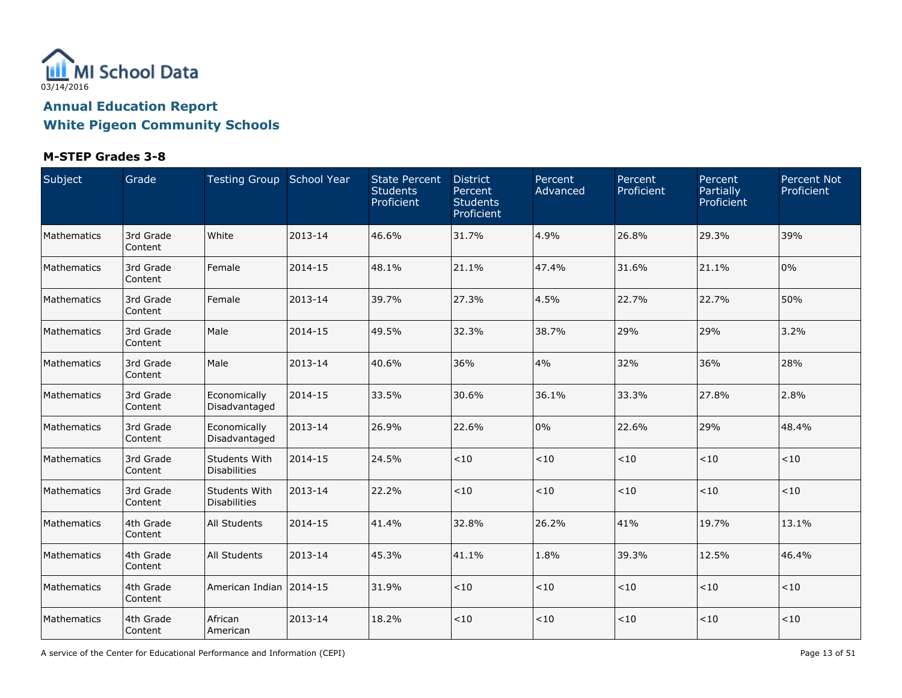03/14/2016

## Annual Education Report
## White Pigeon Community Schools

### M-STEP Grades 3-8

| Subject | Grade | Testing Group | School Year | State Percent Students Proficient | District Percent Students Proficient | Percent Advanced | Percent Proficient | Percent Partially Proficient | Percent Not Proficient |
|---|---|---|---|---|---|---|---|---|---|
| Mathematics | 3rd Grade Content | White | 2013-14 | 46.6% | 31.7% | 4.9% | 26.8% | 29.3% | 39% |
| Mathematics | 3rd Grade Content | Female | 2014-15 | 48.1% | 21.1% | 47.4% | 31.6% | 21.1% | 0% |
| Mathematics | 3rd Grade Content | Female | 2013-14 | 39.7% | 27.3% | 4.5% | 22.7% | 22.7% | 50% |
| Mathematics | 3rd Grade Content | Male | 2014-15 | 49.5% | 32.3% | 38.7% | 29% | 29% | 3.2% |
| Mathematics | 3rd Grade Content | Male | 2013-14 | 40.6% | 36% | 4% | 32% | 36% | 28% |
| Mathematics | 3rd Grade Content | Economically Disadvantaged | 2014-15 | 33.5% | 30.6% | 36.1% | 33.3% | 27.8% | 2.8% |
| Mathematics | 3rd Grade Content | Economically Disadvantaged | 2013-14 | 26.9% | 22.6% | 0% | 22.6% | 29% | 48.4% |
| Mathematics | 3rd Grade Content | Students With Disabilities | 2014-15 | 24.5% | <10 | <10 | <10 | <10 | <10 |
| Mathematics | 3rd Grade Content | Students With Disabilities | 2013-14 | 22.2% | <10 | <10 | <10 | <10 | <10 |
| Mathematics | 4th Grade Content | All Students | 2014-15 | 41.4% | 32.8% | 26.2% | 41% | 19.7% | 13.1% |
| Mathematics | 4th Grade Content | All Students | 2013-14 | 45.3% | 41.1% | 1.8% | 39.3% | 12.5% | 46.4% |
| Mathematics | 4th Grade Content | American Indian | 2014-15 | 31.9% | <10 | <10 | <10 | <10 | <10 |
| Mathematics | 4th Grade Content | African American | 2013-14 | 18.2% | <10 | <10 | <10 | <10 | <10 |

A service of the Center for Educational Performance and Information (CEPI)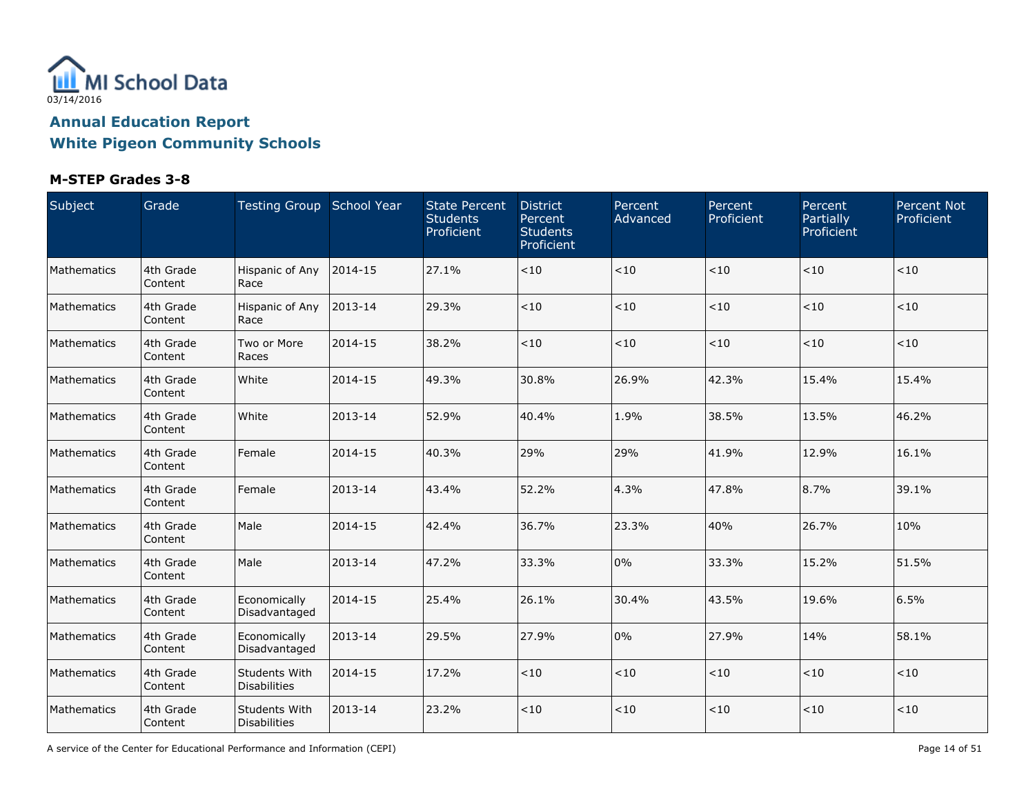MI School Data

03/14/2016

## Annual Education Report

## White Pigeon Community Schools

### M-STEP Grades 3-8

| Subject | Grade | Testing Group | School Year | State Percent Students Proficient | District Percent Students Proficient | Percent Advanced | Percent Proficient | Percent Partially Proficient | Percent Not Proficient |
|---|---|---|---|---|---|---|---|---|---|
| Mathematics | 4th Grade Content | Hispanic of Any Race | 2014-15 | 27.1% | <10 | <10 | <10 | <10 | <10 |
| Mathematics | 4th Grade Content | Hispanic of Any Race | 2013-14 | 29.3% | <10 | <10 | <10 | <10 | <10 |
| Mathematics | 4th Grade Content | Two or More Races | 2014-15 | 38.2% | <10 | <10 | <10 | <10 | <10 |
| Mathematics | 4th Grade Content | White | 2014-15 | 49.3% | 30.8% | 26.9% | 42.3% | 15.4% | 15.4% |
| Mathematics | 4th Grade Content | White | 2013-14 | 52.9% | 40.4% | 1.9% | 38.5% | 13.5% | 46.2% |
| Mathematics | 4th Grade Content | Female | 2014-15 | 40.3% | 29% | 29% | 41.9% | 12.9% | 16.1% |
| Mathematics | 4th Grade Content | Female | 2013-14 | 43.4% | 52.2% | 4.3% | 47.8% | 8.7% | 39.1% |
| Mathematics | 4th Grade Content | Male | 2014-15 | 42.4% | 36.7% | 23.3% | 40% | 26.7% | 10% |
| Mathematics | 4th Grade Content | Male | 2013-14 | 47.2% | 33.3% | 0% | 33.3% | 15.2% | 51.5% |
| Mathematics | 4th Grade Content | Economically Disadvantaged | 2014-15 | 25.4% | 26.1% | 30.4% | 43.5% | 19.6% | 6.5% |
| Mathematics | 4th Grade Content | Economically Disadvantaged | 2013-14 | 29.5% | 27.9% | 0% | 27.9% | 14% | 58.1% |
| Mathematics | 4th Grade Content | Students With Disabilities | 2014-15 | 17.2% | <10 | <10 | <10 | <10 | <10 |
| Mathematics | 4th Grade Content | Students With Disabilities | 2013-14 | 23.2% | <10 | <10 | <10 | <10 | <10 |

A service of the Center for Educational Performance and Information (CEPI)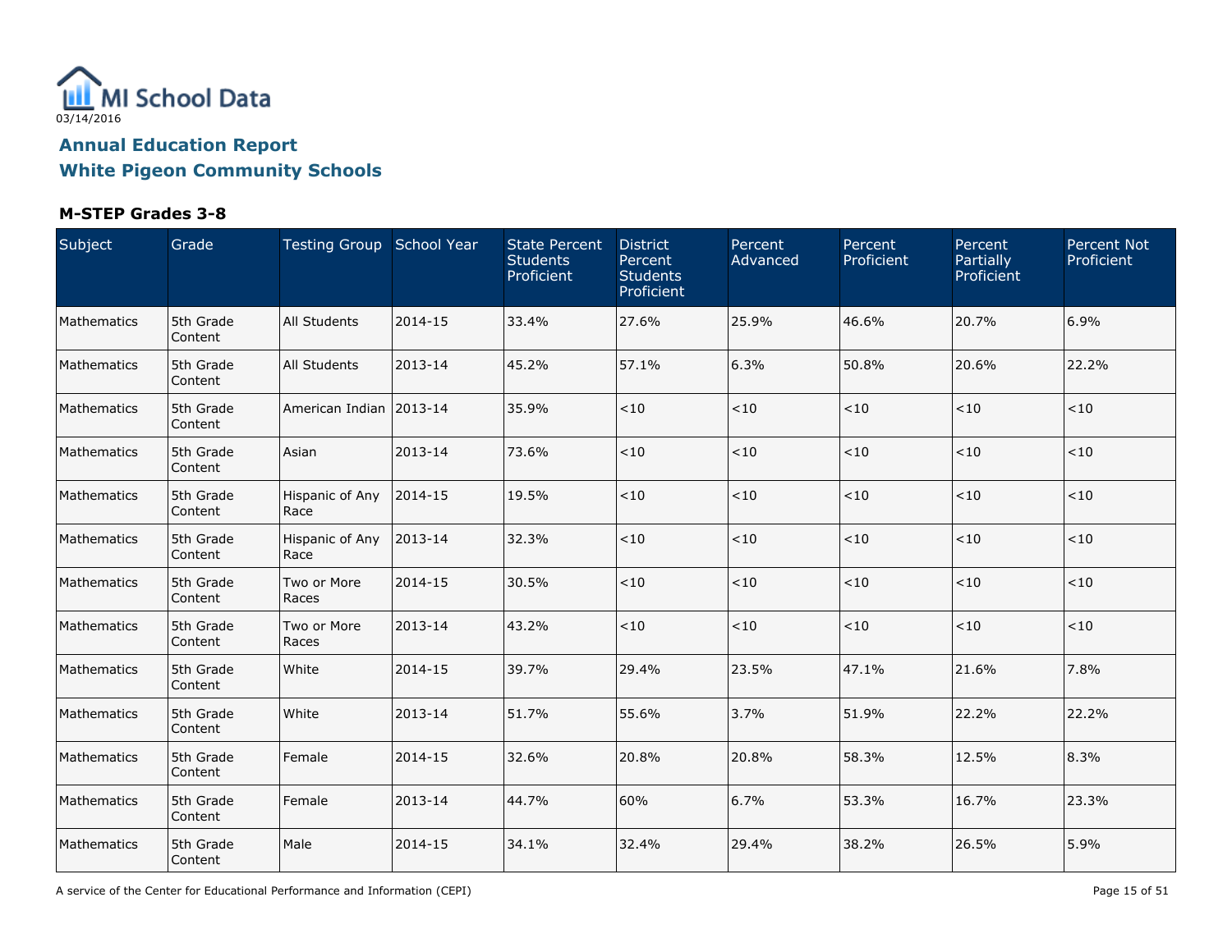MI School Data

03/14/2016

## Annual Education Report
## White Pigeon Community Schools

### M-STEP Grades 3-8

| Subject | Grade | Testing Group | School Year | State Percent Students Proficient | District Percent Students Proficient | Percent Advanced | Percent Proficient | Percent Partially Proficient | Percent Not Proficient |
|---|---|---|---|---|---|---|---|---|---|
| Mathematics | 5th Grade Content | All Students | 2014-15 | 33.4% | 27.6% | 25.9% | 46.6% | 20.7% | 6.9% |
| Mathematics | 5th Grade Content | All Students | 2013-14 | 45.2% | 57.1% | 6.3% | 50.8% | 20.6% | 22.2% |
| Mathematics | 5th Grade Content | American Indian | 2013-14 | 35.9% | <10 | <10 | <10 | <10 | <10 |
| Mathematics | 5th Grade Content | Asian | 2013-14 | 73.6% | <10 | <10 | <10 | <10 | <10 |
| Mathematics | 5th Grade Content | Hispanic of Any Race | 2014-15 | 19.5% | <10 | <10 | <10 | <10 | <10 |
| Mathematics | 5th Grade Content | Hispanic of Any Race | 2013-14 | 32.3% | <10 | <10 | <10 | <10 | <10 |
| Mathematics | 5th Grade Content | Two or More Races | 2014-15 | 30.5% | <10 | <10 | <10 | <10 | <10 |
| Mathematics | 5th Grade Content | Two or More Races | 2013-14 | 43.2% | <10 | <10 | <10 | <10 | <10 |
| Mathematics | 5th Grade Content | White | 2014-15 | 39.7% | 29.4% | 23.5% | 47.1% | 21.6% | 7.8% |
| Mathematics | 5th Grade Content | White | 2013-14 | 51.7% | 55.6% | 3.7% | 51.9% | 22.2% | 22.2% |
| Mathematics | 5th Grade Content | Female | 2014-15 | 32.6% | 20.8% | 20.8% | 58.3% | 12.5% | 8.3% |
| Mathematics | 5th Grade Content | Female | 2013-14 | 44.7% | 60% | 6.7% | 53.3% | 16.7% | 23.3% |
| Mathematics | 5th Grade Content | Male | 2014-15 | 34.1% | 32.4% | 29.4% | 38.2% | 26.5% | 5.9% |

A service of the Center for Educational Performance and Information (CEPI)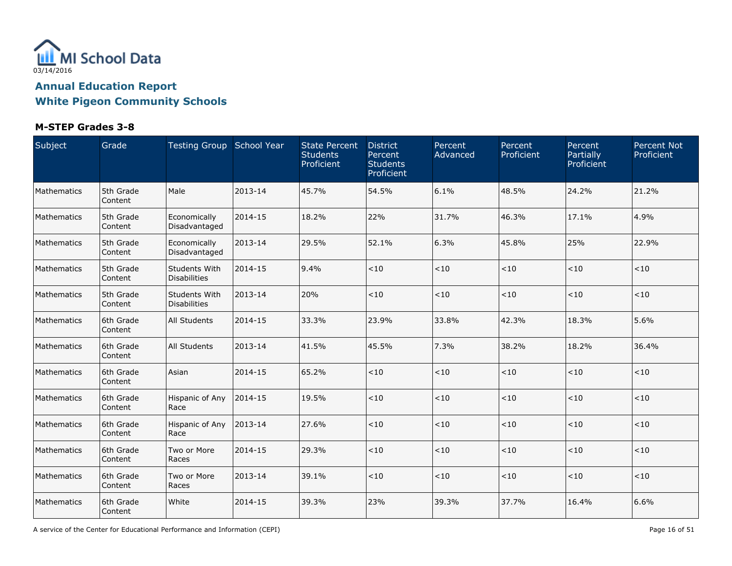03/14/2016

## Annual Education Report
## White Pigeon Community Schools

### M-STEP Grades 3-8

| Subject | Grade | Testing Group | School Year | State Percent Students Proficient | District Percent Students Proficient | Percent Advanced | Percent Proficient | Percent Partially Proficient | Percent Not Proficient |
|---|---|---|---|---|---|---|---|---|---|
| Mathematics | 5th Grade Content | Male | 2013-14 | 45.7% | 54.5% | 6.1% | 48.5% | 24.2% | 21.2% |
| Mathematics | 5th Grade Content | Economically Disadvantaged | 2014-15 | 18.2% | 22% | 31.7% | 46.3% | 17.1% | 4.9% |
| Mathematics | 5th Grade Content | Economically Disadvantaged | 2013-14 | 29.5% | 52.1% | 6.3% | 45.8% | 25% | 22.9% |
| Mathematics | 5th Grade Content | Students With Disabilities | 2014-15 | 9.4% | <10 | <10 | <10 | <10 | <10 |
| Mathematics | 5th Grade Content | Students With Disabilities | 2013-14 | 20% | <10 | <10 | <10 | <10 | <10 |
| Mathematics | 6th Grade Content | All Students | 2014-15 | 33.3% | 23.9% | 33.8% | 42.3% | 18.3% | 5.6% |
| Mathematics | 6th Grade Content | All Students | 2013-14 | 41.5% | 45.5% | 7.3% | 38.2% | 18.2% | 36.4% |
| Mathematics | 6th Grade Content | Asian | 2014-15 | 65.2% | <10 | <10 | <10 | <10 | <10 |
| Mathematics | 6th Grade Content | Hispanic of Any Race | 2014-15 | 19.5% | <10 | <10 | <10 | <10 | <10 |
| Mathematics | 6th Grade Content | Hispanic of Any Race | 2013-14 | 27.6% | <10 | <10 | <10 | <10 | <10 |
| Mathematics | 6th Grade Content | Two or More Races | 2014-15 | 29.3% | <10 | <10 | <10 | <10 | <10 |
| Mathematics | 6th Grade Content | Two or More Races | 2013-14 | 39.1% | <10 | <10 | <10 | <10 | <10 |
| Mathematics | 6th Grade Content | White | 2014-15 | 39.3% | 23% | 39.3% | 37.7% | 16.4% | 6.6% |

A service of the Center for Educational Performance and Information (CEPI)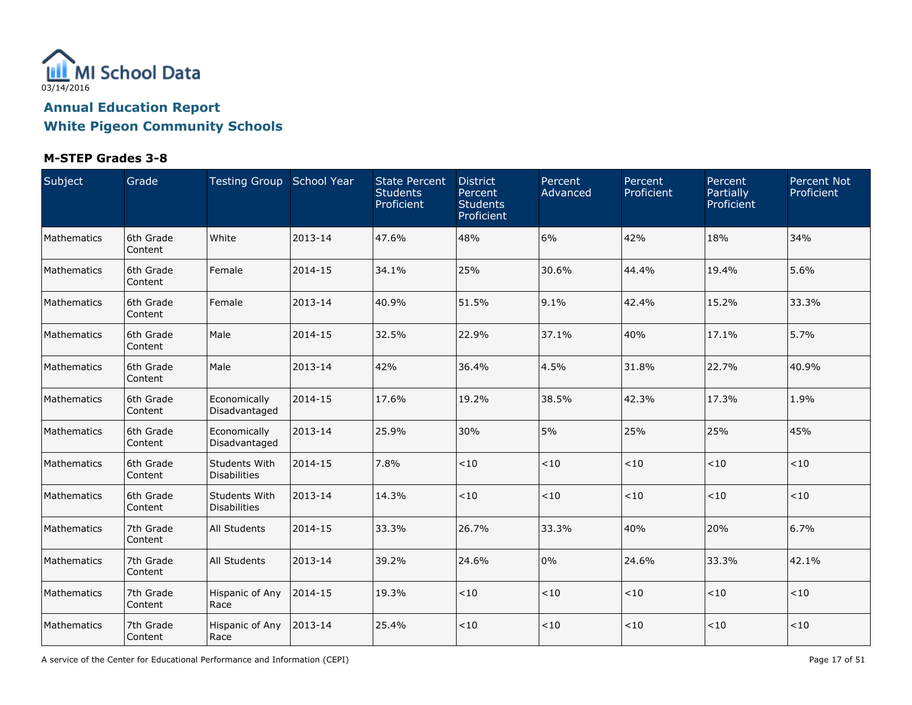MI School Data
03/14/2016

## Annual Education Report
## White Pigeon Community Schools

### M-STEP Grades 3-8

| Subject | Grade | Testing Group | School Year | State Percent Students Proficient | District Percent Students Proficient | Percent Advanced | Percent Proficient | Percent Partially Proficient | Percent Not Proficient |
|---|---|---|---|---|---|---|---|---|---|
| Mathematics | 6th Grade Content | White | 2013-14 | 47.6% | 48% | 6% | 42% | 18% | 34% |
| Mathematics | 6th Grade Content | Female | 2014-15 | 34.1% | 25% | 30.6% | 44.4% | 19.4% | 5.6% |
| Mathematics | 6th Grade Content | Female | 2013-14 | 40.9% | 51.5% | 9.1% | 42.4% | 15.2% | 33.3% |
| Mathematics | 6th Grade Content | Male | 2014-15 | 32.5% | 22.9% | 37.1% | 40% | 17.1% | 5.7% |
| Mathematics | 6th Grade Content | Male | 2013-14 | 42% | 36.4% | 4.5% | 31.8% | 22.7% | 40.9% |
| Mathematics | 6th Grade Content | Economically Disadvantaged | 2014-15 | 17.6% | 19.2% | 38.5% | 42.3% | 17.3% | 1.9% |
| Mathematics | 6th Grade Content | Economically Disadvantaged | 2013-14 | 25.9% | 30% | 5% | 25% | 25% | 45% |
| Mathematics | 6th Grade Content | Students With Disabilities | 2014-15 | 7.8% | <10 | <10 | <10 | <10 | <10 |
| Mathematics | 6th Grade Content | Students With Disabilities | 2013-14 | 14.3% | <10 | <10 | <10 | <10 | <10 |
| Mathematics | 7th Grade Content | All Students | 2014-15 | 33.3% | 26.7% | 33.3% | 40% | 20% | 6.7% |
| Mathematics | 7th Grade Content | All Students | 2013-14 | 39.2% | 24.6% | 0% | 24.6% | 33.3% | 42.1% |
| Mathematics | 7th Grade Content | Hispanic of Any Race | 2014-15 | 19.3% | <10 | <10 | <10 | <10 | <10 |
| Mathematics | 7th Grade Content | Hispanic of Any Race | 2013-14 | 25.4% | <10 | <10 | <10 | <10 | <10 |

A service of the Center for Educational Performance and Information (CEPI)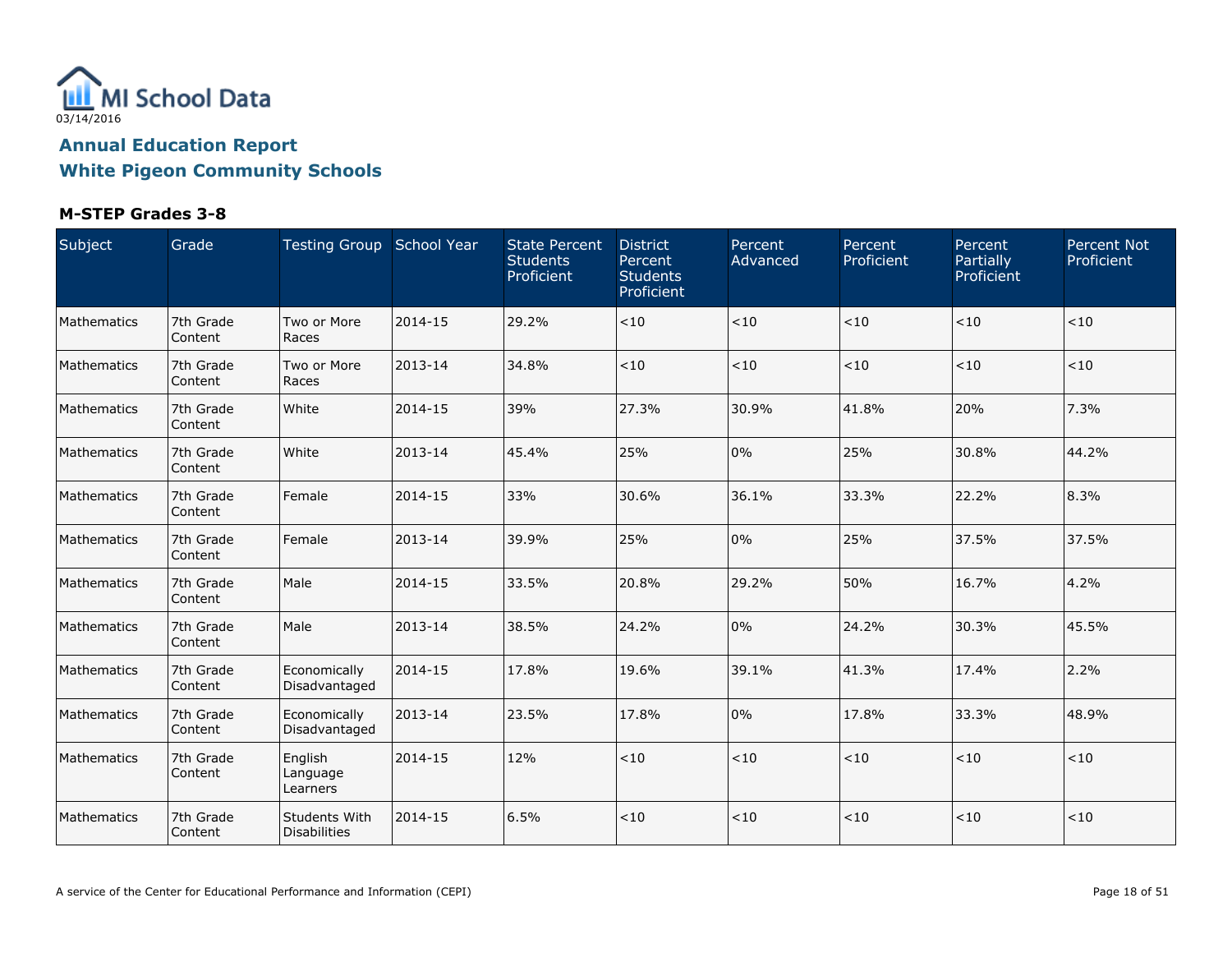MI School Data

03/14/2016

## Annual Education Report
## White Pigeon Community Schools

### M-STEP Grades 3-8

| Subject | Grade | Testing Group | School Year | State Percent Students Proficient | District Percent Students Proficient | Percent Advanced | Percent Proficient | Percent Partially Proficient | Percent Not Proficient |
|---|---|---|---|---|---|---|---|---|---|
| Mathematics | 7th Grade Content | Two or More Races | 2014-15 | 29.2% | <10 | <10 | <10 | <10 | <10 |
| Mathematics | 7th Grade Content | Two or More Races | 2013-14 | 34.8% | <10 | <10 | <10 | <10 | <10 |
| Mathematics | 7th Grade Content | White | 2014-15 | 39% | 27.3% | 30.9% | 41.8% | 20% | 7.3% |
| Mathematics | 7th Grade Content | White | 2013-14 | 45.4% | 25% | 0% | 25% | 30.8% | 44.2% |
| Mathematics | 7th Grade Content | Female | 2014-15 | 33% | 30.6% | 36.1% | 33.3% | 22.2% | 8.3% |
| Mathematics | 7th Grade Content | Female | 2013-14 | 39.9% | 25% | 0% | 25% | 37.5% | 37.5% |
| Mathematics | 7th Grade Content | Male | 2014-15 | 33.5% | 20.8% | 29.2% | 50% | 16.7% | 4.2% |
| Mathematics | 7th Grade Content | Male | 2013-14 | 38.5% | 24.2% | 0% | 24.2% | 30.3% | 45.5% |
| Mathematics | 7th Grade Content | Economically Disadvantaged | 2014-15 | 17.8% | 19.6% | 39.1% | 41.3% | 17.4% | 2.2% |
| Mathematics | 7th Grade Content | Economically Disadvantaged | 2013-14 | 23.5% | 17.8% | 0% | 17.8% | 33.3% | 48.9% |
| Mathematics | 7th Grade Content | English Language Learners | 2014-15 | 12% | <10 | <10 | <10 | <10 | <10 |
| Mathematics | 7th Grade Content | Students With Disabilities | 2014-15 | 6.5% | <10 | <10 | <10 | <10 | <10 |

A service of the Center for Educational Performance and Information (CEPI)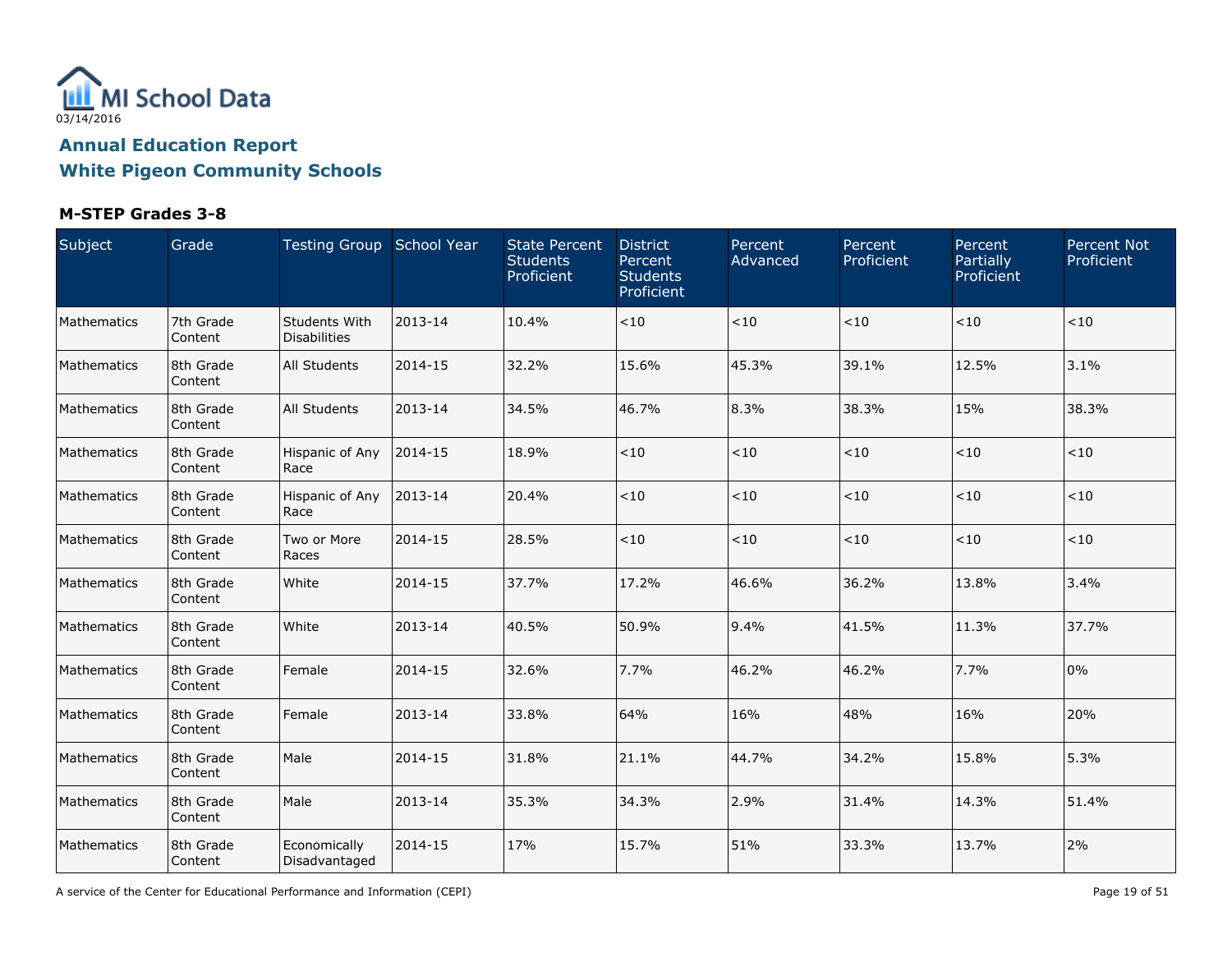MI School Data

03/14/2016

## Annual Education Report
## White Pigeon Community Schools

### M-STEP Grades 3-8

| Subject | Grade | Testing Group | School Year | State Percent Students Proficient | District Percent Students Proficient | Percent Advanced | Percent Proficient | Percent Partially Proficient | Percent Not Proficient |
|---|---|---|---|---|---|---|---|---|---|
| Mathematics | 7th Grade Content | Students With Disabilities | 2013-14 | 10.4% | <10 | <10 | <10 | <10 | <10 |
| Mathematics | 8th Grade Content | All Students | 2014-15 | 32.2% | 15.6% | 45.3% | 39.1% | 12.5% | 3.1% |
| Mathematics | 8th Grade Content | All Students | 2013-14 | 34.5% | 46.7% | 8.3% | 38.3% | 15% | 38.3% |
| Mathematics | 8th Grade Content | Hispanic of Any Race | 2014-15 | 18.9% | <10 | <10 | <10 | <10 | <10 |
| Mathematics | 8th Grade Content | Hispanic of Any Race | 2013-14 | 20.4% | <10 | <10 | <10 | <10 | <10 |
| Mathematics | 8th Grade Content | Two or More Races | 2014-15 | 28.5% | <10 | <10 | <10 | <10 | <10 |
| Mathematics | 8th Grade Content | White | 2014-15 | 37.7% | 17.2% | 46.6% | 36.2% | 13.8% | 3.4% |
| Mathematics | 8th Grade Content | White | 2013-14 | 40.5% | 50.9% | 9.4% | 41.5% | 11.3% | 37.7% |
| Mathematics | 8th Grade Content | Female | 2014-15 | 32.6% | 7.7% | 46.2% | 46.2% | 7.7% | 0% |
| Mathematics | 8th Grade Content | Female | 2013-14 | 33.8% | 64% | 16% | 48% | 16% | 20% |
| Mathematics | 8th Grade Content | Male | 2014-15 | 31.8% | 21.1% | 44.7% | 34.2% | 15.8% | 5.3% |
| Mathematics | 8th Grade Content | Male | 2013-14 | 35.3% | 34.3% | 2.9% | 31.4% | 14.3% | 51.4% |
| Mathematics | 8th Grade Content | Economically Disadvantaged | 2014-15 | 17% | 15.7% | 51% | 33.3% | 13.7% | 2% |

A service of the Center for Educational Performance and Information (CEPI)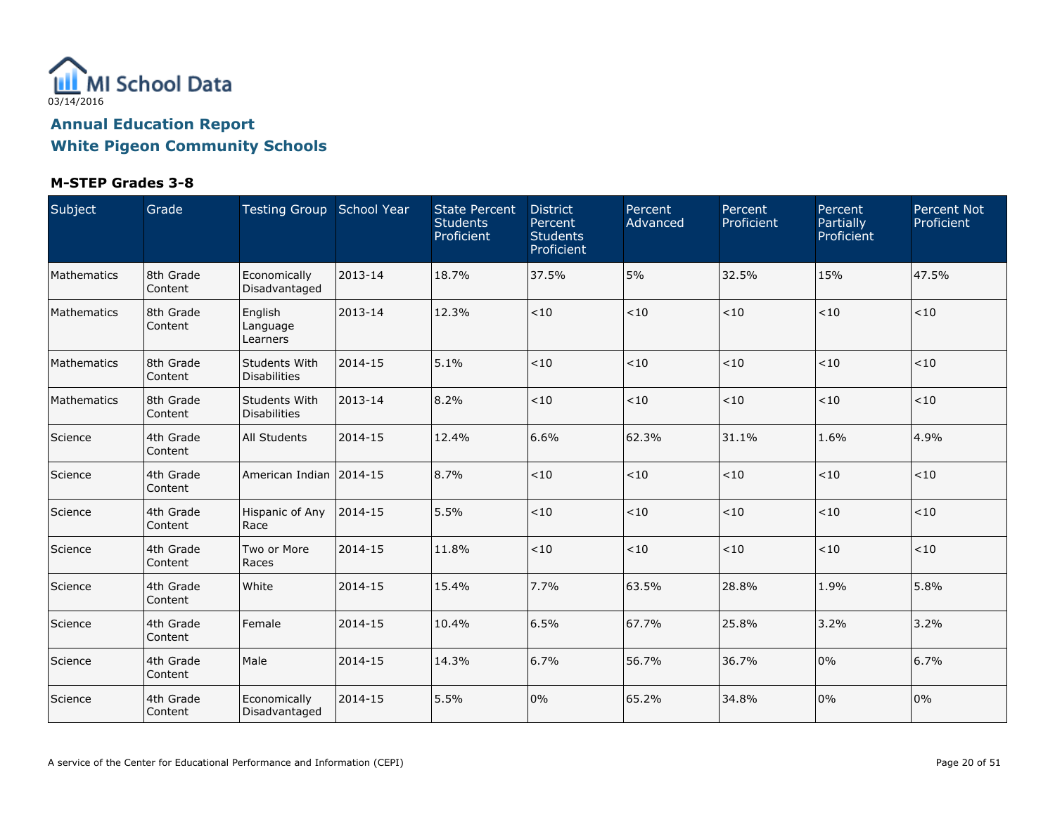MI School Data

03/14/2016

## Annual Education Report
## White Pigeon Community Schools

### M-STEP Grades 3-8

| Subject | Grade | Testing Group | School Year | State Percent Students Proficient | District Percent Students Proficient | Percent Advanced | Percent Proficient | Percent Partially Proficient | Percent Not Proficient |
|---|---|---|---|---|---|---|---|---|---|
| Mathematics | 8th Grade Content | Economically Disadvantaged | 2013-14 | 18.7% | 37.5% | 5% | 32.5% | 15% | 47.5% |
| Mathematics | 8th Grade Content | English Language Learners | 2013-14 | 12.3% | <10 | <10 | <10 | <10 | <10 |
| Mathematics | 8th Grade Content | Students With Disabilities | 2014-15 | 5.1% | <10 | <10 | <10 | <10 | <10 |
| Mathematics | 8th Grade Content | Students With Disabilities | 2013-14 | 8.2% | <10 | <10 | <10 | <10 | <10 |
| Science | 4th Grade Content | All Students | 2014-15 | 12.4% | 6.6% | 62.3% | 31.1% | 1.6% | 4.9% |
| Science | 4th Grade Content | American Indian | 2014-15 | 8.7% | <10 | <10 | <10 | <10 | <10 |
| Science | 4th Grade Content | Hispanic of Any Race | 2014-15 | 5.5% | <10 | <10 | <10 | <10 | <10 |
| Science | 4th Grade Content | Two or More Races | 2014-15 | 11.8% | <10 | <10 | <10 | <10 | <10 |
| Science | 4th Grade Content | White | 2014-15 | 15.4% | 7.7% | 63.5% | 28.8% | 1.9% | 5.8% |
| Science | 4th Grade Content | Female | 2014-15 | 10.4% | 6.5% | 67.7% | 25.8% | 3.2% | 3.2% |
| Science | 4th Grade Content | Male | 2014-15 | 14.3% | 6.7% | 56.7% | 36.7% | 0% | 6.7% |
| Science | 4th Grade Content | Economically Disadvantaged | 2014-15 | 5.5% | 0% | 65.2% | 34.8% | 0% | 0% |

A service of the Center for Educational Performance and Information (CEPI)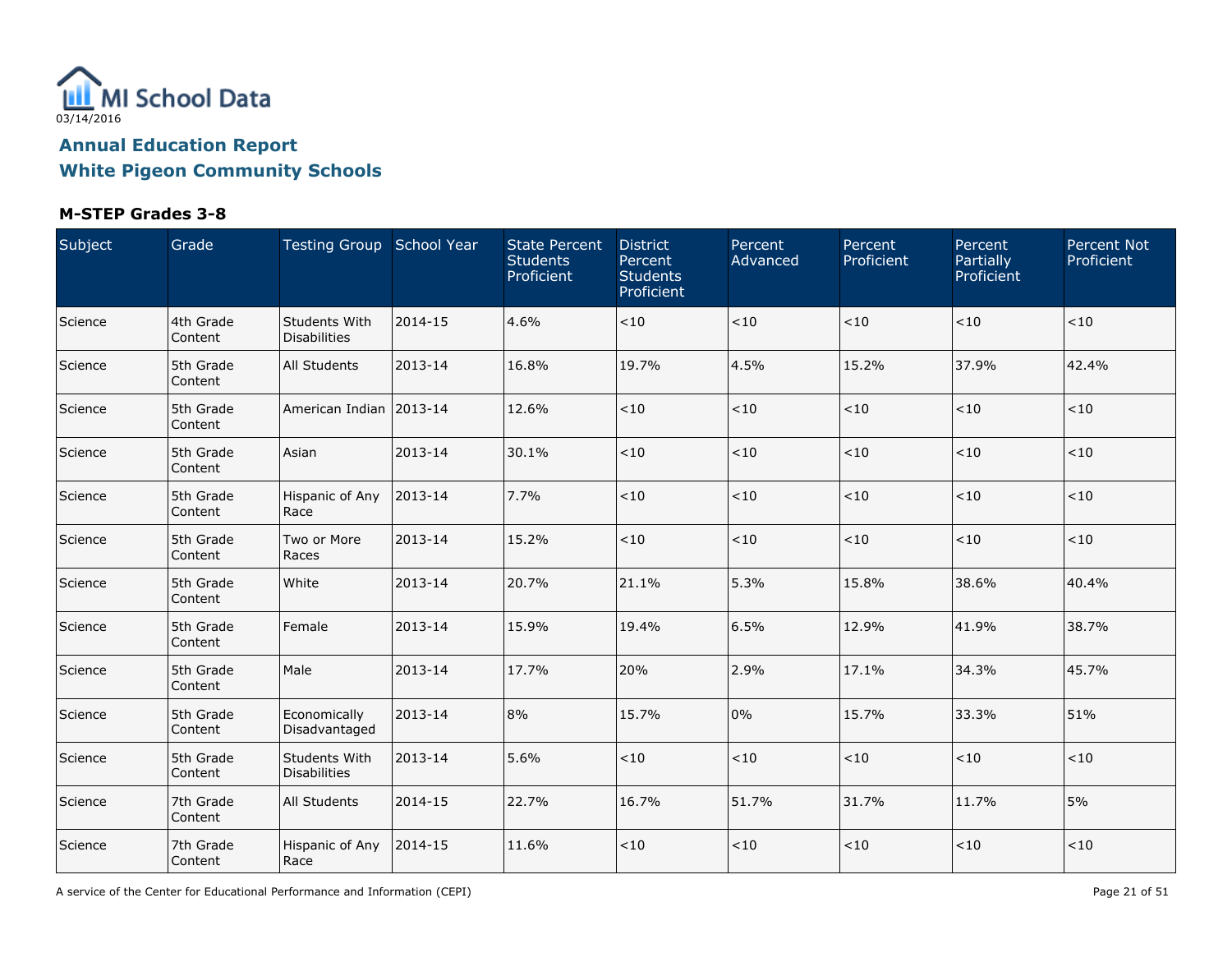# Annual Education Report
# White Pigeon Community Schools

### M-STEP Grades 3-8

| Subject | Grade | Testing Group | School Year | State Percent Students Proficient | District Percent Students Proficient | Percent Advanced | Percent Proficient | Percent Partially Proficient | Percent Not Proficient |
|---|---|---|---|---|---|---|---|---|---|
| Science | 4th Grade Content | Students With Disabilities | 2014-15 | 4.6% | <10 | <10 | <10 | <10 | <10 |
| Science | 5th Grade Content | All Students | 2013-14 | 16.8% | 19.7% | 4.5% | 15.2% | 37.9% | 42.4% |
| Science | 5th Grade Content | American Indian | 2013-14 | 12.6% | <10 | <10 | <10 | <10 | <10 |
| Science | 5th Grade Content | Asian | 2013-14 | 30.1% | <10 | <10 | <10 | <10 | <10 |
| Science | 5th Grade Content | Hispanic of Any Race | 2013-14 | 7.7% | <10 | <10 | <10 | <10 | <10 |
| Science | 5th Grade Content | Two or More Races | 2013-14 | 15.2% | <10 | <10 | <10 | <10 | <10 |
| Science | 5th Grade Content | White | 2013-14 | 20.7% | 21.1% | 5.3% | 15.8% | 38.6% | 40.4% |
| Science | 5th Grade Content | Female | 2013-14 | 15.9% | 19.4% | 6.5% | 12.9% | 41.9% | 38.7% |
| Science | 5th Grade Content | Male | 2013-14 | 17.7% | 20% | 2.9% | 17.1% | 34.3% | 45.7% |
| Science | 5th Grade Content | Economically Disadvantaged | 2013-14 | 8% | 15.7% | 0% | 15.7% | 33.3% | 51% |
| Science | 5th Grade Content | Students With Disabilities | 2013-14 | 5.6% | <10 | <10 | <10 | <10 | <10 |
| Science | 7th Grade Content | All Students | 2014-15 | 22.7% | 16.7% | 51.7% | 31.7% | 11.7% | 5% |
| Science | 7th Grade Content | Hispanic of Any Race | 2014-15 | 11.6% | <10 | <10 | <10 | <10 | <10 |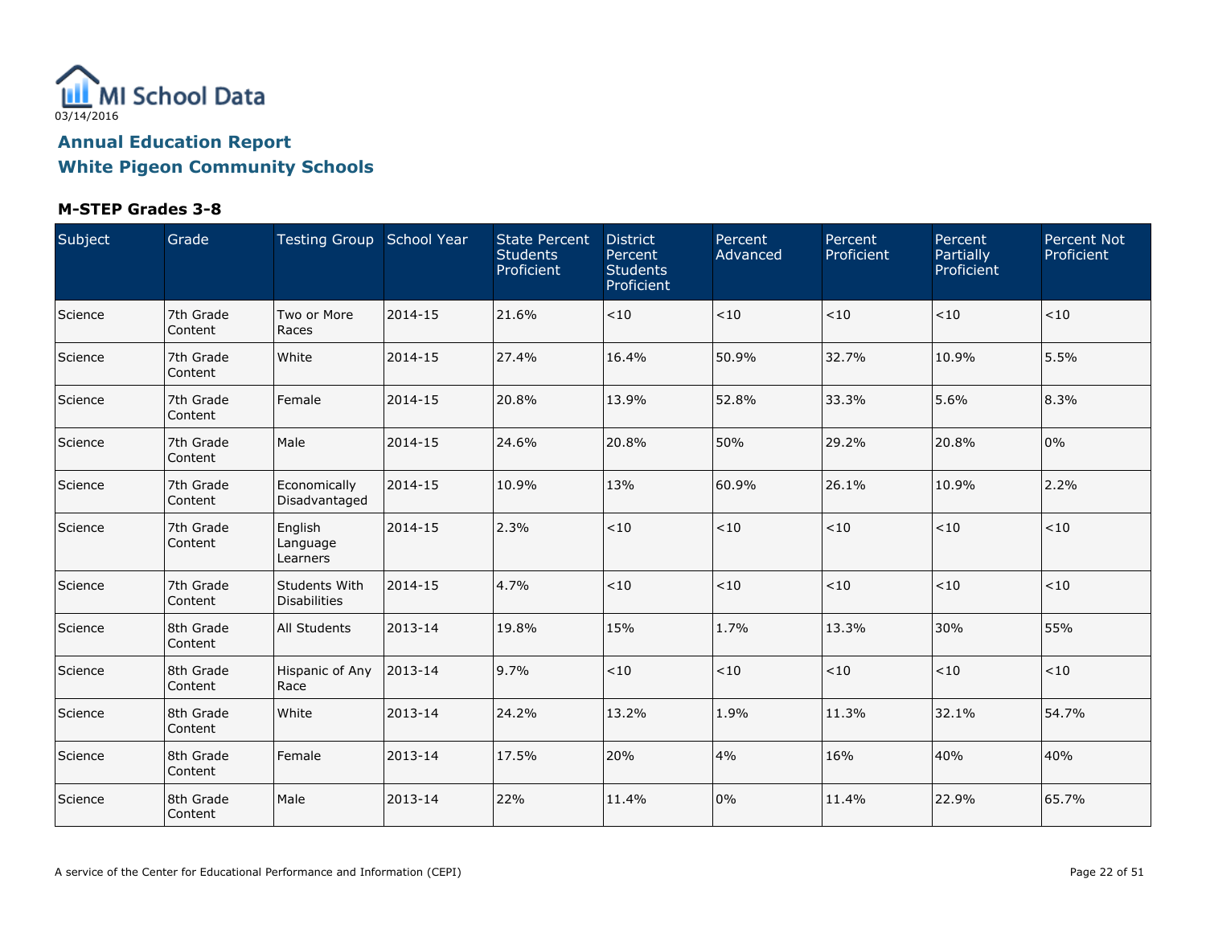03/14/2016

# Annual Education Report

## White Pigeon Community Schools

### M-STEP Grades 3-8

| Subject | Grade | Testing Group | School Year | State Percent Students Proficient | District Percent Students Proficient | Percent Advanced | Percent Proficient | Percent Partially Proficient | Percent Not Proficient |
|---|---|---|---|---|---|---|---|---|---|
| Science | 7th Grade Content | Two or More Races | 2014-15 | 21.6% | <10 | <10 | <10 | <10 | <10 |
| Science | 7th Grade Content | White | 2014-15 | 27.4% | 16.4% | 50.9% | 32.7% | 10.9% | 5.5% |
| Science | 7th Grade Content | Female | 2014-15 | 20.8% | 13.9% | 52.8% | 33.3% | 5.6% | 8.3% |
| Science | 7th Grade Content | Male | 2014-15 | 24.6% | 20.8% | 50% | 29.2% | 20.8% | 0% |
| Science | 7th Grade Content | Economically Disadvantaged | 2014-15 | 10.9% | 13% | 60.9% | 26.1% | 10.9% | 2.2% |
| Science | 7th Grade Content | English Language Learners | 2014-15 | 2.3% | <10 | <10 | <10 | <10 | <10 |
| Science | 7th Grade Content | Students With Disabilities | 2014-15 | 4.7% | <10 | <10 | <10 | <10 | <10 |
| Science | 8th Grade Content | All Students | 2013-14 | 19.8% | 15% | 1.7% | 13.3% | 30% | 55% |
| Science | 8th Grade Content | Hispanic of Any Race | 2013-14 | 9.7% | <10 | <10 | <10 | <10 | <10 |
| Science | 8th Grade Content | White | 2013-14 | 24.2% | 13.2% | 1.9% | 11.3% | 32.1% | 54.7% |
| Science | 8th Grade Content | Female | 2013-14 | 17.5% | 20% | 4% | 16% | 40% | 40% |
| Science | 8th Grade Content | Male | 2013-14 | 22% | 11.4% | 0% | 11.4% | 22.9% | 65.7% |

A service of the Center for Educational Performance and Information (CEPI)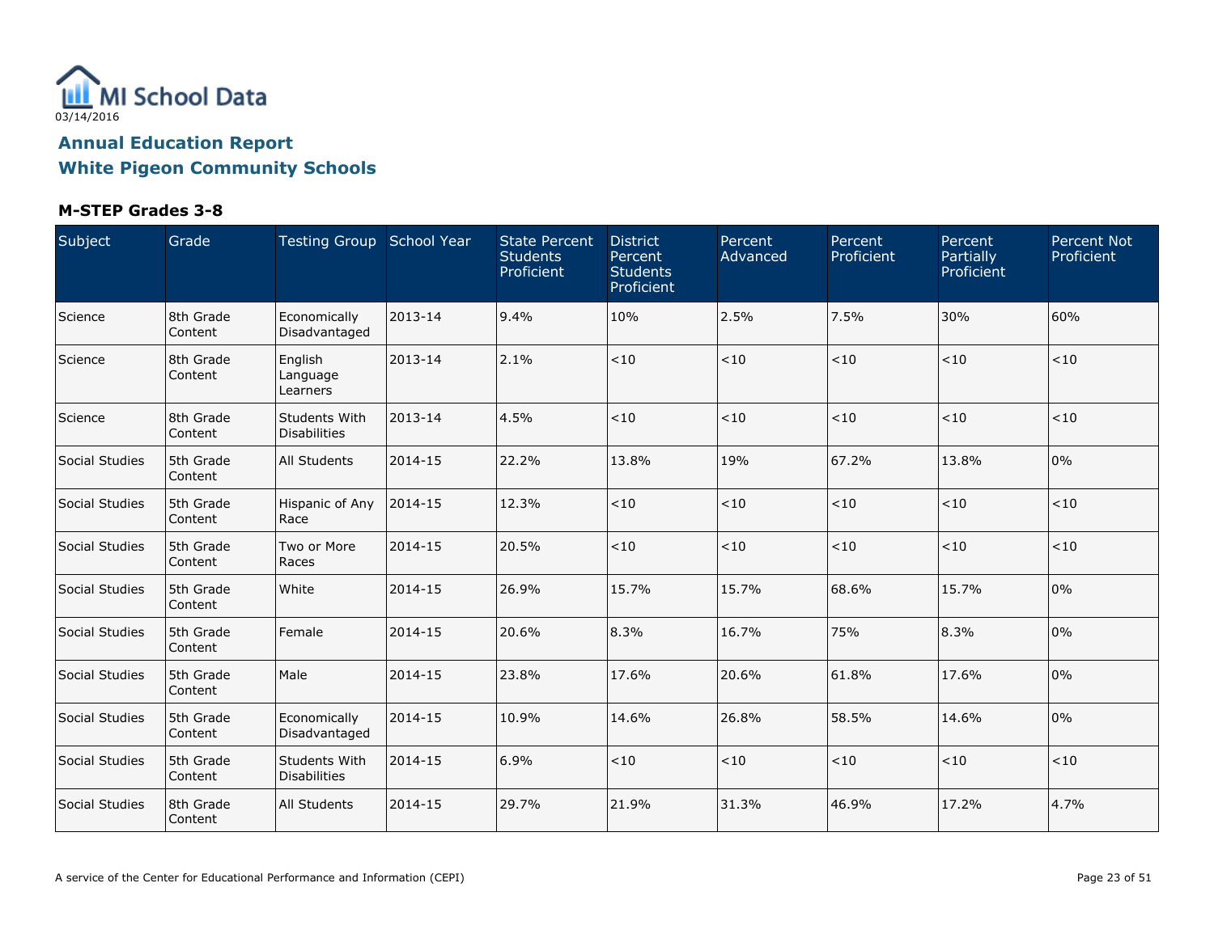03/14/2016

# Annual Education Report
## White Pigeon Community Schools

### M-STEP Grades 3-8

| Subject | Grade | Testing Group | School Year | State Percent Students Proficient | District Percent Students Proficient | Percent Advanced | Percent Proficient | Percent Partially Proficient | Percent Not Proficient |
|---|---|---|---|---|---|---|---|---|---|
| Science | 8th Grade Content | Economically Disadvantaged | 2013-14 | 9.4% | 10% | 2.5% | 7.5% | 30% | 60% |
| Science | 8th Grade Content | English Language Learners | 2013-14 | 2.1% | <10 | <10 | <10 | <10 | <10 |
| Science | 8th Grade Content | Students With Disabilities | 2013-14 | 4.5% | <10 | <10 | <10 | <10 | <10 |
| Social Studies | 5th Grade Content | All Students | 2014-15 | 22.2% | 13.8% | 19% | 67.2% | 13.8% | 0% |
| Social Studies | 5th Grade Content | Hispanic of Any Race | 2014-15 | 12.3% | <10 | <10 | <10 | <10 | <10 |
| Social Studies | 5th Grade Content | Two or More Races | 2014-15 | 20.5% | <10 | <10 | <10 | <10 | <10 |
| Social Studies | 5th Grade Content | White | 2014-15 | 26.9% | 15.7% | 15.7% | 68.6% | 15.7% | 0% |
| Social Studies | 5th Grade Content | Female | 2014-15 | 20.6% | 8.3% | 16.7% | 75% | 8.3% | 0% |
| Social Studies | 5th Grade Content | Male | 2014-15 | 23.8% | 17.6% | 20.6% | 61.8% | 17.6% | 0% |
| Social Studies | 5th Grade Content | Economically Disadvantaged | 2014-15 | 10.9% | 14.6% | 26.8% | 58.5% | 14.6% | 0% |
| Social Studies | 5th Grade Content | Students With Disabilities | 2014-15 | 6.9% | <10 | <10 | <10 | <10 | <10 |
| Social Studies | 8th Grade Content | All Students | 2014-15 | 29.7% | 21.9% | 31.3% | 46.9% | 17.2% | 4.7% |

A service of the Center for Educational Performance and Information (CEPI)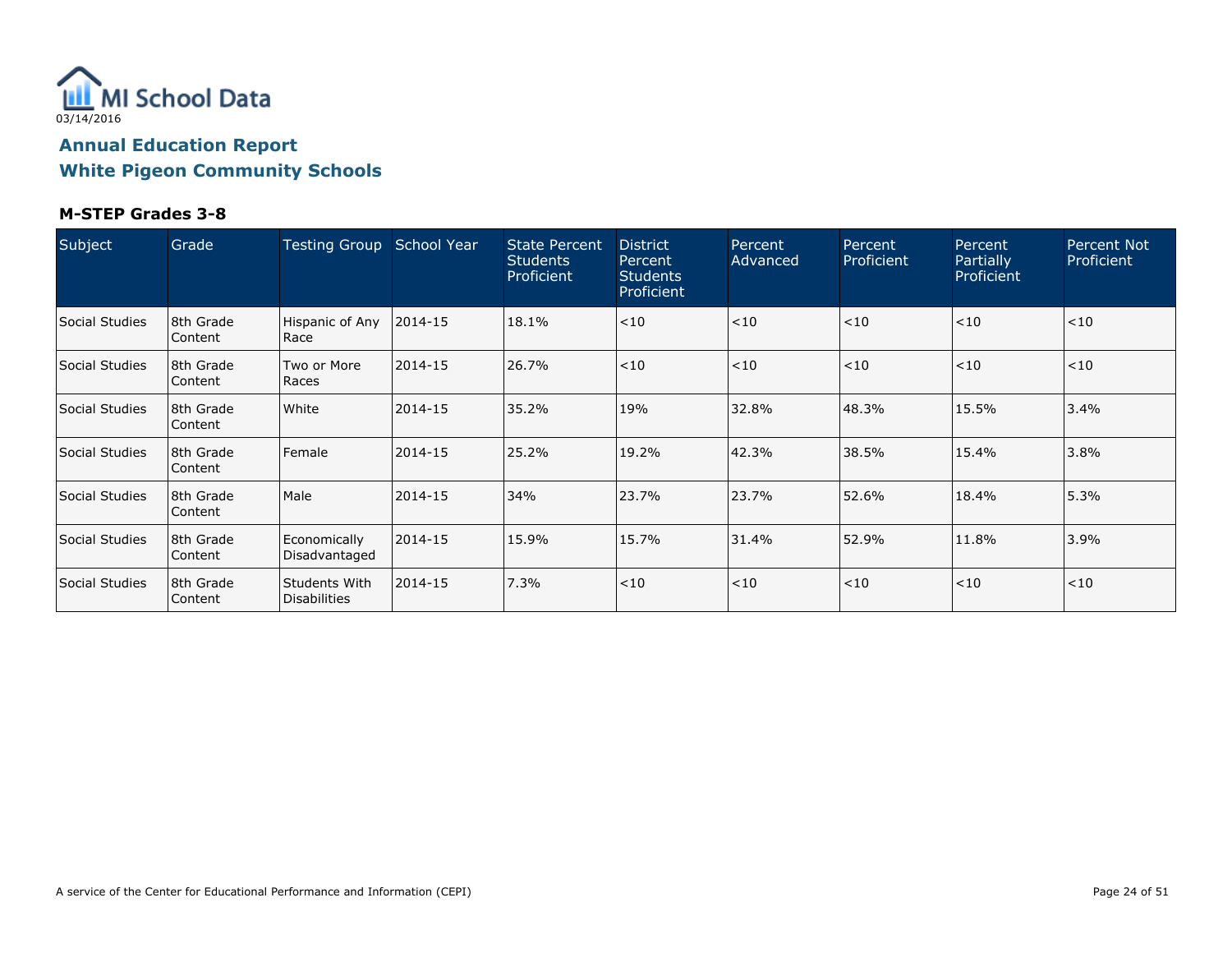MI School Data
03/14/2016

# Annual Education Report
# White Pigeon Community Schools

### M-STEP Grades 3-8

| Subject | Grade | Testing Group | School Year | State Percent Students Proficient | District Percent Students Proficient | Percent Advanced | Percent Proficient | Percent Partially Proficient | Percent Not Proficient |
|---|---|---|---|---|---|---|---|---|---|
| Social Studies | 8th Grade Content | Hispanic of Any Race | 2014-15 | 18.1% | <10 | <10 | <10 | <10 | <10 |
| Social Studies | 8th Grade Content | Two or More Races | 2014-15 | 26.7% | <10 | <10 | <10 | <10 | <10 |
| Social Studies | 8th Grade Content | White | 2014-15 | 35.2% | 19% | 32.8% | 48.3% | 15.5% | 3.4% |
| Social Studies | 8th Grade Content | Female | 2014-15 | 25.2% | 19.2% | 42.3% | 38.5% | 15.4% | 3.8% |
| Social Studies | 8th Grade Content | Male | 2014-15 | 34% | 23.7% | 23.7% | 52.6% | 18.4% | 5.3% |
| Social Studies | 8th Grade Content | Economically Disadvantaged | 2014-15 | 15.9% | 15.7% | 31.4% | 52.9% | 11.8% | 3.9% |
| Social Studies | 8th Grade Content | Students With Disabilities | 2014-15 | 7.3% | <10 | <10 | <10 | <10 | <10 |

A service of the Center for Educational Performance and Information (CEPI)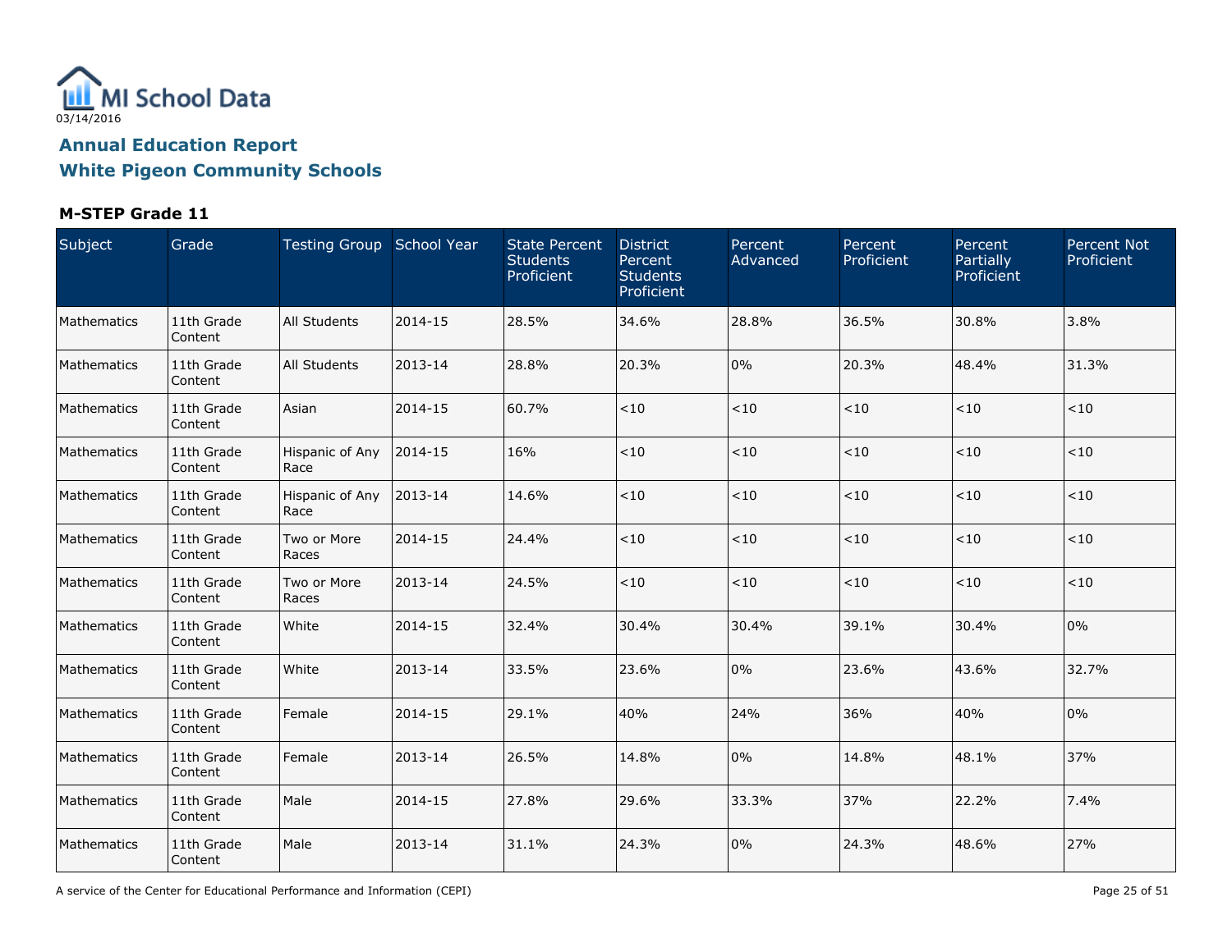MI School Data

03/14/2016

## Annual Education Report
## White Pigeon Community Schools

### M-STEP Grade 11

| Subject | Grade | Testing Group | School Year | State Percent Students Proficient | District Percent Students Proficient | Percent Advanced | Percent Proficient | Percent Partially Proficient | Percent Not Proficient |
|---|---|---|---|---|---|---|---|---|---|
| Mathematics | 11th Grade Content | All Students | 2014-15 | 28.5% | 34.6% | 28.8% | 36.5% | 30.8% | 3.8% |
| Mathematics | 11th Grade Content | All Students | 2013-14 | 28.8% | 20.3% | 0% | 20.3% | 48.4% | 31.3% |
| Mathematics | 11th Grade Content | Asian | 2014-15 | 60.7% | <10 | <10 | <10 | <10 | <10 |
| Mathematics | 11th Grade Content | Hispanic of Any Race | 2014-15 | 16% | <10 | <10 | <10 | <10 | <10 |
| Mathematics | 11th Grade Content | Hispanic of Any Race | 2013-14 | 14.6% | <10 | <10 | <10 | <10 | <10 |
| Mathematics | 11th Grade Content | Two or More Races | 2014-15 | 24.4% | <10 | <10 | <10 | <10 | <10 |
| Mathematics | 11th Grade Content | Two or More Races | 2013-14 | 24.5% | <10 | <10 | <10 | <10 | <10 |
| Mathematics | 11th Grade Content | White | 2014-15 | 32.4% | 30.4% | 30.4% | 39.1% | 30.4% | 0% |
| Mathematics | 11th Grade Content | White | 2013-14 | 33.5% | 23.6% | 0% | 23.6% | 43.6% | 32.7% |
| Mathematics | 11th Grade Content | Female | 2014-15 | 29.1% | 40% | 24% | 36% | 40% | 0% |
| Mathematics | 11th Grade Content | Female | 2013-14 | 26.5% | 14.8% | 0% | 14.8% | 48.1% | 37% |
| Mathematics | 11th Grade Content | Male | 2014-15 | 27.8% | 29.6% | 33.3% | 37% | 22.2% | 7.4% |
| Mathematics | 11th Grade Content | Male | 2013-14 | 31.1% | 24.3% | 0% | 24.3% | 48.6% | 27% |

A service of the Center for Educational Performance and Information (CEPI)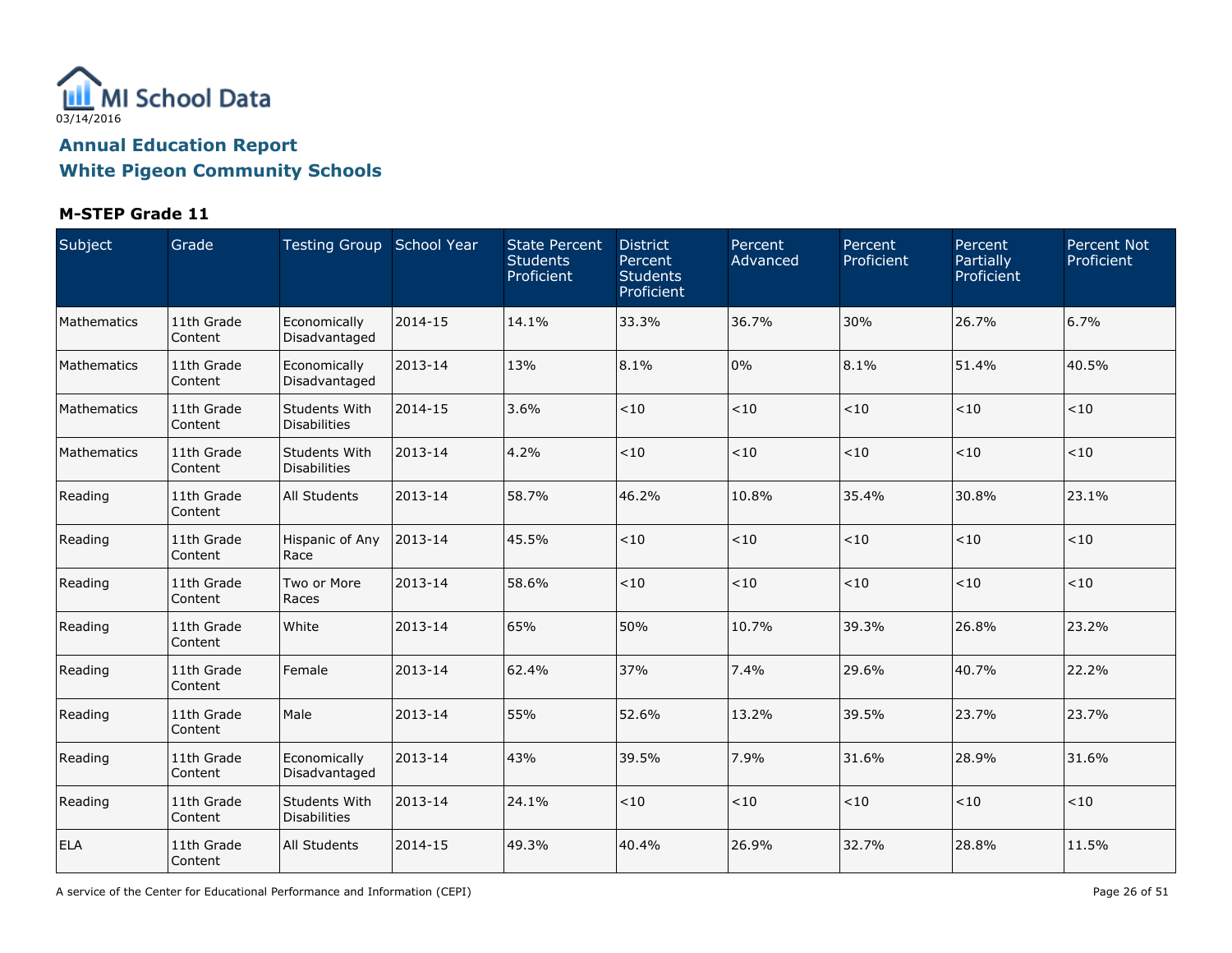MI School Data

03/14/2016

## Annual Education Report

## White Pigeon Community Schools

### M-STEP Grade 11

| Subject | Grade | Testing Group | School Year | State Percent Students Proficient | District Percent Students Proficient | Percent Advanced | Percent Proficient | Percent Partially Proficient | Percent Not Proficient |
|---|---|---|---|---|---|---|---|---|---|
| Mathematics | 11th Grade Content | Economically Disadvantaged | 2014-15 | 14.1% | 33.3% | 36.7% | 30% | 26.7% | 6.7% |
| Mathematics | 11th Grade Content | Economically Disadvantaged | 2013-14 | 13% | 8.1% | 0% | 8.1% | 51.4% | 40.5% |
| Mathematics | 11th Grade Content | Students With Disabilities | 2014-15 | 3.6% | <10 | <10 | <10 | <10 | <10 |
| Mathematics | 11th Grade Content | Students With Disabilities | 2013-14 | 4.2% | <10 | <10 | <10 | <10 | <10 |
| Reading | 11th Grade Content | All Students | 2013-14 | 58.7% | 46.2% | 10.8% | 35.4% | 30.8% | 23.1% |
| Reading | 11th Grade Content | Hispanic of Any Race | 2013-14 | 45.5% | <10 | <10 | <10 | <10 | <10 |
| Reading | 11th Grade Content | Two or More Races | 2013-14 | 58.6% | <10 | <10 | <10 | <10 | <10 |
| Reading | 11th Grade Content | White | 2013-14 | 65% | 50% | 10.7% | 39.3% | 26.8% | 23.2% |
| Reading | 11th Grade Content | Female | 2013-14 | 62.4% | 37% | 7.4% | 29.6% | 40.7% | 22.2% |
| Reading | 11th Grade Content | Male | 2013-14 | 55% | 52.6% | 13.2% | 39.5% | 23.7% | 23.7% |
| Reading | 11th Grade Content | Economically Disadvantaged | 2013-14 | 43% | 39.5% | 7.9% | 31.6% | 28.9% | 31.6% |
| Reading | 11th Grade Content | Students With Disabilities | 2013-14 | 24.1% | <10 | <10 | <10 | <10 | <10 |
| ELA | 11th Grade Content | All Students | 2014-15 | 49.3% | 40.4% | 26.9% | 32.7% | 28.8% | 11.5% |

A service of the Center for Educational Performance and Information (CEPI)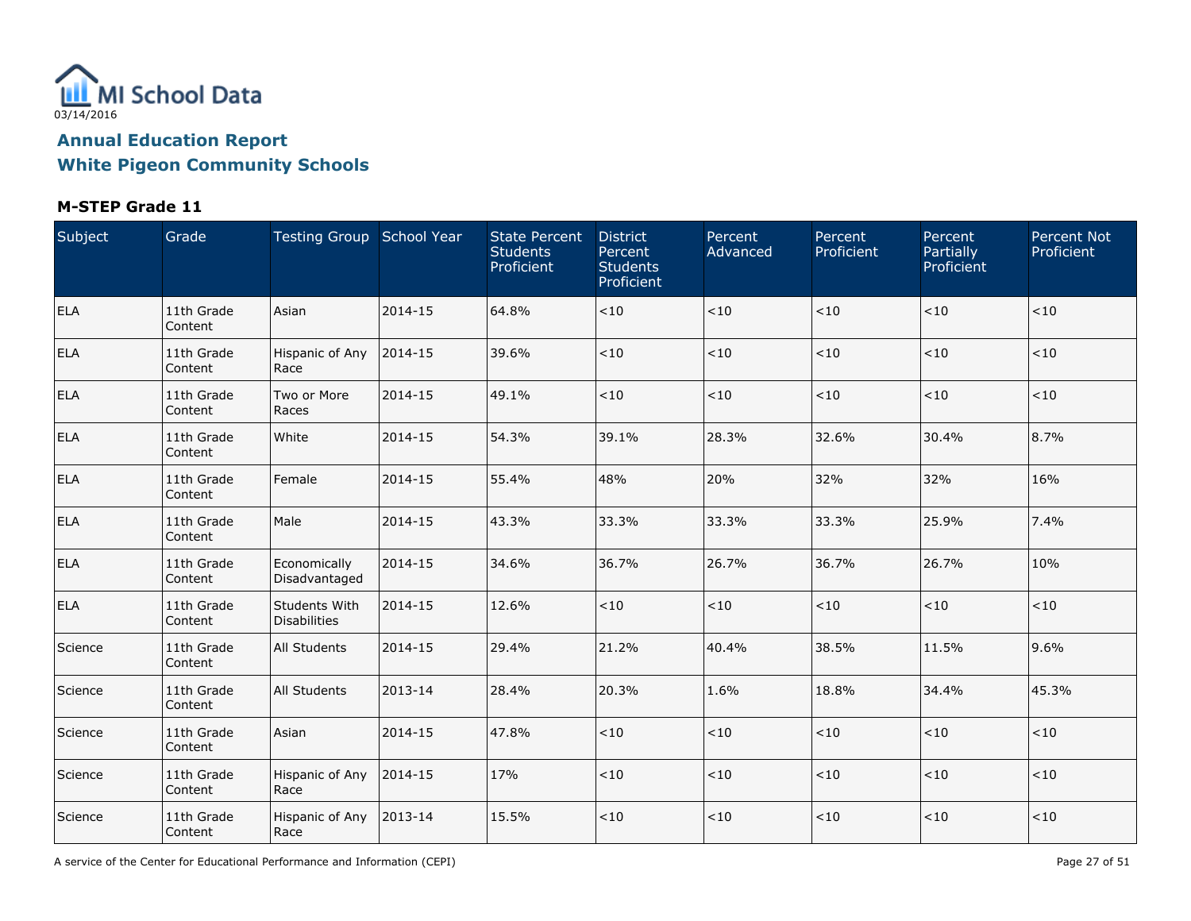03/14/2016

## Annual Education Report
## White Pigeon Community Schools

### M-STEP Grade 11

| Subject | Grade | Testing Group | School Year | State Percent Students Proficient | District Percent Students Proficient | Percent Advanced | Percent Proficient | Percent Partially Proficient | Percent Not Proficient |
|---|---|---|---|---|---|---|---|---|---|
| ELA | 11th Grade Content | Asian | 2014-15 | 64.8% | <10 | <10 | <10 | <10 | <10 |
| ELA | 11th Grade Content | Hispanic of Any Race | 2014-15 | 39.6% | <10 | <10 | <10 | <10 | <10 |
| ELA | 11th Grade Content | Two or More Races | 2014-15 | 49.1% | <10 | <10 | <10 | <10 | <10 |
| ELA | 11th Grade Content | White | 2014-15 | 54.3% | 39.1% | 28.3% | 32.6% | 30.4% | 8.7% |
| ELA | 11th Grade Content | Female | 2014-15 | 55.4% | 48% | 20% | 32% | 32% | 16% |
| ELA | 11th Grade Content | Male | 2014-15 | 43.3% | 33.3% | 33.3% | 33.3% | 25.9% | 7.4% |
| ELA | 11th Grade Content | Economically Disadvantaged | 2014-15 | 34.6% | 36.7% | 26.7% | 36.7% | 26.7% | 10% |
| ELA | 11th Grade Content | Students With Disabilities | 2014-15 | 12.6% | <10 | <10 | <10 | <10 | <10 |
| Science | 11th Grade Content | All Students | 2014-15 | 29.4% | 21.2% | 40.4% | 38.5% | 11.5% | 9.6% |
| Science | 11th Grade Content | All Students | 2013-14 | 28.4% | 20.3% | 1.6% | 18.8% | 34.4% | 45.3% |
| Science | 11th Grade Content | Asian | 2014-15 | 47.8% | <10 | <10 | <10 | <10 | <10 |
| Science | 11th Grade Content | Hispanic of Any Race | 2014-15 | 17% | <10 | <10 | <10 | <10 | <10 |
| Science | 11th Grade Content | Hispanic of Any Race | 2013-14 | 15.5% | <10 | <10 | <10 | <10 | <10 |

A service of the Center for Educational Performance and Information (CEPI)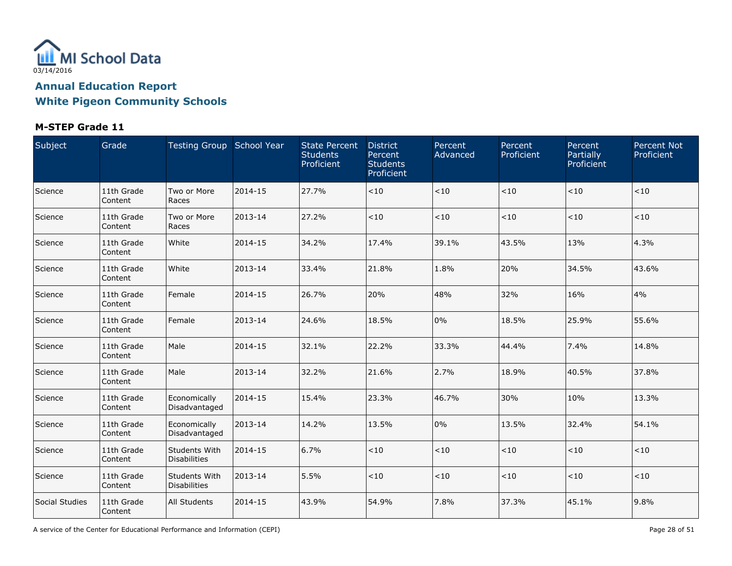MI School Data

03/14/2016

## Annual Education Report
## White Pigeon Community Schools

### M-STEP Grade 11

| Subject | Grade | Testing Group | School Year | State Percent Students Proficient | District Percent Students Proficient | Percent Advanced | Percent Proficient | Percent Partially Proficient | Percent Not Proficient |
|---|---|---|---|---|---|---|---|---|---|
| Science | 11th Grade Content | Two or More Races | 2014-15 | 27.7% | <10 | <10 | <10 | <10 | <10 |
| Science | 11th Grade Content | Two or More Races | 2013-14 | 27.2% | <10 | <10 | <10 | <10 | <10 |
| Science | 11th Grade Content | White | 2014-15 | 34.2% | 17.4% | 39.1% | 43.5% | 13% | 4.3% |
| Science | 11th Grade Content | White | 2013-14 | 33.4% | 21.8% | 1.8% | 20% | 34.5% | 43.6% |
| Science | 11th Grade Content | Female | 2014-15 | 26.7% | 20% | 48% | 32% | 16% | 4% |
| Science | 11th Grade Content | Female | 2013-14 | 24.6% | 18.5% | 0% | 18.5% | 25.9% | 55.6% |
| Science | 11th Grade Content | Male | 2014-15 | 32.1% | 22.2% | 33.3% | 44.4% | 7.4% | 14.8% |
| Science | 11th Grade Content | Male | 2013-14 | 32.2% | 21.6% | 2.7% | 18.9% | 40.5% | 37.8% |
| Science | 11th Grade Content | Economically Disadvantaged | 2014-15 | 15.4% | 23.3% | 46.7% | 30% | 10% | 13.3% |
| Science | 11th Grade Content | Economically Disadvantaged | 2013-14 | 14.2% | 13.5% | 0% | 13.5% | 32.4% | 54.1% |
| Science | 11th Grade Content | Students With Disabilities | 2014-15 | 6.7% | <10 | <10 | <10 | <10 | <10 |
| Science | 11th Grade Content | Students With Disabilities | 2013-14 | 5.5% | <10 | <10 | <10 | <10 | <10 |
| Social Studies | 11th Grade Content | All Students | 2014-15 | 43.9% | 54.9% | 7.8% | 37.3% | 45.1% | 9.8% |

A service of the Center for Educational Performance and Information (CEPI)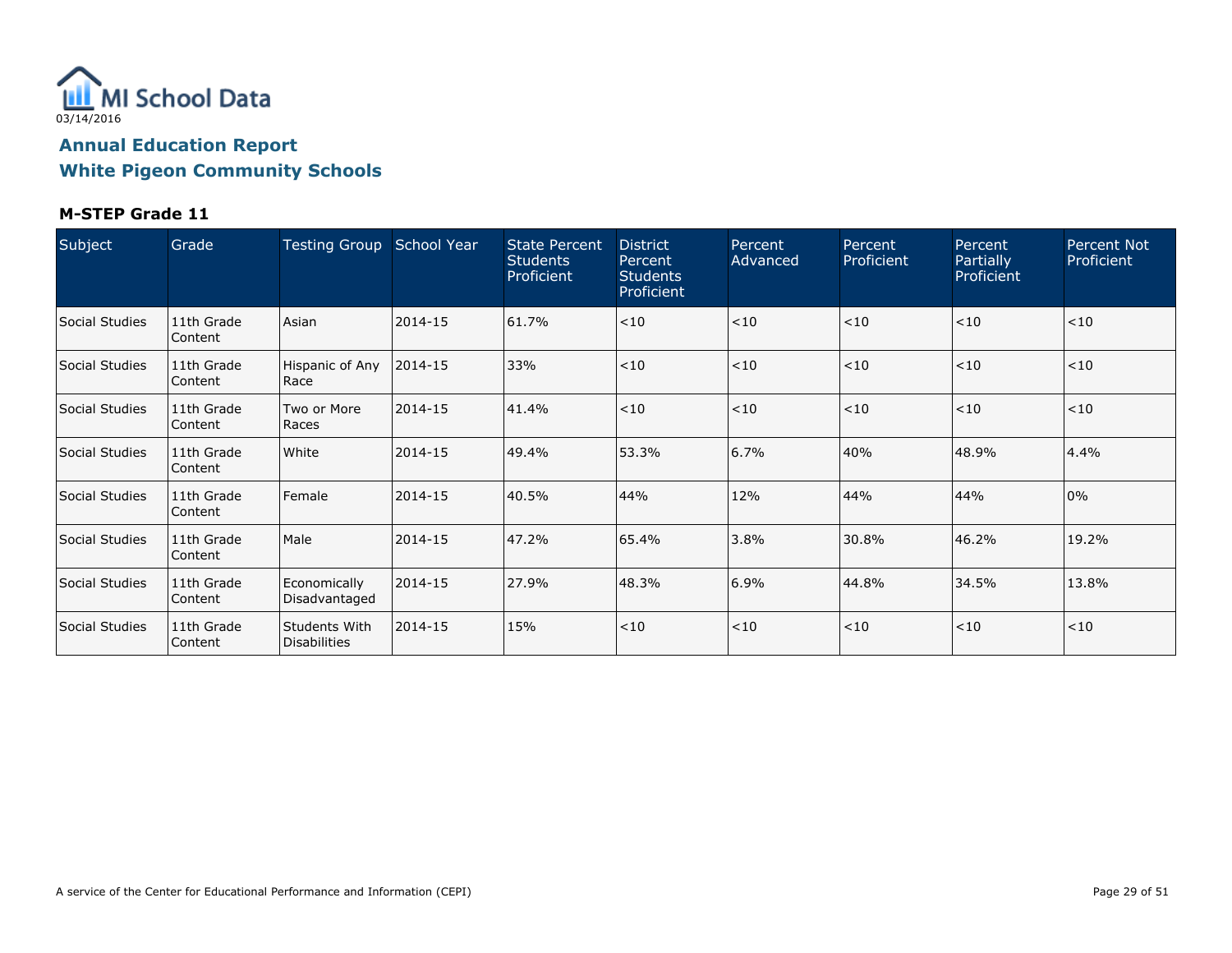MI School Data

03/14/2016

## Annual Education Report
## White Pigeon Community Schools

### M-STEP Grade 11

| Subject | Grade | Testing Group | School Year | State Percent Students Proficient | District Percent Students Proficient | Percent Advanced | Percent Proficient | Percent Partially Proficient | Percent Not Proficient |
|---|---|---|---|---|---|---|---|---|---|
| Social Studies | 11th Grade Content | Asian | 2014-15 | 61.7% | <10 | <10 | <10 | <10 | <10 |
| Social Studies | 11th Grade Content | Hispanic of Any Race | 2014-15 | 33% | <10 | <10 | <10 | <10 | <10 |
| Social Studies | 11th Grade Content | Two or More Races | 2014-15 | 41.4% | <10 | <10 | <10 | <10 | <10 |
| Social Studies | 11th Grade Content | White | 2014-15 | 49.4% | 53.3% | 6.7% | 40% | 48.9% | 4.4% |
| Social Studies | 11th Grade Content | Female | 2014-15 | 40.5% | 44% | 12% | 44% | 44% | 0% |
| Social Studies | 11th Grade Content | Male | 2014-15 | 47.2% | 65.4% | 3.8% | 30.8% | 46.2% | 19.2% |
| Social Studies | 11th Grade Content | Economically Disadvantaged | 2014-15 | 27.9% | 48.3% | 6.9% | 44.8% | 34.5% | 13.8% |
| Social Studies | 11th Grade Content | Students With Disabilities | 2014-15 | 15% | <10 | <10 | <10 | <10 | <10 |

A service of the Center for Educational Performance and Information (CEPI)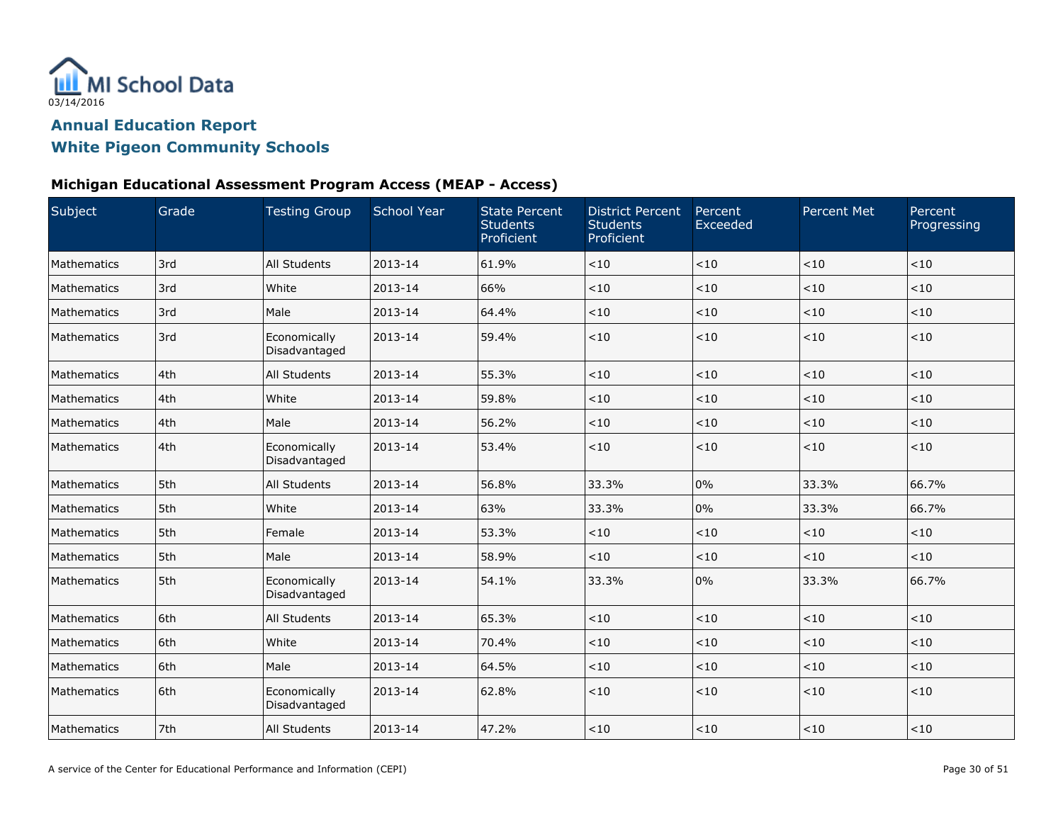MI School Data
03/14/2016

## Annual Education Report
## White Pigeon Community Schools

### Michigan Educational Assessment Program Access (MEAP - Access)

| Subject | Grade | Testing Group | School Year | State Percent Students Proficient | District Percent Students Proficient | Percent Exceeded | Percent Met | Percent Progressing |
|---|---|---|---|---|---|---|---|---|
| Mathematics | 3rd | All Students | 2013-14 | 61.9% | <10 | <10 | <10 | <10 |
| Mathematics | 3rd | White | 2013-14 | 66% | <10 | <10 | <10 | <10 |
| Mathematics | 3rd | Male | 2013-14 | 64.4% | <10 | <10 | <10 | <10 |
| Mathematics | 3rd | Economically Disadvantaged | 2013-14 | 59.4% | <10 | <10 | <10 | <10 |
| Mathematics | 4th | All Students | 2013-14 | 55.3% | <10 | <10 | <10 | <10 |
| Mathematics | 4th | White | 2013-14 | 59.8% | <10 | <10 | <10 | <10 |
| Mathematics | 4th | Male | 2013-14 | 56.2% | <10 | <10 | <10 | <10 |
| Mathematics | 4th | Economically Disadvantaged | 2013-14 | 53.4% | <10 | <10 | <10 | <10 |
| Mathematics | 5th | All Students | 2013-14 | 56.8% | 33.3% | 0% | 33.3% | 66.7% |
| Mathematics | 5th | White | 2013-14 | 63% | 33.3% | 0% | 33.3% | 66.7% |
| Mathematics | 5th | Female | 2013-14 | 53.3% | <10 | <10 | <10 | <10 |
| Mathematics | 5th | Male | 2013-14 | 58.9% | <10 | <10 | <10 | <10 |
| Mathematics | 5th | Economically Disadvantaged | 2013-14 | 54.1% | 33.3% | 0% | 33.3% | 66.7% |
| Mathematics | 6th | All Students | 2013-14 | 65.3% | <10 | <10 | <10 | <10 |
| Mathematics | 6th | White | 2013-14 | 70.4% | <10 | <10 | <10 | <10 |
| Mathematics | 6th | Male | 2013-14 | 64.5% | <10 | <10 | <10 | <10 |
| Mathematics | 6th | Economically Disadvantaged | 2013-14 | 62.8% | <10 | <10 | <10 | <10 |
| Mathematics | 7th | All Students | 2013-14 | 47.2% | <10 | <10 | <10 | <10 |

A service of the Center for Educational Performance and Information (CEPI)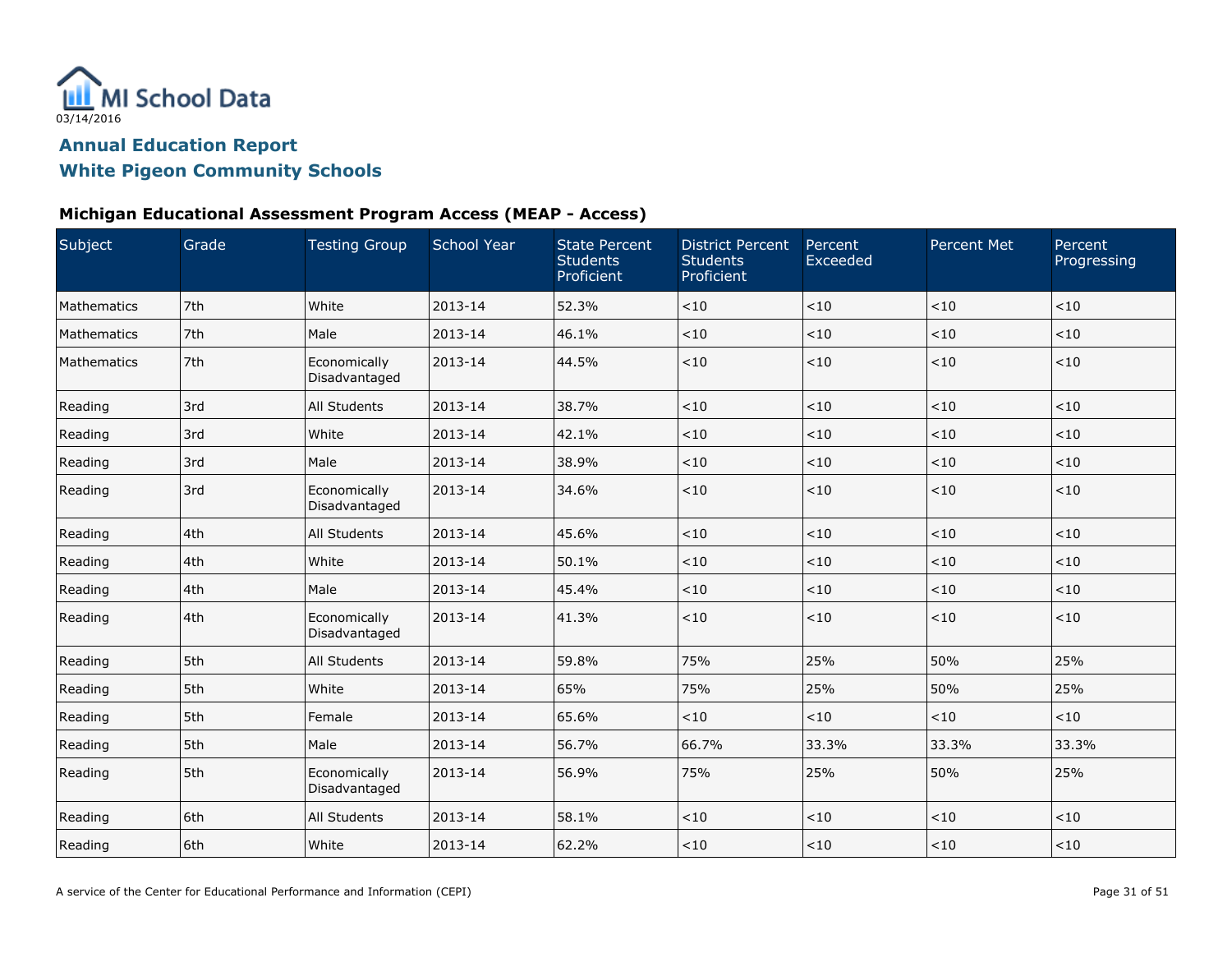03/14/2016

# Annual Education Report

## White Pigeon Community Schools

### Michigan Educational Assessment Program Access (MEAP - Access)

| Subject | Grade | Testing Group | School Year | State Percent Students Proficient | District Percent Students Proficient | Percent Exceeded | Percent Met | Percent Progressing |
|---|---|---|---|---|---|---|---|---|
| Mathematics | 7th | White | 2013-14 | 52.3% | <10 | <10 | <10 | <10 |
| Mathematics | 7th | Male | 2013-14 | 46.1% | <10 | <10 | <10 | <10 |
| Mathematics | 7th | Economically Disadvantaged | 2013-14 | 44.5% | <10 | <10 | <10 | <10 |
| Reading | 3rd | All Students | 2013-14 | 38.7% | <10 | <10 | <10 | <10 |
| Reading | 3rd | White | 2013-14 | 42.1% | <10 | <10 | <10 | <10 |
| Reading | 3rd | Male | 2013-14 | 38.9% | <10 | <10 | <10 | <10 |
| Reading | 3rd | Economically Disadvantaged | 2013-14 | 34.6% | <10 | <10 | <10 | <10 |
| Reading | 4th | All Students | 2013-14 | 45.6% | <10 | <10 | <10 | <10 |
| Reading | 4th | White | 2013-14 | 50.1% | <10 | <10 | <10 | <10 |
| Reading | 4th | Male | 2013-14 | 45.4% | <10 | <10 | <10 | <10 |
| Reading | 4th | Economically Disadvantaged | 2013-14 | 41.3% | <10 | <10 | <10 | <10 |
| Reading | 5th | All Students | 2013-14 | 59.8% | 75% | 25% | 50% | 25% |
| Reading | 5th | White | 2013-14 | 65% | 75% | 25% | 50% | 25% |
| Reading | 5th | Female | 2013-14 | 65.6% | <10 | <10 | <10 | <10 |
| Reading | 5th | Male | 2013-14 | 56.7% | 66.7% | 33.3% | 33.3% | 33.3% |
| Reading | 5th | Economically Disadvantaged | 2013-14 | 56.9% | 75% | 25% | 50% | 25% |
| Reading | 6th | All Students | 2013-14 | 58.1% | <10 | <10 | <10 | <10 |
| Reading | 6th | White | 2013-14 | 62.2% | <10 | <10 | <10 | <10 |

A service of the Center for Educational Performance and Information (CEPI)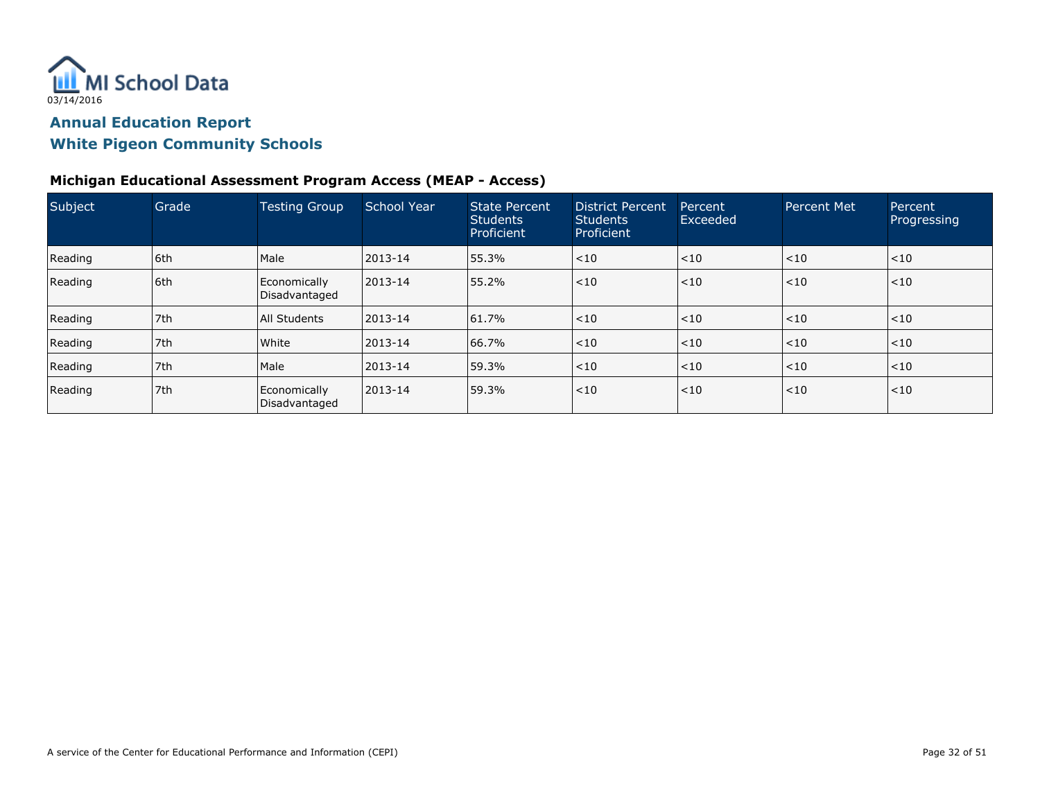MI School Data
03/14/2016

**Annual Education Report**
**White Pigeon Community Schools**

### Michigan Educational Assessment Program Access (MEAP - Access)

| Subject | Grade | Testing Group | School Year | State Percent Students Proficient | District Percent Students Proficient | Percent Exceeded | Percent Met | Percent Progressing |
|---|---|---|---|---|---|---|---|---|
| Reading | 6th | Male | 2013-14 | 55.3% | <10 | <10 | <10 | <10 |
| Reading | 6th | Economically Disadvantaged | 2013-14 | 55.2% | <10 | <10 | <10 | <10 |
| Reading | 7th | All Students | 2013-14 | 61.7% | <10 | <10 | <10 | <10 |
| Reading | 7th | White | 2013-14 | 66.7% | <10 | <10 | <10 | <10 |
| Reading | 7th | Male | 2013-14 | 59.3% | <10 | <10 | <10 | <10 |
| Reading | 7th | Economically Disadvantaged | 2013-14 | 59.3% | <10 | <10 | <10 | <10 |

A service of the Center for Educational Performance and Information (CEPI)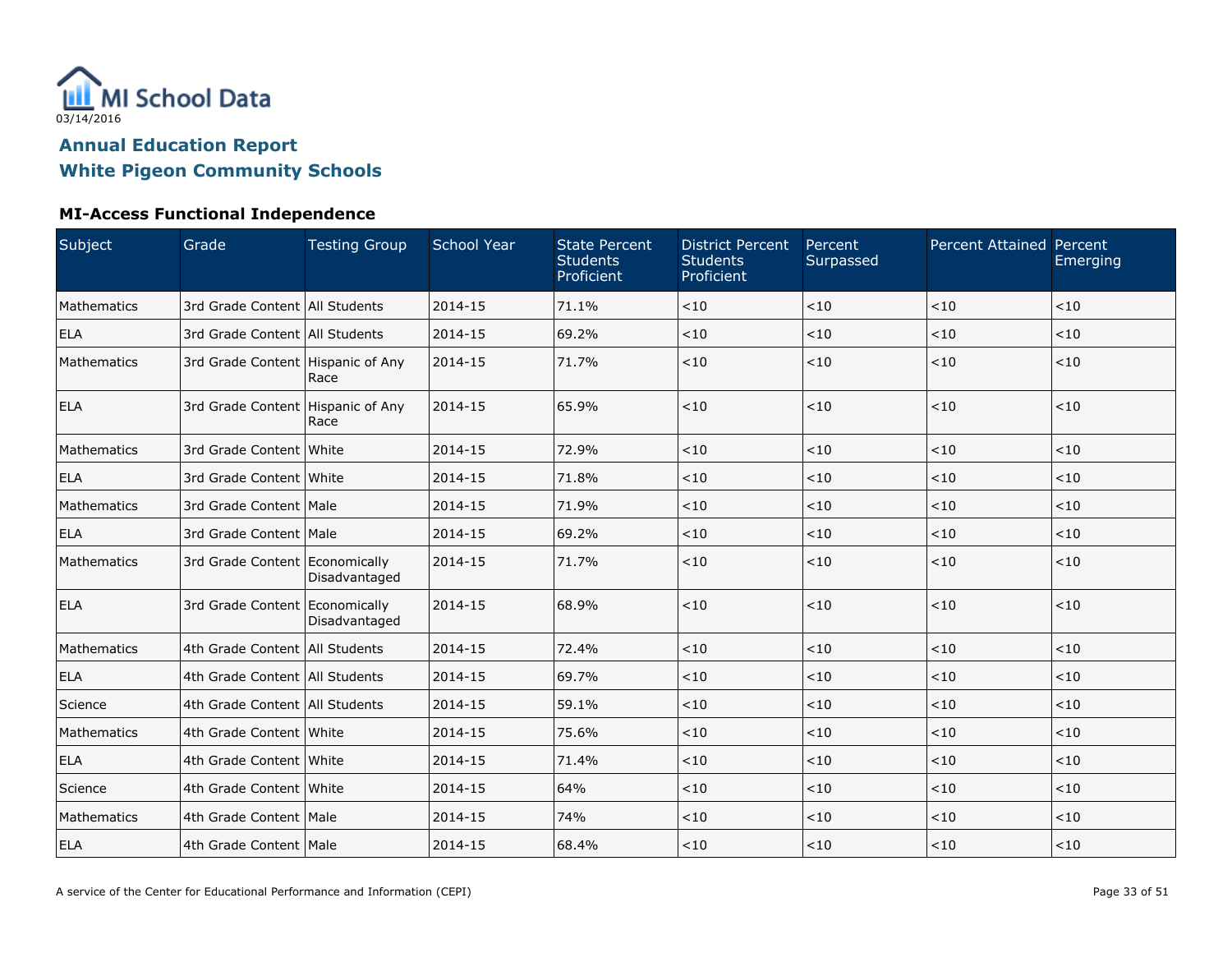MI School Data
03/14/2016

## Annual Education Report
## White Pigeon Community Schools

### MI-Access Functional Independence

| Subject | Grade | Testing Group | School Year | State Percent Students Proficient | District Percent Students Proficient | Percent Surpassed | Percent Attained | Percent Emerging |
|---|---|---|---|---|---|---|---|---|
| Mathematics | 3rd Grade Content | All Students | 2014-15 | 71.1% | <10 | <10 | <10 | <10 |
| ELA | 3rd Grade Content | All Students | 2014-15 | 69.2% | <10 | <10 | <10 | <10 |
| Mathematics | 3rd Grade Content | Hispanic of Any Race | 2014-15 | 71.7% | <10 | <10 | <10 | <10 |
| ELA | 3rd Grade Content | Hispanic of Any Race | 2014-15 | 65.9% | <10 | <10 | <10 | <10 |
| Mathematics | 3rd Grade Content | White | 2014-15 | 72.9% | <10 | <10 | <10 | <10 |
| ELA | 3rd Grade Content | White | 2014-15 | 71.8% | <10 | <10 | <10 | <10 |
| Mathematics | 3rd Grade Content | Male | 2014-15 | 71.9% | <10 | <10 | <10 | <10 |
| ELA | 3rd Grade Content | Male | 2014-15 | 69.2% | <10 | <10 | <10 | <10 |
| Mathematics | 3rd Grade Content | Economically Disadvantaged | 2014-15 | 71.7% | <10 | <10 | <10 | <10 |
| ELA | 3rd Grade Content | Economically Disadvantaged | 2014-15 | 68.9% | <10 | <10 | <10 | <10 |
| Mathematics | 4th Grade Content | All Students | 2014-15 | 72.4% | <10 | <10 | <10 | <10 |
| ELA | 4th Grade Content | All Students | 2014-15 | 69.7% | <10 | <10 | <10 | <10 |
| Science | 4th Grade Content | All Students | 2014-15 | 59.1% | <10 | <10 | <10 | <10 |
| Mathematics | 4th Grade Content | White | 2014-15 | 75.6% | <10 | <10 | <10 | <10 |
| ELA | 4th Grade Content | White | 2014-15 | 71.4% | <10 | <10 | <10 | <10 |
| Science | 4th Grade Content | White | 2014-15 | 64% | <10 | <10 | <10 | <10 |
| Mathematics | 4th Grade Content | Male | 2014-15 | 74% | <10 | <10 | <10 | <10 |
| ELA | 4th Grade Content | Male | 2014-15 | 68.4% | <10 | <10 | <10 | <10 |

A service of the Center for Educational Performance and Information (CEPI)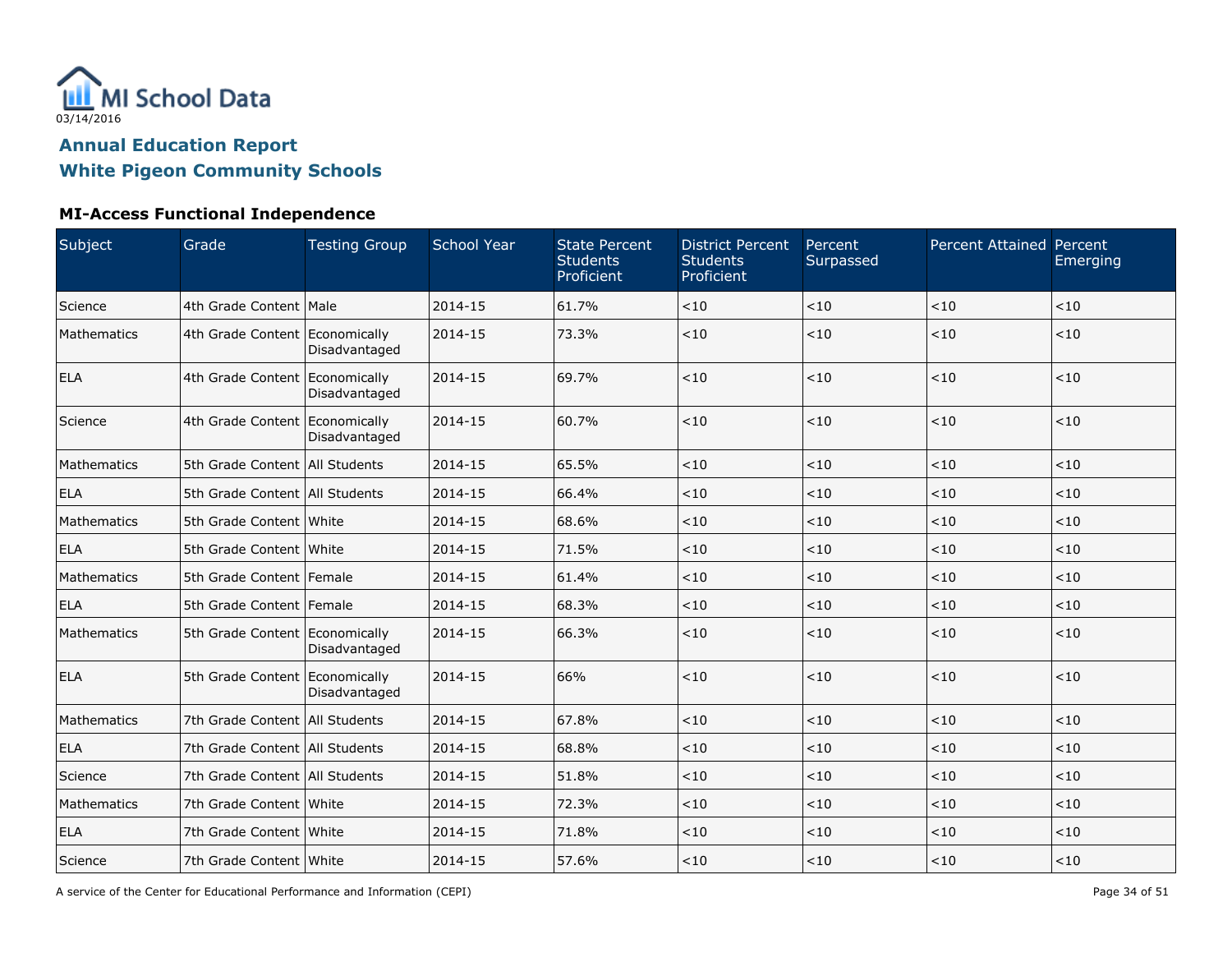MI School Data
03/14/2016

# Annual Education Report
# White Pigeon Community Schools

## MI-Access Functional Independence

| Subject | Grade | Testing Group | School Year | State Percent Students Proficient | District Percent Students Proficient | Percent Surpassed | Percent Attained | Percent Emerging |
|---|---|---|---|---|---|---|---|---|
| Science | 4th Grade Content | Male | 2014-15 | 61.7% | <10 | <10 | <10 | <10 |
| Mathematics | 4th Grade Content | Economically Disadvantaged | 2014-15 | 73.3% | <10 | <10 | <10 | <10 |
| ELA | 4th Grade Content | Economically Disadvantaged | 2014-15 | 69.7% | <10 | <10 | <10 | <10 |
| Science | 4th Grade Content | Economically Disadvantaged | 2014-15 | 60.7% | <10 | <10 | <10 | <10 |
| Mathematics | 5th Grade Content | All Students | 2014-15 | 65.5% | <10 | <10 | <10 | <10 |
| ELA | 5th Grade Content | All Students | 2014-15 | 66.4% | <10 | <10 | <10 | <10 |
| Mathematics | 5th Grade Content | White | 2014-15 | 68.6% | <10 | <10 | <10 | <10 |
| ELA | 5th Grade Content | White | 2014-15 | 71.5% | <10 | <10 | <10 | <10 |
| Mathematics | 5th Grade Content | Female | 2014-15 | 61.4% | <10 | <10 | <10 | <10 |
| ELA | 5th Grade Content | Female | 2014-15 | 68.3% | <10 | <10 | <10 | <10 |
| Mathematics | 5th Grade Content | Economically Disadvantaged | 2014-15 | 66.3% | <10 | <10 | <10 | <10 |
| ELA | 5th Grade Content | Economically Disadvantaged | 2014-15 | 66% | <10 | <10 | <10 | <10 |
| Mathematics | 7th Grade Content | All Students | 2014-15 | 67.8% | <10 | <10 | <10 | <10 |
| ELA | 7th Grade Content | All Students | 2014-15 | 68.8% | <10 | <10 | <10 | <10 |
| Science | 7th Grade Content | All Students | 2014-15 | 51.8% | <10 | <10 | <10 | <10 |
| Mathematics | 7th Grade Content | White | 2014-15 | 72.3% | <10 | <10 | <10 | <10 |
| ELA | 7th Grade Content | White | 2014-15 | 71.8% | <10 | <10 | <10 | <10 |
| Science | 7th Grade Content | White | 2014-15 | 57.6% | <10 | <10 | <10 | <10 |

A service of the Center for Educational Performance and Information (CEPI)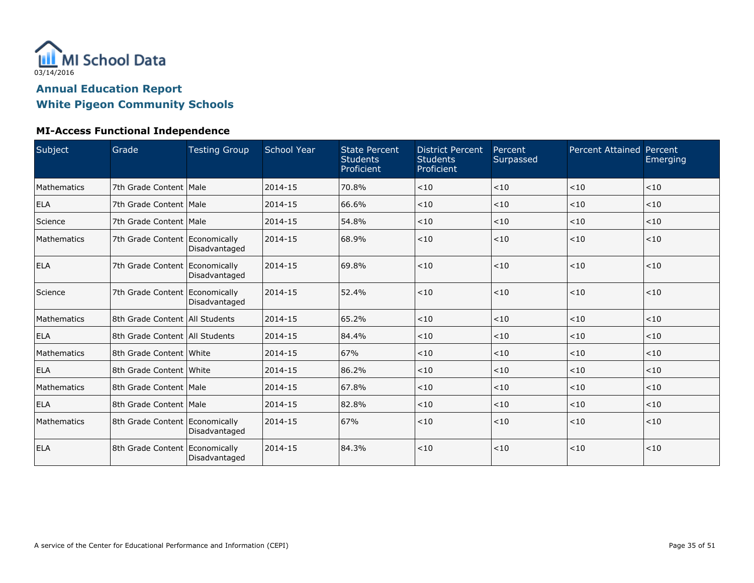MI School Data
03/14/2016

## Annual Education Report
## White Pigeon Community Schools

### MI-Access Functional Independence

| Subject | Grade | Testing Group | School Year | State Percent Students Proficient | District Percent Students Proficient | Percent Surpassed | Percent Attained | Percent Emerging |
|---|---|---|---|---|---|---|---|---|
| Mathematics | 7th Grade Content | Male | 2014-15 | 70.8% | <10 | <10 | <10 | <10 |
| ELA | 7th Grade Content | Male | 2014-15 | 66.6% | <10 | <10 | <10 | <10 |
| Science | 7th Grade Content | Male | 2014-15 | 54.8% | <10 | <10 | <10 | <10 |
| Mathematics | 7th Grade Content | Economically Disadvantaged | 2014-15 | 68.9% | <10 | <10 | <10 | <10 |
| ELA | 7th Grade Content | Economically Disadvantaged | 2014-15 | 69.8% | <10 | <10 | <10 | <10 |
| Science | 7th Grade Content | Economically Disadvantaged | 2014-15 | 52.4% | <10 | <10 | <10 | <10 |
| Mathematics | 8th Grade Content | All Students | 2014-15 | 65.2% | <10 | <10 | <10 | <10 |
| ELA | 8th Grade Content | All Students | 2014-15 | 84.4% | <10 | <10 | <10 | <10 |
| Mathematics | 8th Grade Content | White | 2014-15 | 67% | <10 | <10 | <10 | <10 |
| ELA | 8th Grade Content | White | 2014-15 | 86.2% | <10 | <10 | <10 | <10 |
| Mathematics | 8th Grade Content | Male | 2014-15 | 67.8% | <10 | <10 | <10 | <10 |
| ELA | 8th Grade Content | Male | 2014-15 | 82.8% | <10 | <10 | <10 | <10 |
| Mathematics | 8th Grade Content | Economically Disadvantaged | 2014-15 | 67% | <10 | <10 | <10 | <10 |
| ELA | 8th Grade Content | Economically Disadvantaged | 2014-15 | 84.3% | <10 | <10 | <10 | <10 |

A service of the Center for Educational Performance and Information (CEPI)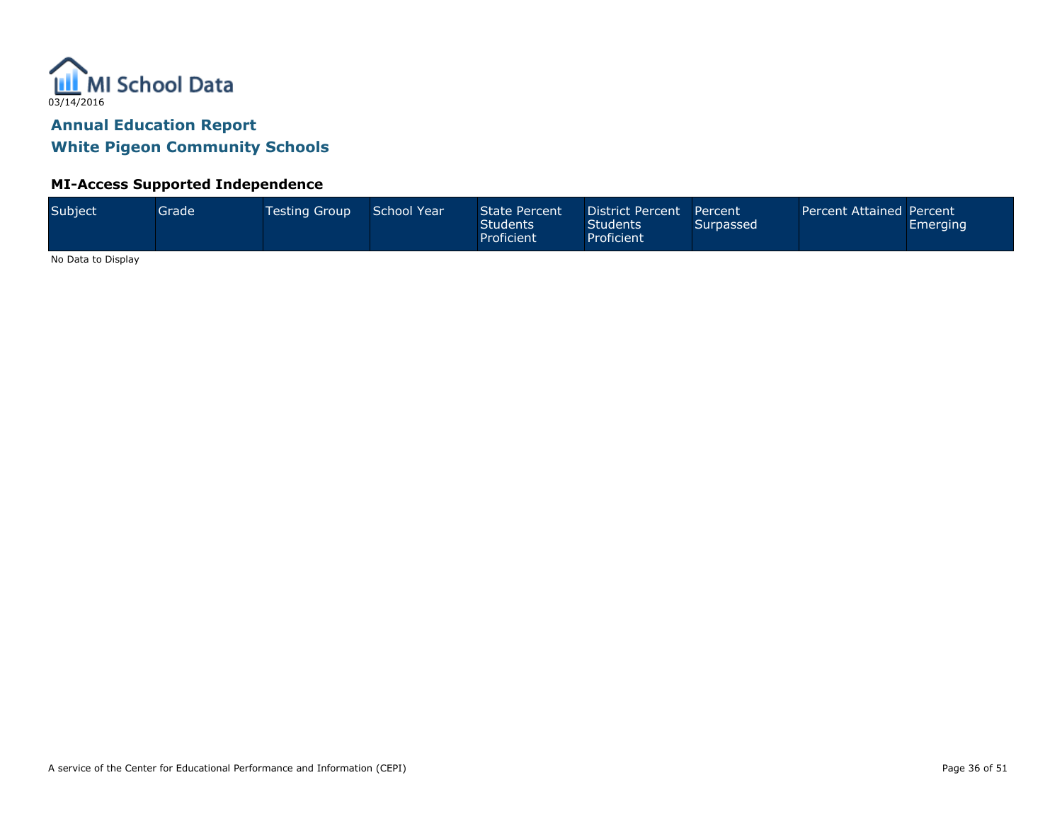MI School Data

03/14/2016

## Annual Education Report
## White Pigeon Community Schools

### MI-Access Supported Independence

| Subject | Grade | Testing Group | School Year | State Percent Students Proficient | District Percent Students Proficient | Percent Surpassed | Percent Attained | Percent Emerging |
|---|---|---|---|---|---|---|---|---|

No Data to Display

A service of the Center for Educational Performance and Information (CEPI)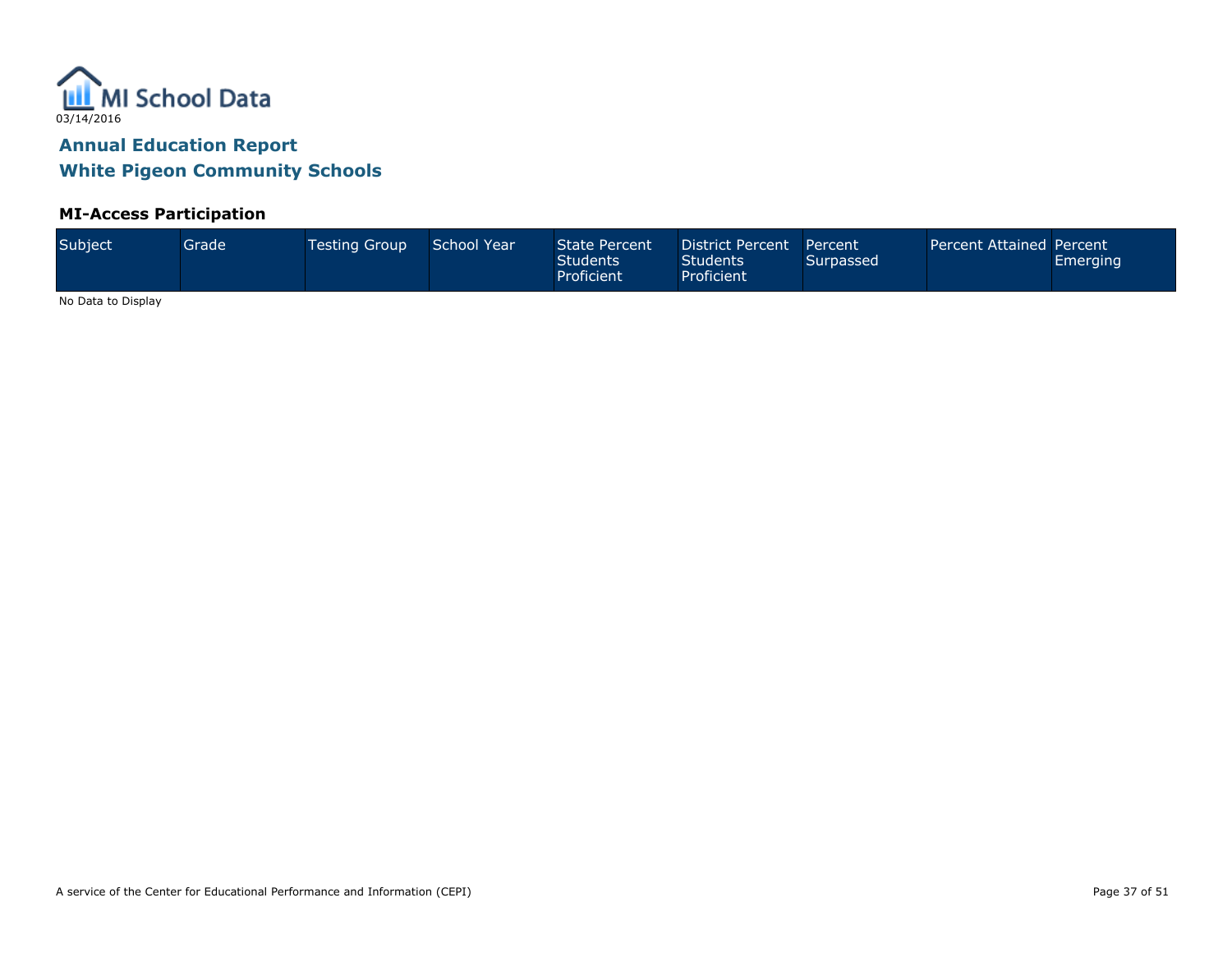MI School Data

03/14/2016

## Annual Education Report
## White Pigeon Community Schools

### MI-Access Participation

| Subject | Grade | Testing Group | School Year | State Percent Students Proficient | District Percent Students Proficient | Percent Surpassed | Percent Attained | Percent Emerging |
|---|---|---|---|---|---|---|---|---|

No Data to Display

A service of the Center for Educational Performance and Information (CEPI)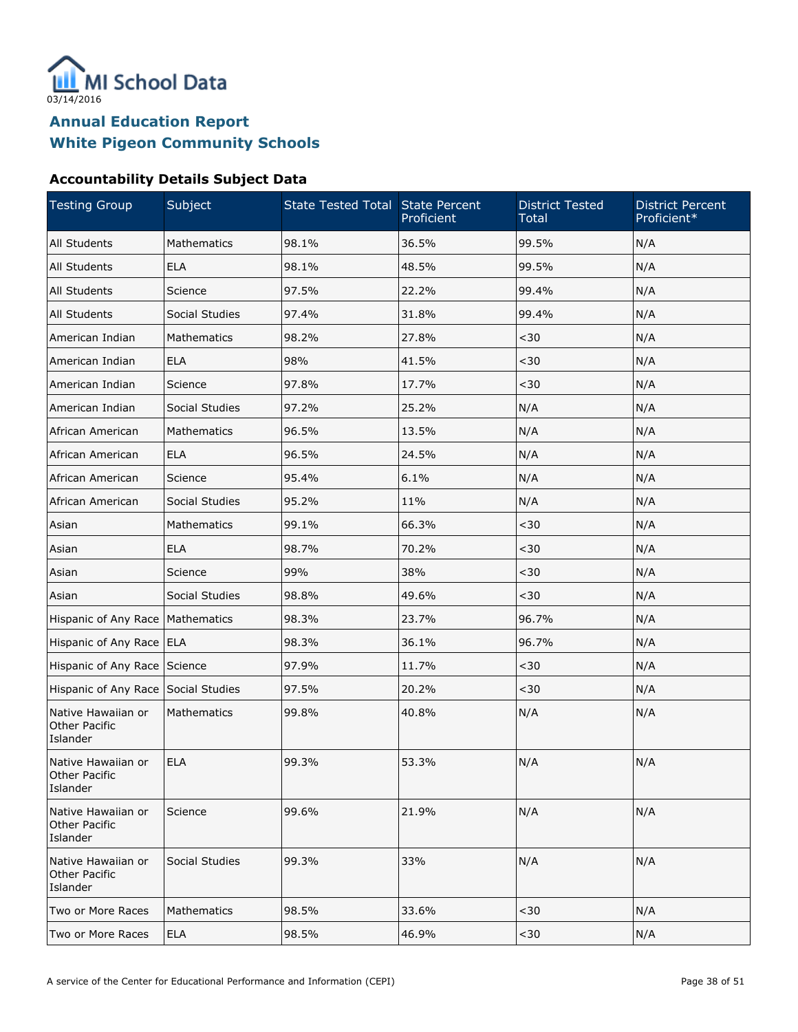MI School Data

03/14/2016

## Annual Education Report
## White Pigeon Community Schools

### Accountability Details Subject Data

| Testing Group | Subject | State Tested Total | State Percent Proficient | District Tested Total | District Percent Proficient* |
|---|---|---|---|---|---|
| All Students | Mathematics | 98.1% | 36.5% | 99.5% | N/A |
| All Students | ELA | 98.1% | 48.5% | 99.5% | N/A |
| All Students | Science | 97.5% | 22.2% | 99.4% | N/A |
| All Students | Social Studies | 97.4% | 31.8% | 99.4% | N/A |
| American Indian | Mathematics | 98.2% | 27.8% | <30 | N/A |
| American Indian | ELA | 98% | 41.5% | <30 | N/A |
| American Indian | Science | 97.8% | 17.7% | <30 | N/A |
| American Indian | Social Studies | 97.2% | 25.2% | N/A | N/A |
| African American | Mathematics | 96.5% | 13.5% | N/A | N/A |
| African American | ELA | 96.5% | 24.5% | N/A | N/A |
| African American | Science | 95.4% | 6.1% | N/A | N/A |
| African American | Social Studies | 95.2% | 11% | N/A | N/A |
| Asian | Mathematics | 99.1% | 66.3% | <30 | N/A |
| Asian | ELA | 98.7% | 70.2% | <30 | N/A |
| Asian | Science | 99% | 38% | <30 | N/A |
| Asian | Social Studies | 98.8% | 49.6% | <30 | N/A |
| Hispanic of Any Race | Mathematics | 98.3% | 23.7% | 96.7% | N/A |
| Hispanic of Any Race | ELA | 98.3% | 36.1% | 96.7% | N/A |
| Hispanic of Any Race | Science | 97.9% | 11.7% | <30 | N/A |
| Hispanic of Any Race | Social Studies | 97.5% | 20.2% | <30 | N/A |
| Native Hawaiian or Other Pacific Islander | Mathematics | 99.8% | 40.8% | N/A | N/A |
| Native Hawaiian or Other Pacific Islander | ELA | 99.3% | 53.3% | N/A | N/A |
| Native Hawaiian or Other Pacific Islander | Science | 99.6% | 21.9% | N/A | N/A |
| Native Hawaiian or Other Pacific Islander | Social Studies | 99.3% | 33% | N/A | N/A |
| Two or More Races | Mathematics | 98.5% | 33.6% | <30 | N/A |
| Two or More Races | ELA | 98.5% | 46.9% | <30 | N/A |

A service of the Center for Educational Performance and Information (CEPI)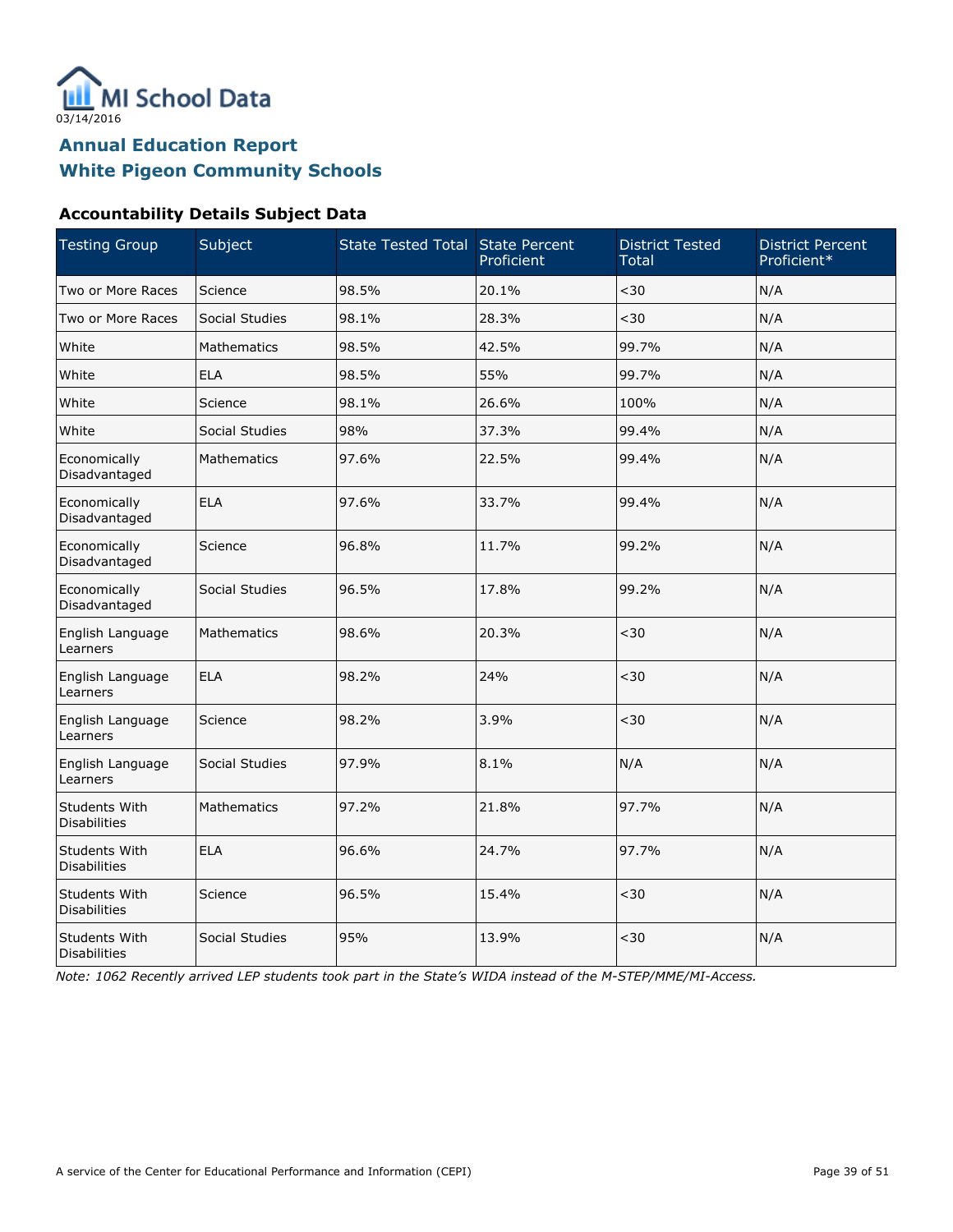# Annual Education Report
## White Pigeon Community Schools

### Accountability Details Subject Data

| Testing Group | Subject | State Tested Total | State Percent Proficient | District Tested Total | District Percent Proficient* |
|---|---|---|---|---|---|
| Two or More Races | Science | 98.5% | 20.1% | <30 | N/A |
| Two or More Races | Social Studies | 98.1% | 28.3% | <30 | N/A |
| White | Mathematics | 98.5% | 42.5% | 99.7% | N/A |
| White | ELA | 98.5% | 55% | 99.7% | N/A |
| White | Science | 98.1% | 26.6% | 100% | N/A |
| White | Social Studies | 98% | 37.3% | 99.4% | N/A |
| Economically Disadvantaged | Mathematics | 97.6% | 22.5% | 99.4% | N/A |
| Economically Disadvantaged | ELA | 97.6% | 33.7% | 99.4% | N/A |
| Economically Disadvantaged | Science | 96.8% | 11.7% | 99.2% | N/A |
| Economically Disadvantaged | Social Studies | 96.5% | 17.8% | 99.2% | N/A |
| English Language Learners | Mathematics | 98.6% | 20.3% | <30 | N/A |
| English Language Learners | ELA | 98.2% | 24% | <30 | N/A |
| English Language Learners | Science | 98.2% | 3.9% | <30 | N/A |
| English Language Learners | Social Studies | 97.9% | 8.1% | N/A | N/A |
| Students With Disabilities | Mathematics | 97.2% | 21.8% | 97.7% | N/A |
| Students With Disabilities | ELA | 96.6% | 24.7% | 97.7% | N/A |
| Students With Disabilities | Science | 96.5% | 15.4% | <30 | N/A |
| Students With Disabilities | Social Studies | 95% | 13.9% | <30 | N/A |

*Note: 1062 Recently arrived LEP students took part in the State's WIDA instead of the M-STEP/MME/MI-Access.*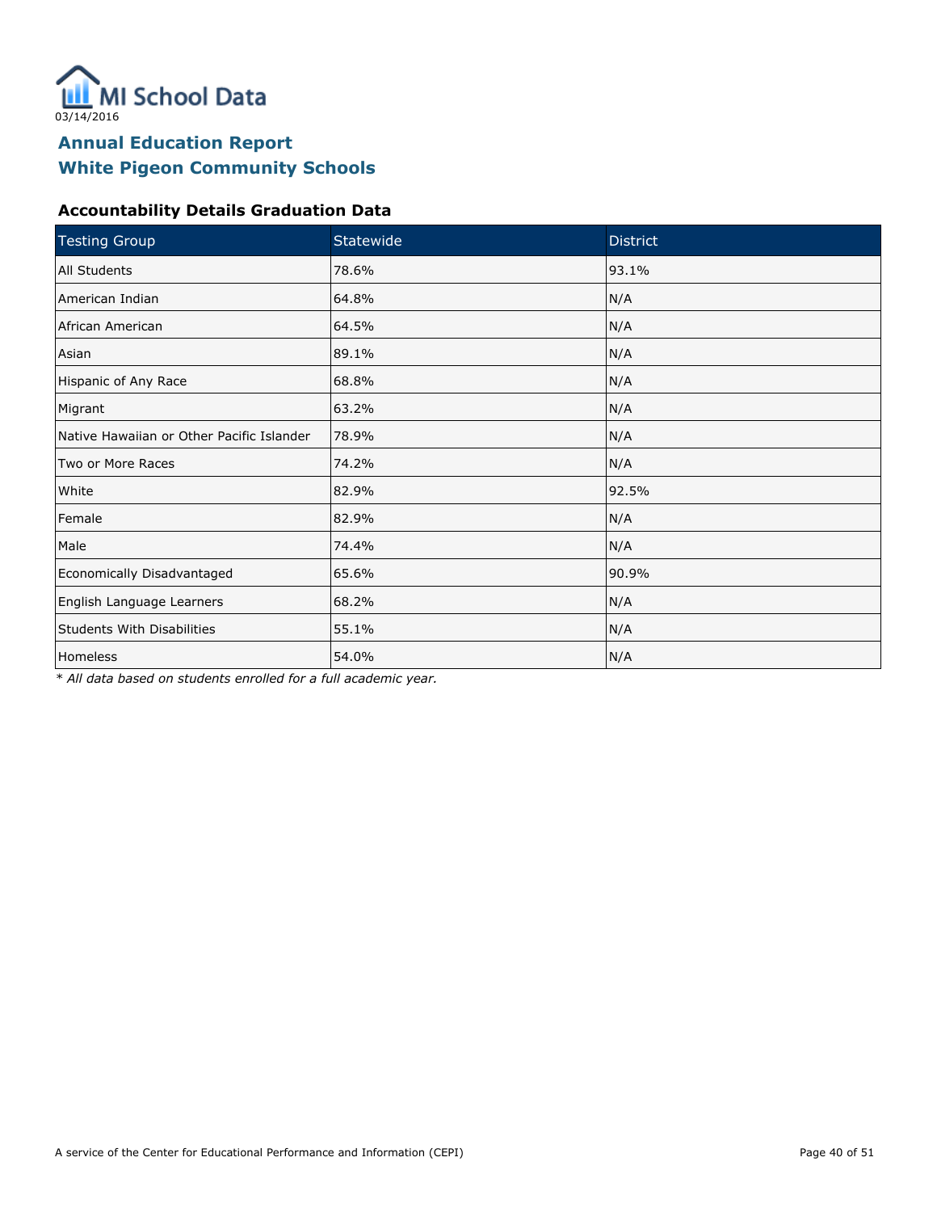MI School Data

03/14/2016

## Annual Education Report
## White Pigeon Community Schools

### Accountability Details Graduation Data

| Testing Group | Statewide | District |
|---|---|---|
| All Students | 78.6% | 93.1% |
| American Indian | 64.8% | N/A |
| African American | 64.5% | N/A |
| Asian | 89.1% | N/A |
| Hispanic of Any Race | 68.8% | N/A |
| Migrant | 63.2% | N/A |
| Native Hawaiian or Other Pacific Islander | 78.9% | N/A |
| Two or More Races | 74.2% | N/A |
| White | 82.9% | 92.5% |
| Female | 82.9% | N/A |
| Male | 74.4% | N/A |
| Economically Disadvantaged | 65.6% | 90.9% |
| English Language Learners | 68.2% | N/A |
| Students With Disabilities | 55.1% | N/A |
| Homeless | 54.0% | N/A |

*\* All data based on students enrolled for a full academic year.*

A service of the Center for Educational Performance and Information (CEPI)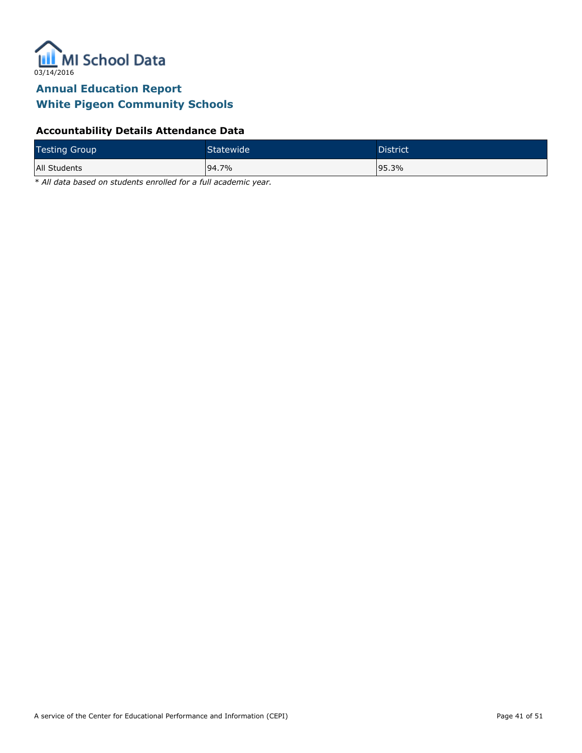MI School Data

03/14/2016

## Annual Education Report
## White Pigeon Community Schools

### Accountability Details Attendance Data

| Testing Group | Statewide | District |
| --- | --- | --- |
| All Students | 94.7% | 95.3% |

*\* All data based on students enrolled for a full academic year.*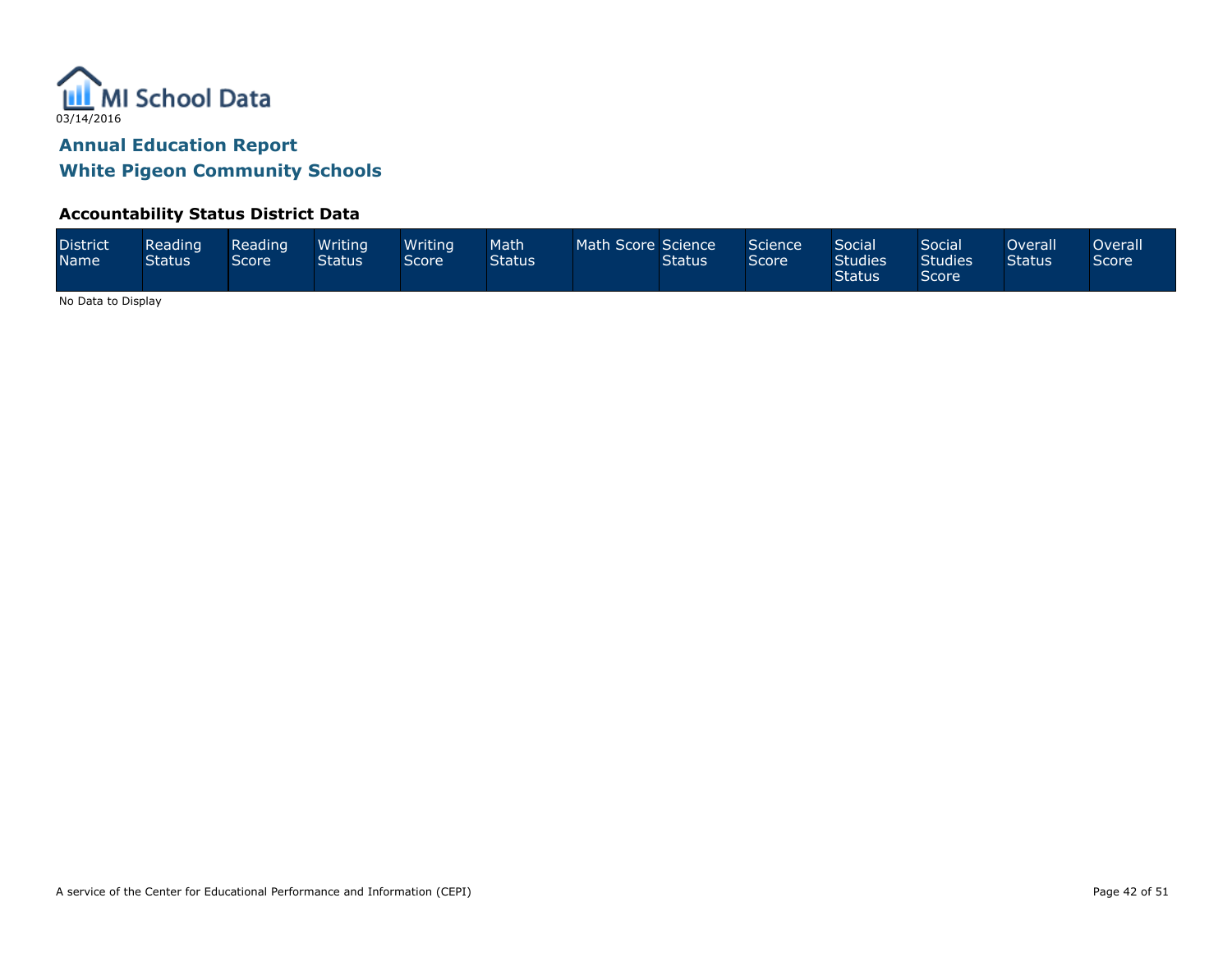MI School Data
03/14/2016

## Annual Education Report
## White Pigeon Community Schools

### Accountability Status District Data

| District Name | Reading Status | Reading Score | Writing Status | Writing Score | Math Status | Math Score | Science Status | Science Score | Social Studies Status | Social Studies Score | Overall Status | Overall Score |
|---|---|---|---|---|---|---|---|---|---|---|---|---|

No Data to Display

A service of the Center for Educational Performance and Information (CEPI)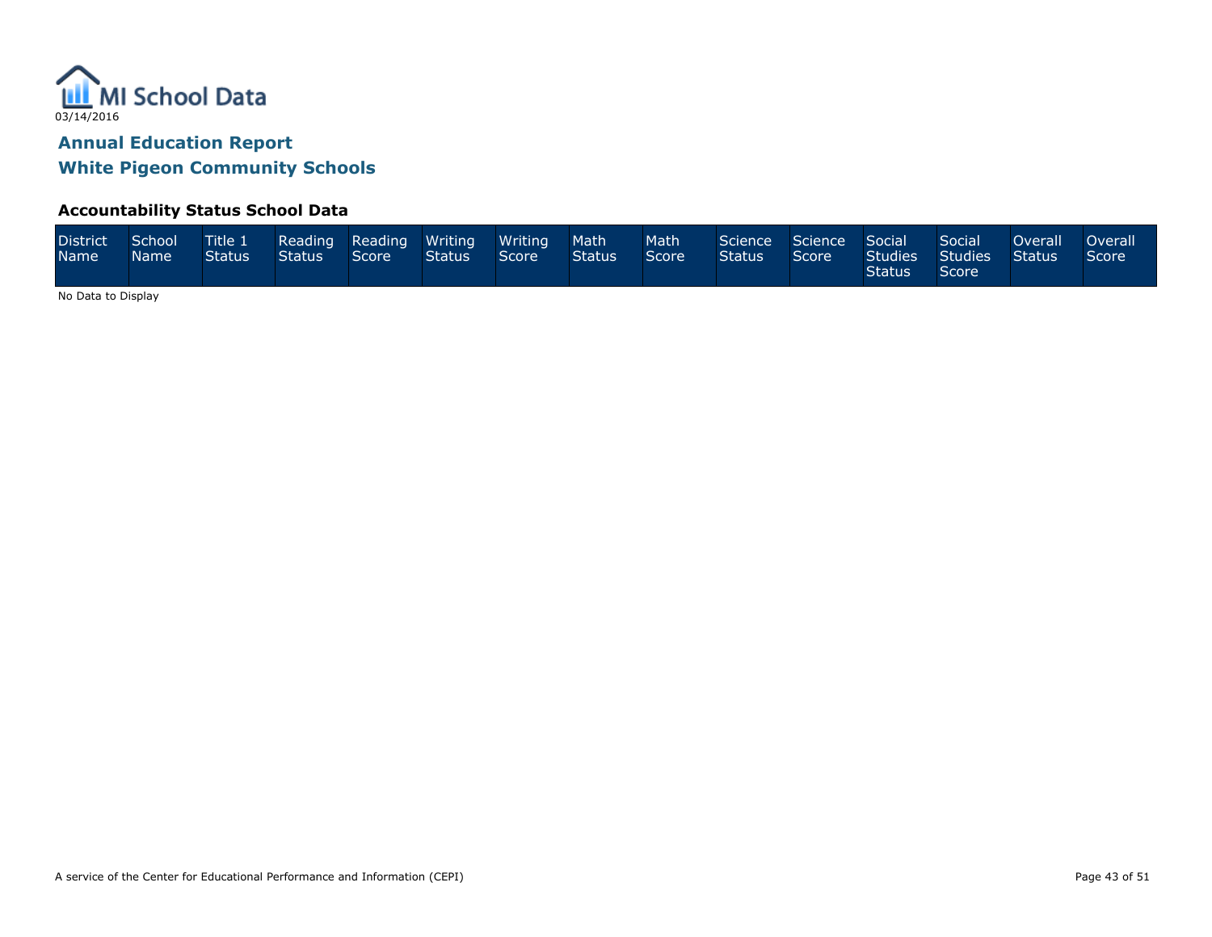MI School Data

03/14/2016

## Annual Education Report

## White Pigeon Community Schools

### Accountability Status School Data

| District Name | School Name | Title 1 Status | Reading Status | Reading Score | Writing Status | Writing Score | Math Status | Math Score | Science Status | Science Score | Social Studies Status | Social Studies Score | Overall Status | Overall Score |
|---|---|---|---|---|---|---|---|---|---|---|---|---|---|---|

No Data to Display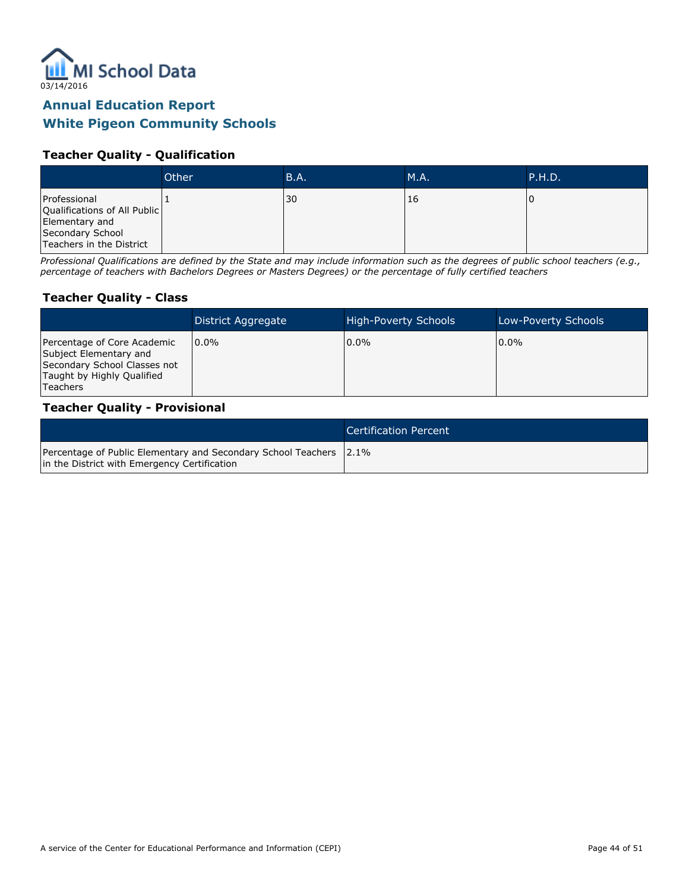MI School Data

03/14/2016

## Annual Education Report
## White Pigeon Community Schools

### Teacher Quality - Qualification

| | Other | B.A. | M.A. | P.H.D. |
|---|---|---|---|---|
| Professional Qualifications of All Public Elementary and Secondary School Teachers in the District | 1 | 30 | 16 | 0 |

*Professional Qualifications are defined by the State and may include information such as the degrees of public school teachers (e.g., percentage of teachers with Bachelors Degrees or Masters Degrees) or the percentage of fully certified teachers*

### Teacher Quality - Class

| | District Aggregate | High-Poverty Schools | Low-Poverty Schools |
|---|---|---|---|
| Percentage of Core Academic Subject Elementary and Secondary School Classes not Taught by Highly Qualified Teachers | 0.0% | 0.0% | 0.0% |

### Teacher Quality - Provisional

| | Certification Percent |
|---|---|
| Percentage of Public Elementary and Secondary School Teachers in the District with Emergency Certification | 2.1% |

A service of the Center for Educational Performance and Information (CEPI)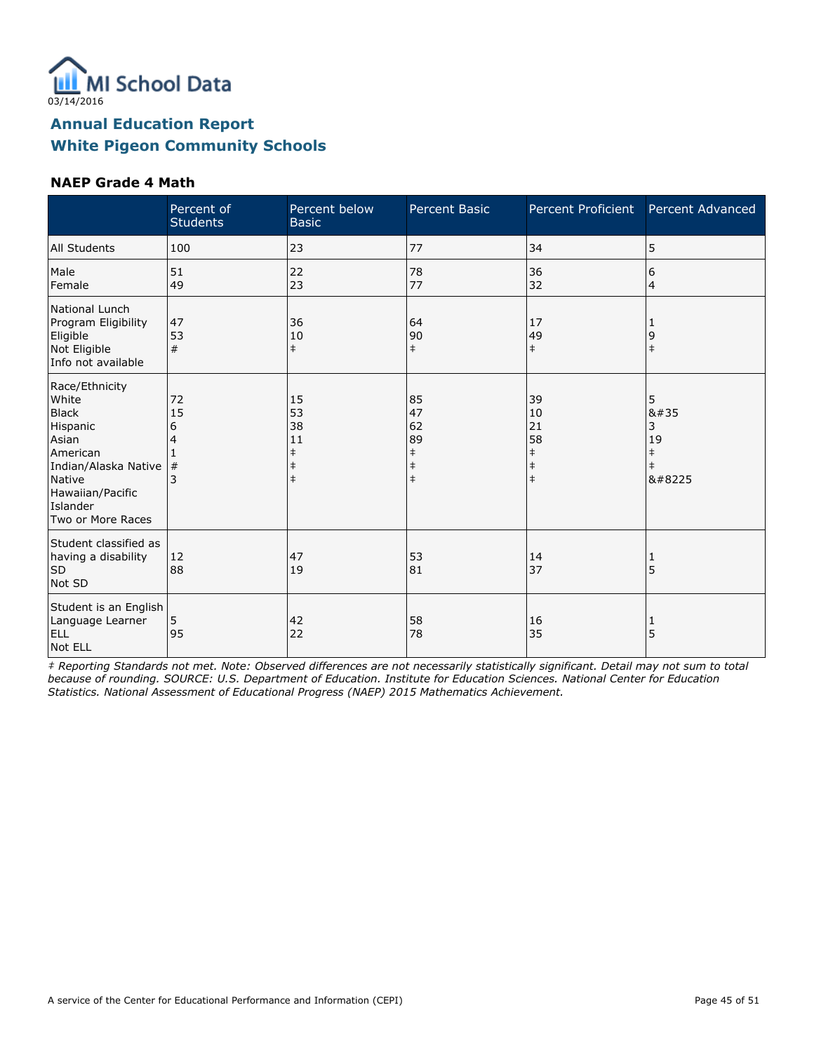MI School Data

03/14/2016

## Annual Education Report
## White Pigeon Community Schools

### NAEP Grade 4 Math

| | Percent of Students | Percent below Basic | Percent Basic | Percent Proficient | Percent Advanced |
|---|---|---|---|---|---|
| All Students | 100 | 23 | 77 | 34 | 5 |
| Male | 51 | 22 | 78 | 36 | 6 |
| Female | 49 | 23 | 77 | 32 | 4 |
| National Lunch Program Eligibility | | | | | |
| Eligible | 47 | 36 | 64 | 17 | 1 |
| Not Eligible | 53 | 10 | 90 | 49 | 9 |
| Info not available | # | ‡ | ‡ | ‡ | ‡ |
| Race/Ethnicity | | | | | |
| White | 72 | 15 | 85 | 39 | 5 |
| Black | 15 | 53 | 47 | 10 | &#35 |
| Hispanic | 6 | 38 | 62 | 21 | 3 |
| Asian | 4 | 11 | 89 | 58 | 19 |
| American Indian/Alaska Native | 1 | ‡ | ‡ | ‡ | ‡ |
| Native Hawaiian/Pacific Islander | # | ‡ | ‡ | ‡ | ‡ |
| Two or More Races | 3 | ‡ | ‡ | ‡ | &#8225 |
| Student classified as having a disability | | | | | |
| SD | 12 | 47 | 53 | 14 | 1 |
| Not SD | 88 | 19 | 81 | 37 | 5 |
| Student is an English Language Learner | | | | | |
| ELL | 5 | 42 | 58 | 16 | 1 |
| Not ELL | 95 | 22 | 78 | 35 | 5 |

*‡ Reporting Standards not met. Note: Observed differences are not necessarily statistically significant. Detail may not sum to total because of rounding. SOURCE: U.S. Department of Education. Institute for Education Sciences. National Center for Education Statistics. National Assessment of Educational Progress (NAEP) 2015 Mathematics Achievement.*

A service of the Center for Educational Performance and Information (CEPI)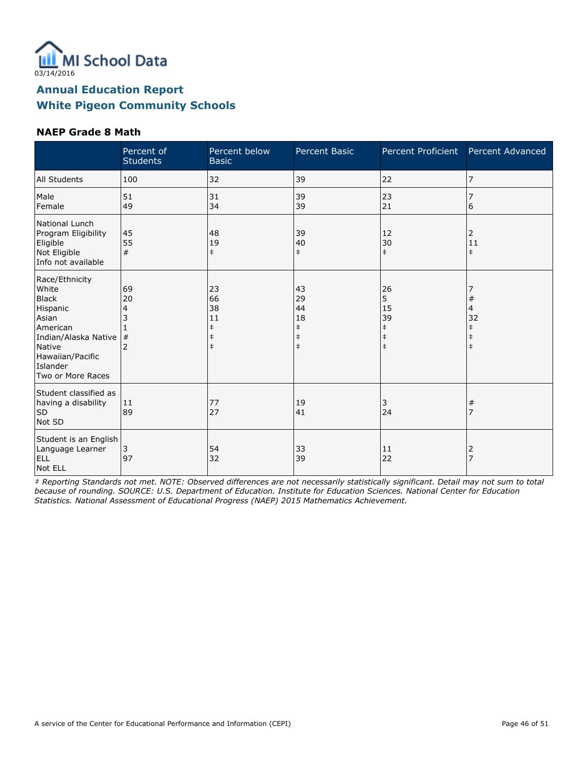MI School Data

03/14/2016

## Annual Education Report
## White Pigeon Community Schools

### NAEP Grade 8 Math

| | Percent of Students | Percent below Basic | Percent Basic | Percent Proficient | Percent Advanced |
|---|---|---|---|---|---|
| All Students | 100 | 32 | 39 | 22 | 7 |
| Male | 51 | 31 | 39 | 23 | 7 |
| Female | 49 | 34 | 39 | 21 | 6 |
| National Lunch Program Eligibility | | | | | |
| Eligible | 45 | 48 | 39 | 12 | 2 |
| Not Eligible | 55 | 19 | 40 | 30 | 11 |
| Info not available | # | ‡ | ‡ | ‡ | ‡ |
| Race/Ethnicity | | | | | |
| White | 69 | 23 | 43 | 26 | 7 |
| Black | 20 | 66 | 29 | 5 | # |
| Hispanic | 4 | 38 | 44 | 15 | 4 |
| Asian | 3 | 11 | 18 | 39 | 32 |
| American Indian/Alaska Native | 1 | ‡ | ‡ | ‡ | ‡ |
| Native Hawaiian/Pacific Islander | # | ‡ | ‡ | ‡ | ‡ |
| Two or More Races | 2 | ‡ | ‡ | ‡ | ‡ |
| Student classified as having a disability | | | | | |
| SD | 11 | 77 | 19 | 3 | # |
| Not SD | 89 | 27 | 41 | 24 | 7 |
| Student is an English Language Learner | | | | | |
| ELL | 3 | 54 | 33 | 11 | 2 |
| Not ELL | 97 | 32 | 39 | 22 | 7 |

*‡ Reporting Standards not met. NOTE: Observed differences are not necessarily statistically significant. Detail may not sum to total because of rounding. SOURCE: U.S. Department of Education. Institute for Education Sciences. National Center for Education Statistics. National Assessment of Educational Progress (NAEP) 2015 Mathematics Achievement.*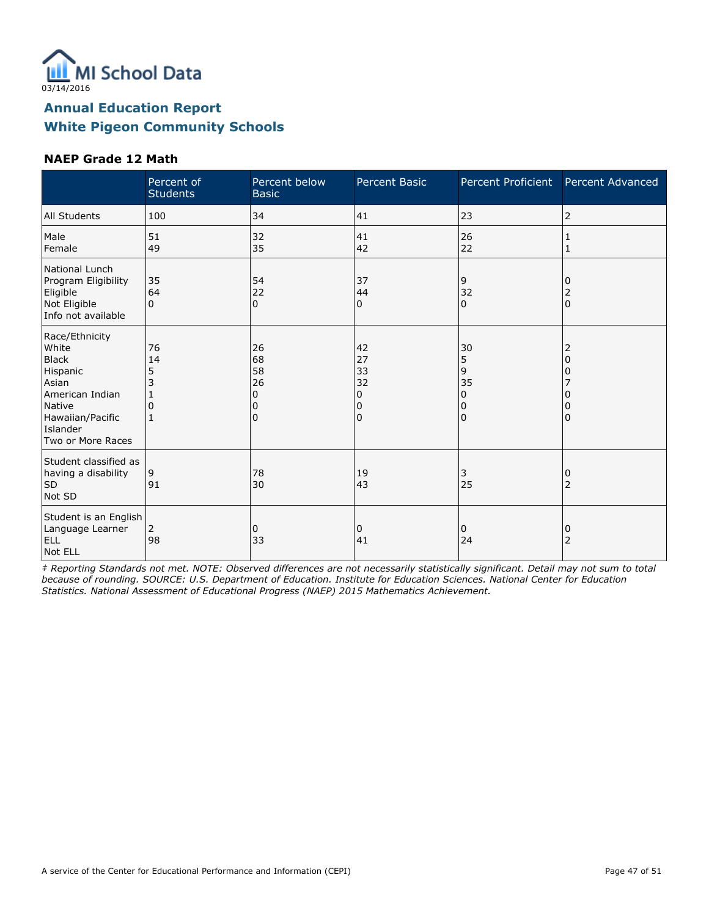MI School Data

03/14/2016

## Annual Education Report
## White Pigeon Community Schools

### NAEP Grade 12 Math

| | Percent of Students | Percent below Basic | Percent Basic | Percent Proficient | Percent Advanced |
|---|---|---|---|---|---|
| All Students | 100 | 34 | 41 | 23 | 2 |
| Male | 51 | 32 | 41 | 26 | 1 |
| Female | 49 | 35 | 42 | 22 | 1 |
| National Lunch Program Eligibility | | | | | |
| Eligible | 35 | 54 | 37 | 9 | 0 |
| Not Eligible | 64 | 22 | 44 | 32 | 2 |
| Info not available | 0 | 0 | 0 | 0 | 0 |
| Race/Ethnicity | | | | | |
| White | 76 | 26 | 42 | 30 | 2 |
| Black | 14 | 68 | 27 | 5 | 0 |
| Hispanic | 5 | 58 | 33 | 9 | 0 |
| Asian | 3 | 26 | 32 | 35 | 7 |
| American Indian | 1 | 0 | 0 | 0 | 0 |
| Native Hawaiian/Pacific Islander | 0 | 0 | 0 | 0 | 0 |
| Two or More Races | 1 | 0 | 0 | 0 | 0 |
| Student classified as having a disability | | | | | |
| SD | 9 | 78 | 19 | 3 | 0 |
| Not SD | 91 | 30 | 43 | 25 | 2 |
| Student is an English Language Learner | | | | | |
| ELL | 2 | 0 | 0 | 0 | 0 |
| Not ELL | 98 | 33 | 41 | 24 | 2 |

*‡ Reporting Standards not met. NOTE: Observed differences are not necessarily statistically significant. Detail may not sum to total because of rounding. SOURCE: U.S. Department of Education. Institute for Education Sciences. National Center for Education Statistics. National Assessment of Educational Progress (NAEP) 2015 Mathematics Achievement.*

A service of the Center for Educational Performance and Information (CEPI)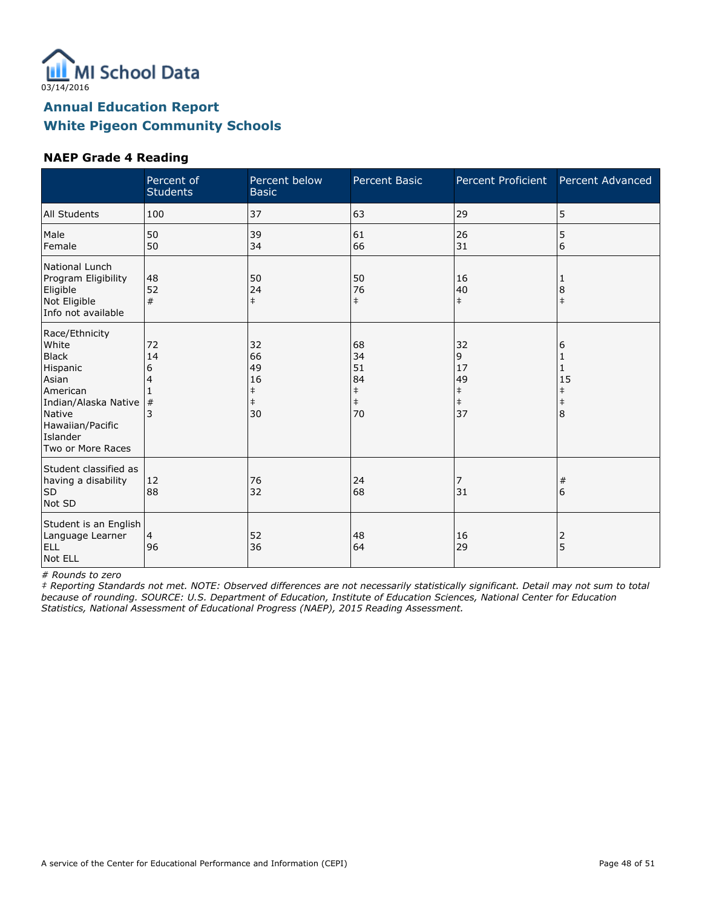MI School Data
03/14/2016

## Annual Education Report
## White Pigeon Community Schools

### NAEP Grade 4 Reading

| | Percent of Students | Percent below Basic | Percent Basic | Percent Proficient | Percent Advanced |
|---|---|---|---|---|---|
| All Students | 100 | 37 | 63 | 29 | 5 |
| Male | 50 | 39 | 61 | 26 | 5 |
| Female | 50 | 34 | 66 | 31 | 6 |
| National Lunch Program Eligibility | | | | | |
| Eligible | 48 | 50 | 50 | 16 | 1 |
| Not Eligible | 52 | 24 | 76 | 40 | 8 |
| Info not available | # | ‡ | ‡ | ‡ | ‡ |
| Race/Ethnicity | | | | | |
| White | 72 | 32 | 68 | 32 | 6 |
| Black | 14 | 66 | 34 | 9 | 1 |
| Hispanic | 6 | 49 | 51 | 17 | 1 |
| Asian | 4 | 16 | 84 | 49 | 15 |
| American Indian/Alaska Native | 1 | ‡ | ‡ | ‡ | ‡ |
| Native Hawaiian/Pacific Islander | # | ‡ | ‡ | ‡ | ‡ |
| Two or More Races | 3 | 30 | 70 | 37 | 8 |
| Student classified as having a disability | | | | | |
| SD | 12 | 76 | 24 | 7 | # |
| Not SD | 88 | 32 | 68 | 31 | 6 |
| Student is an English Language Learner | | | | | |
| ELL | 4 | 52 | 48 | 16 | 2 |
| Not ELL | 96 | 36 | 64 | 29 | 5 |

*# Rounds to zero*

*‡ Reporting Standards not met. NOTE: Observed differences are not necessarily statistically significant. Detail may not sum to total because of rounding. SOURCE: U.S. Department of Education, Institute of Education Sciences, National Center for Education Statistics, National Assessment of Educational Progress (NAEP), 2015 Reading Assessment.*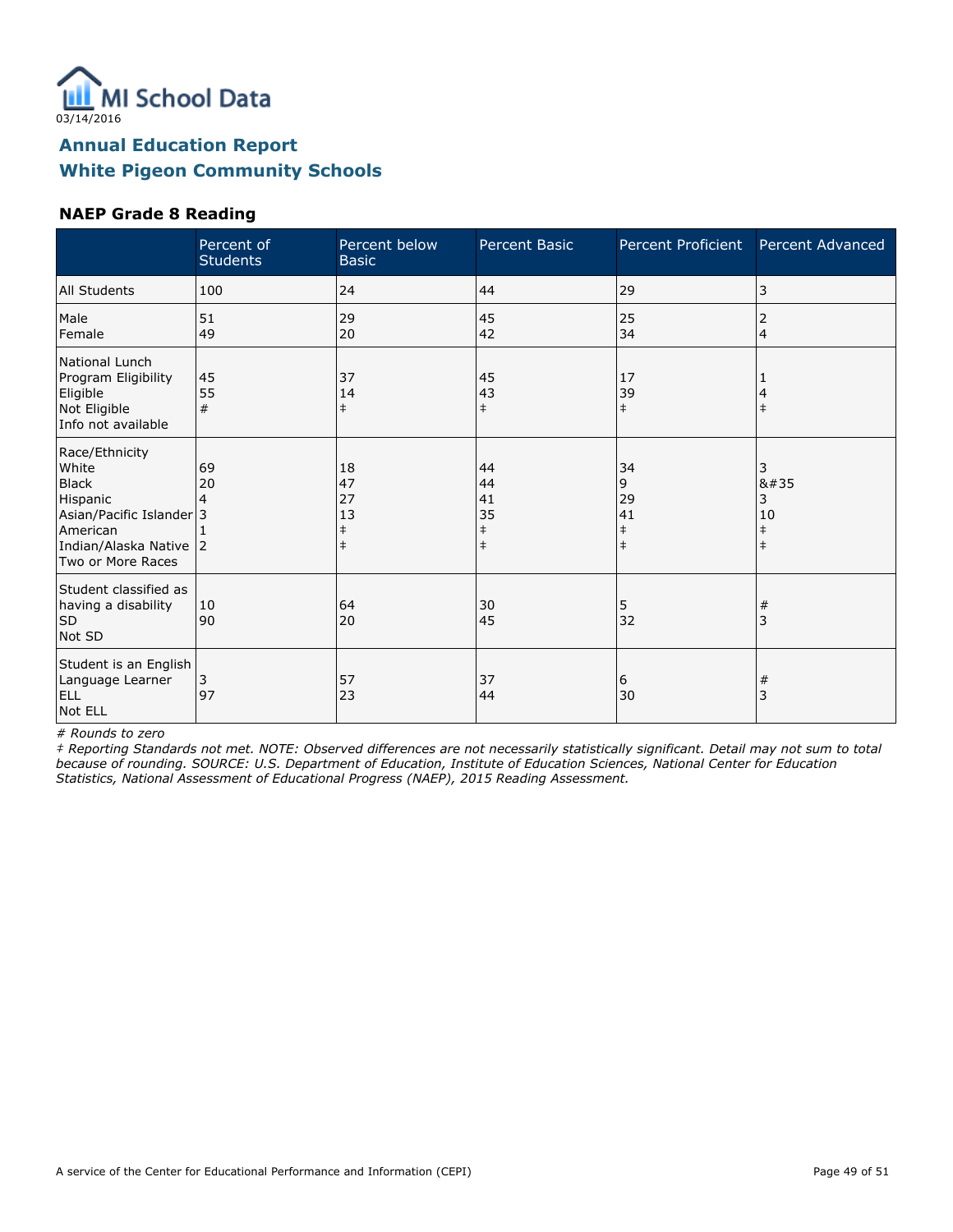MI School Data

03/14/2016

## Annual Education Report

## White Pigeon Community Schools

### NAEP Grade 8 Reading

| | Percent of Students | Percent below Basic | Percent Basic | Percent Proficient | Percent Advanced |
|---|---|---|---|---|---|
| All Students | 100 | 24 | 44 | 29 | 3 |
| Male | 51 | 29 | 45 | 25 | 2 |
| Female | 49 | 20 | 42 | 34 | 4 |
| National Lunch Program Eligibility | | | | | |
| Eligible | 45 | 37 | 45 | 17 | 1 |
| Not Eligible | 55 | 14 | 43 | 39 | 4 |
| Info not available | # | ‡ | ‡ | ‡ | ‡ |
| Race/Ethnicity | | | | | |
| White | 69 | 18 | 44 | 34 | 3 |
| Black | 20 | 47 | 44 | 9 | &#35 |
| Hispanic | 4 | 27 | 41 | 29 | 3 |
| Asian/Pacific Islander | 3 | 13 | 35 | 41 | 10 |
| American Indian/Alaska Native | 1 | ‡ | ‡ | ‡ | ‡ |
| Two or More Races | 2 | ‡ | ‡ | ‡ | ‡ |
| Student classified as having a disability | | | | | |
| SD | 10 | 64 | 30 | 5 | # |
| Not SD | 90 | 20 | 45 | 32 | 3 |
| Student is an English Language Learner | | | | | |
| ELL | 3 | 57 | 37 | 6 | # |
| Not ELL | 97 | 23 | 44 | 30 | 3 |

*# Rounds to zero*

*‡ Reporting Standards not met. NOTE: Observed differences are not necessarily statistically significant. Detail may not sum to total because of rounding. SOURCE: U.S. Department of Education, Institute of Education Sciences, National Center for Education Statistics, National Assessment of Educational Progress (NAEP), 2015 Reading Assessment.*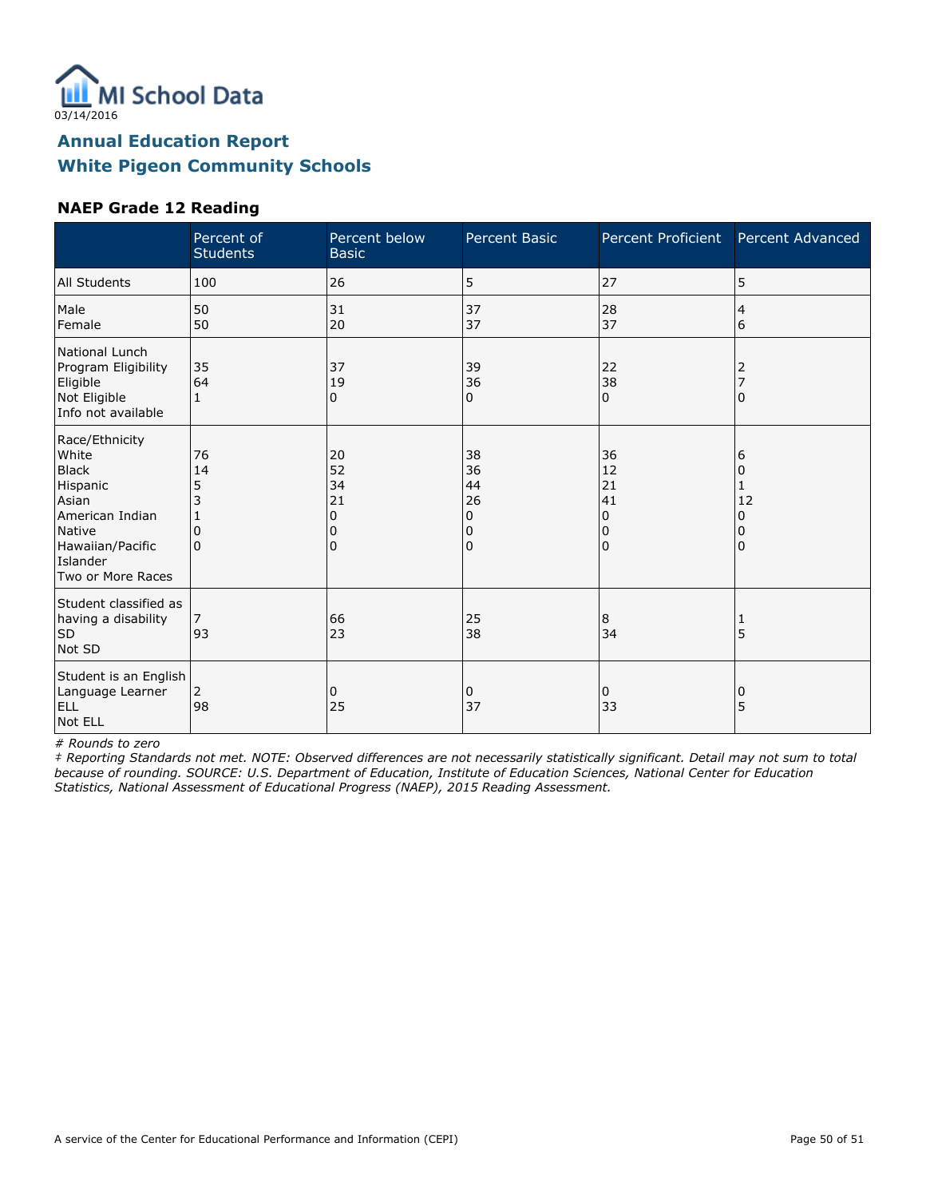03/14/2016

# Annual Education Report
# White Pigeon Community Schools

## NAEP Grade 12 Reading

| | Percent of Students | Percent below Basic | Percent Basic | Percent Proficient | Percent Advanced |
|---|---|---|---|---|---|
| All Students | 100 | 26 | 5 | 27 | 5 |
| Male<br>Female | 50<br>50 | 31<br>20 | 37<br>37 | 28<br>37 | 4<br>6 |
| National Lunch Program Eligibility<br>Eligible<br>Not Eligible<br>Info not available | 35<br>64<br>1 | 37<br>19<br>0 | 39<br>36<br>0 | 22<br>38<br>0 | 2<br>7<br>0 |
| Race/Ethnicity<br>White<br>Black<br>Hispanic<br>Asian<br>American Indian<br>Native Hawaiian/Pacific Islander<br>Two or More Races | 76<br>14<br>5<br>3<br>1<br>0<br>0 | 20<br>52<br>34<br>21<br>0<br>0<br>0 | 38<br>36<br>44<br>26<br>0<br>0<br>0 | 36<br>12<br>21<br>41<br>0<br>0<br>0 | 6<br>0<br>1<br>12<br>0<br>0<br>0 |
| Student classified as having a disability<br>SD<br>Not SD | 7<br>93 | 66<br>23 | 25<br>38 | 8<br>34 | 1<br>5 |
| Student is an English Language Learner<br>ELL<br>Not ELL | 2<br>98 | 0<br>25 | 0<br>37 | 0<br>33 | 0<br>5 |

*# Rounds to zero*

*‡ Reporting Standards not met. NOTE: Observed differences are not necessarily statistically significant. Detail may not sum to total because of rounding. SOURCE: U.S. Department of Education, Institute of Education Sciences, National Center for Education Statistics, National Assessment of Educational Progress (NAEP), 2015 Reading Assessment.*

A service of the Center for Educational Performance and Information (CEPI)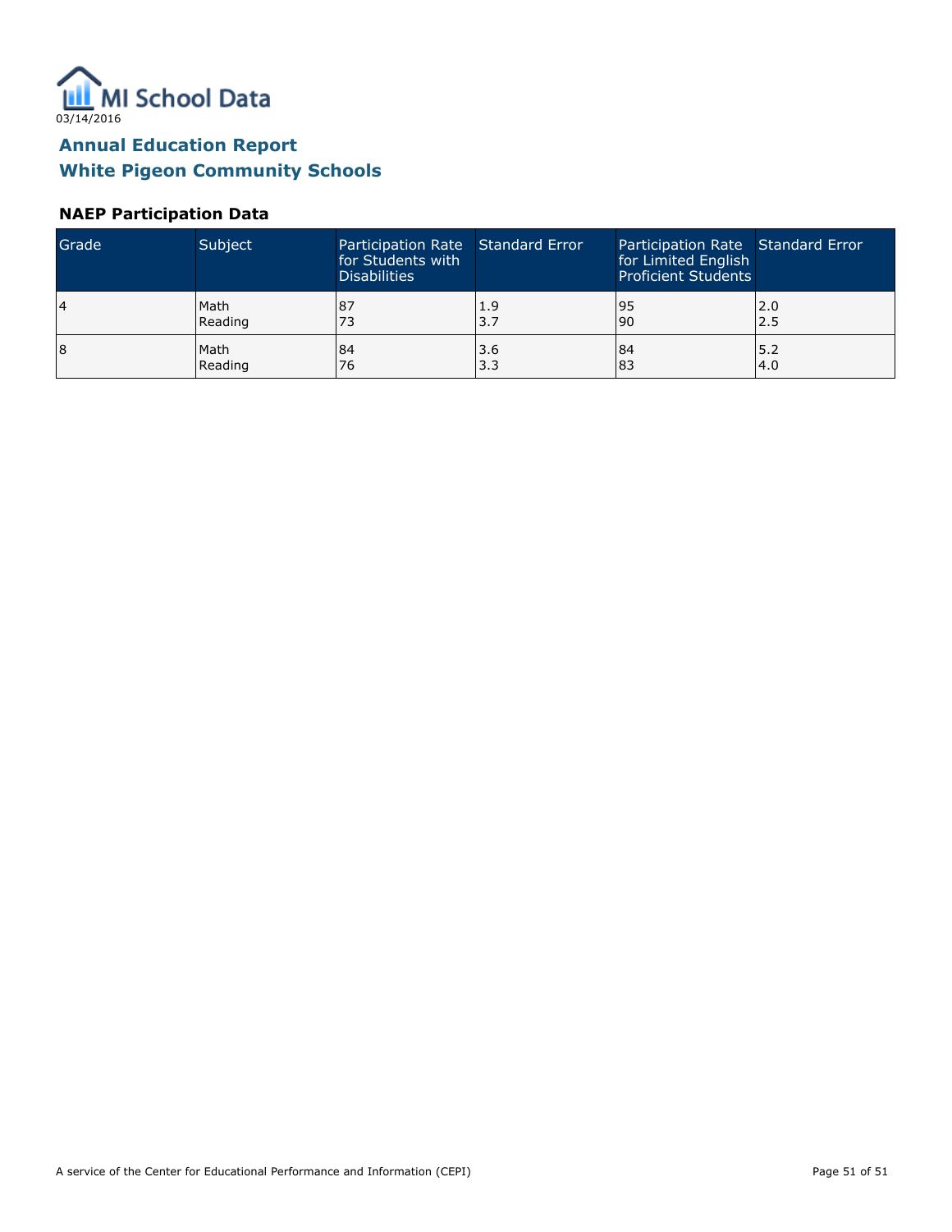03/14/2016

# Annual Education Report
# White Pigeon Community Schools

### NAEP Participation Data

| Grade | Subject | Participation Rate for Students with Disabilities | Standard Error | Participation Rate for Limited English Proficient Students | Standard Error |
|---|---|---|---|---|---|
| 4 | Math<br>Reading | 87<br>73 | 1.9<br>3.7 | 95<br>90 | 2.0<br>2.5 |
| 8 | Math<br>Reading | 84<br>76 | 3.6<br>3.3 | 84<br>83 | 5.2<br>4.0 |

A service of the Center for Educational Performance and Information (CEPI)